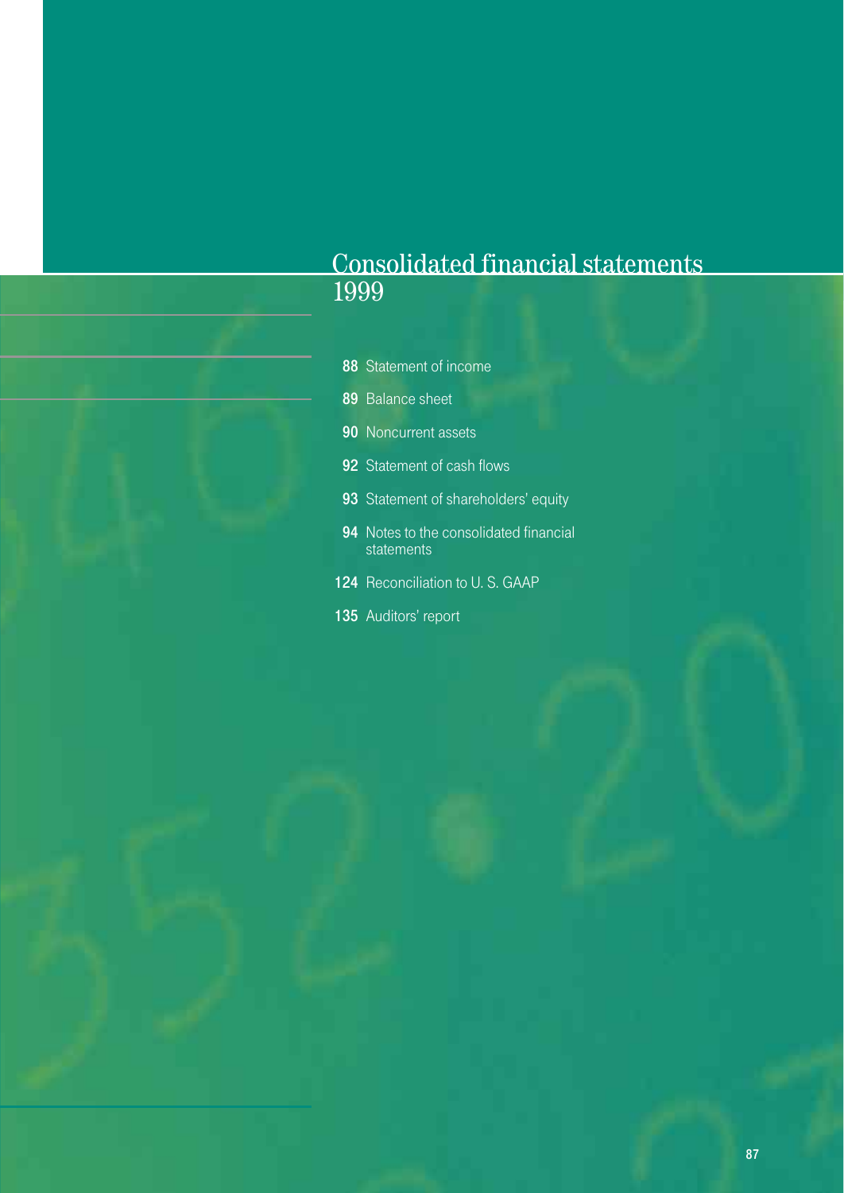# Consolidated financial statements 1999

- **88** Statement of income
- **89** Balance sheet
- **90** Noncurrent assets
- **92** Statement of cash flows
- **93** Statement of shareholders' equity
- **94** Notes to the consolidated financial statements
- **124** Reconciliation to U. S. GAAP
- **135** Auditors' report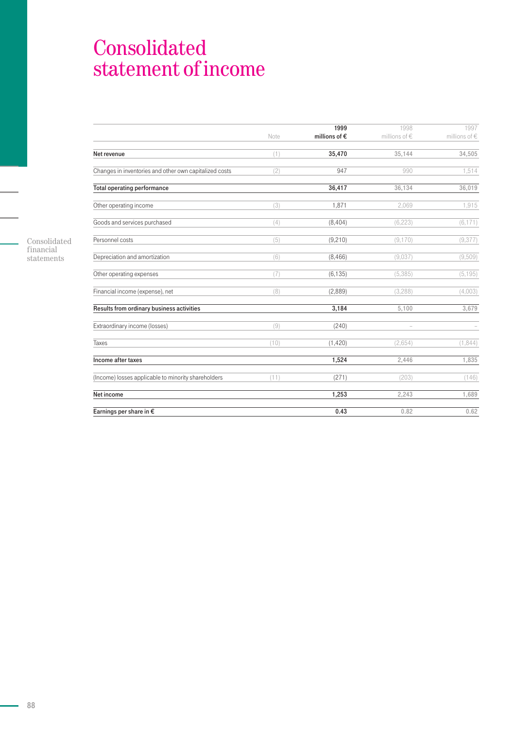# Consolidated statement of income

| | Note | 1999 millions of € | 1998 millions of € | 1997 millions of € |
|---|---|---|---|---|
| **Net revenue** | (1) | **35,470** | 35,144 | 34,505 |
| Changes in inventories and other own capitalized costs | (2) | 947 | 990 | 1,514 |
| **Total operating performance** | | **36,417** | 36,134 | 36,019 |
| Other operating income | (3) | 1,871 | 2,069 | 1,915 |
| Goods and services purchased | (4) | (8,404) | (6,223) | (6,171) |
| Personnel costs | (5) | (9,210) | (9,170) | (9,377) |
| Depreciation and amortization | (6) | (8,466) | (9,037) | (9,509) |
| Other operating expenses | (7) | (6,135) | (5,385) | (5,195) |
| Financial income (expense), net | (8) | (2,889) | (3,288) | (4,003) |
| **Results from ordinary business activities** | | **3,184** | 5,100 | 3,679 |
| Extraordinary income (losses) | (9) | (240) | – | – |
| Taxes | (10) | (1,420) | (2,654) | (1,844) |
| **Income after taxes** | | **1,524** | 2,446 | 1,835 |
| (Income) losses applicable to minority shareholders | (11) | (271) | (203) | (146) |
| **Net income** | | **1,253** | 2,243 | 1,689 |
| **Earnings per share in €** | | **0.43** | 0.82 | 0.62 |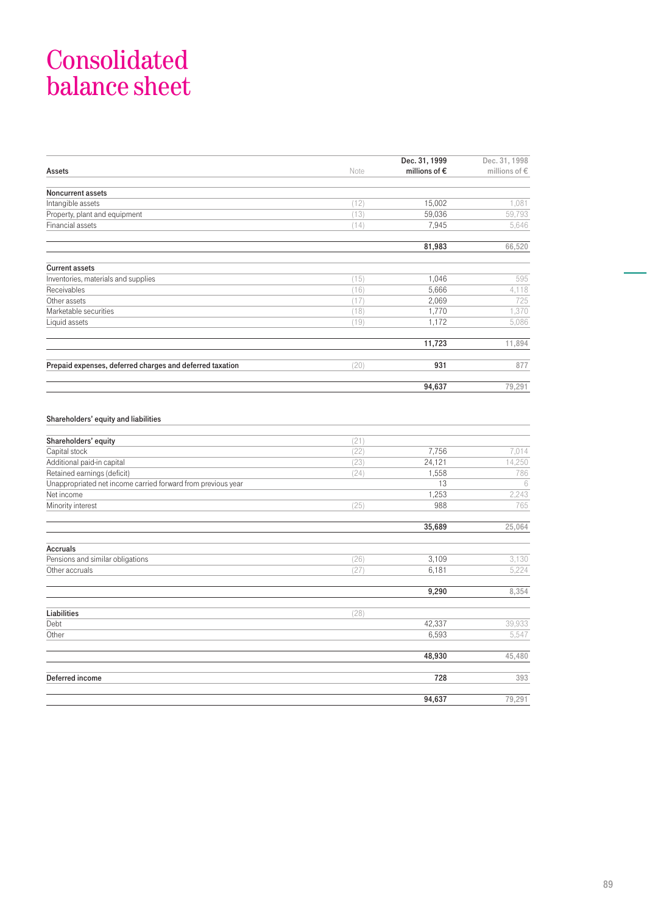# Consolidated balance sheet

| Assets | Note | Dec. 31, 1999 millions of € | Dec. 31, 1998 millions of € |
|---|---|---|---|
| **Noncurrent assets** | | | |
| Intangible assets | (12) | 15,002 | 1,081 |
| Property, plant and equipment | (13) | 59,036 | 59,793 |
| Financial assets | (14) | 7,945 | 5,646 |
| | | **81,983** | **66,520** |
| **Current assets** | | | |
| Inventories, materials and supplies | (15) | 1,046 | 595 |
| Receivables | (16) | 5,666 | 4,118 |
| Other assets | (17) | 2,069 | 725 |
| Marketable securities | (18) | 1,770 | 1,370 |
| Liquid assets | (19) | 1,172 | 5,086 |
| | | **11,723** | **11,894** |
| **Prepaid expenses, deferred charges and deferred taxation** | (20) | **931** | **877** |
| | | **94,637** | **79,291** |

| Shareholders' equity and liabilities | Note | Dec. 31, 1999 millions of € | Dec. 31, 1998 millions of € |
|---|---|---|---|
| **Shareholders' equity** | (21) | | |
| Capital stock | (22) | 7,756 | 7,014 |
| Additional paid-in capital | (23) | 24,121 | 14,250 |
| Retained earnings (deficit) | (24) | 1,558 | 786 |
| Unappropriated net income carried forward from previous year | | 13 | 6 |
| Net income | | 1,253 | 2,243 |
| Minority interest | (25) | 988 | 765 |
| | | **35,689** | **25,064** |
| **Accruals** | | | |
| Pensions and similar obligations | (26) | 3,109 | 3,130 |
| Other accruals | (27) | 6,181 | 5,224 |
| | | **9,290** | **8,354** |
| **Liabilities** | (28) | | |
| Debt | | 42,337 | 39,933 |
| Other | | 6,593 | 5,547 |
| | | **48,930** | **45,480** |
| **Deferred income** | | **728** | **393** |
| | | **94,637** | **79,291** |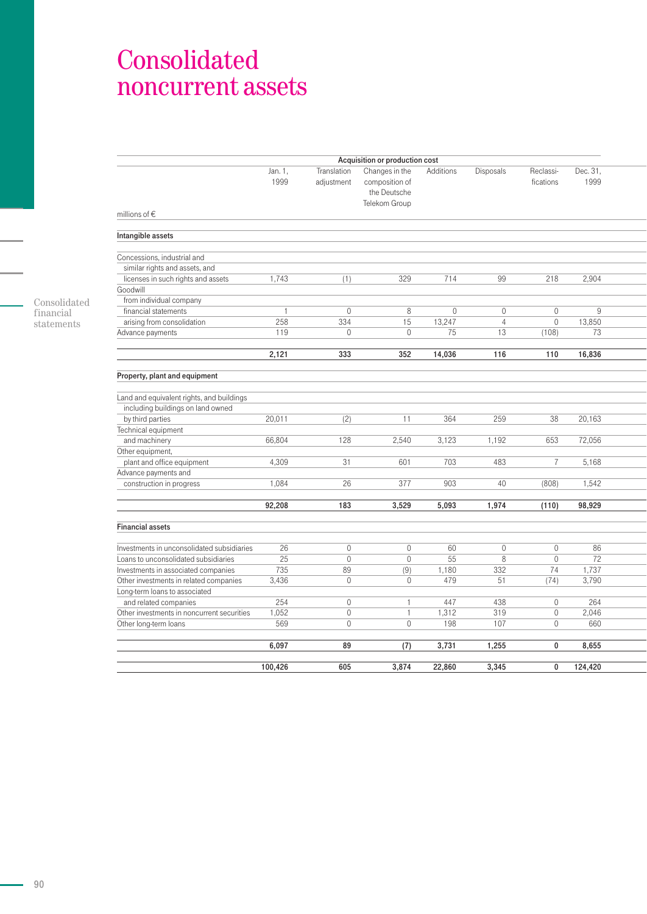# Consolidated noncurrent assets

| millions of € | Acquisition or production cost | | | | | | |
|---|---|---|---|---|---|---|---|
| | Jan. 1, 1999 | Translation adjustment | Changes in the composition of the Deutsche Telekom Group | Additions | Disposals | Reclassi-fications | Dec. 31, 1999 |
| **Intangible assets** | | | | | | | |
| Concessions, industrial and similar rights and assets, and licenses in such rights and assets | 1,743 | (1) | 329 | 714 | 99 | 218 | 2,904 |
| Goodwill | | | | | | | |
| from individual company financial statements | 1 | 0 | 8 | 0 | 0 | 0 | 9 |
| arising from consolidation | 258 | 334 | 15 | 13,247 | 4 | 0 | 13,850 |
| Advance payments | 119 | 0 | 0 | 75 | 13 | (108) | 73 |
| | **2,121** | **333** | **352** | **14,036** | **116** | **110** | **16,836** |
| **Property, plant and equipment** | | | | | | | |
| Land and equivalent rights, and buildings including buildings on land owned by third parties | 20,011 | (2) | 11 | 364 | 259 | 38 | 20,163 |
| Technical equipment and machinery | 66,804 | 128 | 2,540 | 3,123 | 1,192 | 653 | 72,056 |
| Other equipment, plant and office equipment | 4,309 | 31 | 601 | 703 | 483 | 7 | 5,168 |
| Advance payments and construction in progress | 1,084 | 26 | 377 | 903 | 40 | (808) | 1,542 |
| | **92,208** | **183** | **3,529** | **5,093** | **1,974** | **(110)** | **98,929** |
| **Financial assets** | | | | | | | |
| Investments in unconsolidated subsidiaries | 26 | 0 | 0 | 60 | 0 | 0 | 86 |
| Loans to unconsolidated subsidiaries | 25 | 0 | 0 | 55 | 8 | 0 | 72 |
| Investments in associated companies | 735 | 89 | (9) | 1,180 | 332 | 74 | 1,737 |
| Other investments in related companies | 3,436 | 0 | 0 | 479 | 51 | (74) | 3,790 |
| Long-term loans to associated and related companies | 254 | 0 | 1 | 447 | 438 | 0 | 264 |
| Other investments in noncurrent securities | 1,052 | 0 | 1 | 1,312 | 319 | 0 | 2,046 |
| Other long-term loans | 569 | 0 | 0 | 198 | 107 | 0 | 660 |
| | **6,097** | **89** | **(7)** | **3,731** | **1,255** | **0** | **8,655** |
| | **100,426** | **605** | **3,874** | **22,860** | **3,345** | **0** | **124,420** |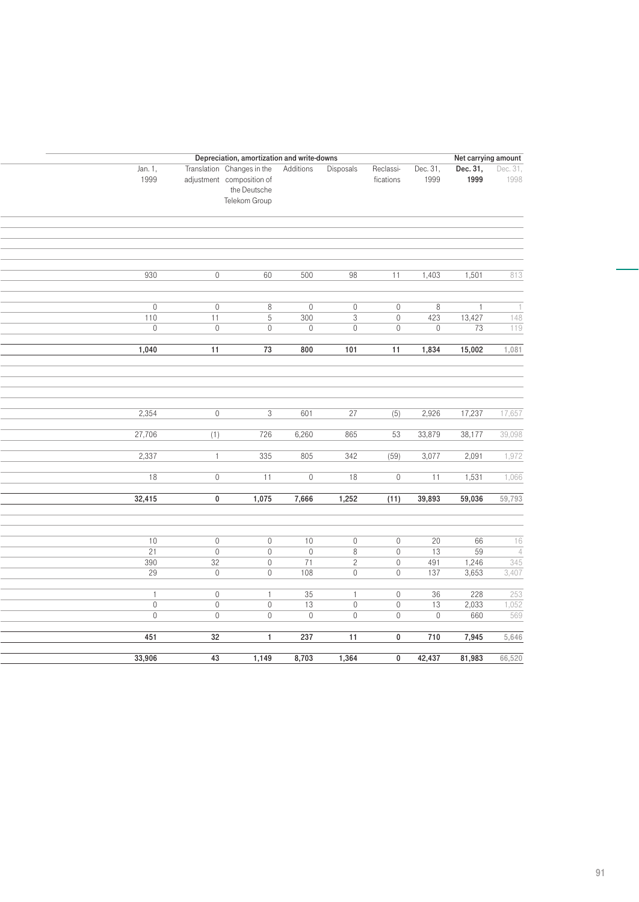| | Depreciation, amortization and write-downs | | | | | | | Net carrying amount | |
|---|---|---|---|---|---|---|---|---|---|
| | Jan. 1, 1999 | Translation adjustment | Changes in the composition of the Deutsche Telekom Group | Additions | Disposals | Reclassi-fications | Dec. 31, 1999 | **Dec. 31, 1999** | Dec. 31, 1998 |
| | | | | | | | | | |
| | | | | | | | | | |
| | | | | | | | | | |
| | | | | | | | | | |
| | 930 | 0 | 60 | 500 | 98 | 11 | 1,403 | 1,501 | 813 |
| | | | | | | | | | |
| | 0 | 0 | 8 | 0 | 0 | 0 | 8 | 1 | 1 |
| | 110 | 11 | 5 | 300 | 3 | 0 | 423 | 13,427 | 148 |
| | 0 | 0 | 0 | 0 | 0 | 0 | 0 | 73 | 119 |
| | **1,040** | **11** | **73** | **800** | **101** | **11** | **1,834** | **15,002** | **1,081** |
| | | | | | | | | | |
| | | | | | | | | | |
| | | | | | | | | | |
| | | | | | | | | | |
| | 2,354 | 0 | 3 | 601 | 27 | (5) | 2,926 | 17,237 | 17,657 |
| | 27,706 | (1) | 726 | 6,260 | 865 | 53 | 33,879 | 38,177 | 39,098 |
| | 2,337 | 1 | 335 | 805 | 342 | (59) | 3,077 | 2,091 | 1,972 |
| | 18 | 0 | 11 | 0 | 18 | 0 | 11 | 1,531 | 1,066 |
| | **32,415** | **0** | **1,075** | **7,666** | **1,252** | **(11)** | **39,893** | **59,036** | **59,793** |
| | | | | | | | | | |
| | | | | | | | | | |
| | 10 | 0 | 0 | 10 | 0 | 0 | 20 | 66 | 16 |
| | 21 | 0 | 0 | 0 | 8 | 0 | 13 | 59 | 4 |
| | 390 | 32 | 0 | 71 | 2 | 0 | 491 | 1,246 | 345 |
| | 29 | 0 | 0 | 108 | 0 | 0 | 137 | 3,653 | 3,407 |
| | 1 | 0 | 1 | 35 | 1 | 0 | 36 | 228 | 253 |
| | 0 | 0 | 0 | 13 | 0 | 0 | 13 | 2,033 | 1,052 |
| | 0 | 0 | 0 | 0 | 0 | 0 | 0 | 660 | 569 |
| | **451** | **32** | **1** | **237** | **11** | **0** | **710** | **7,945** | **5,646** |
| | **33,906** | **43** | **1,149** | **8,703** | **1,364** | **0** | **42,437** | **81,983** | **66,520** |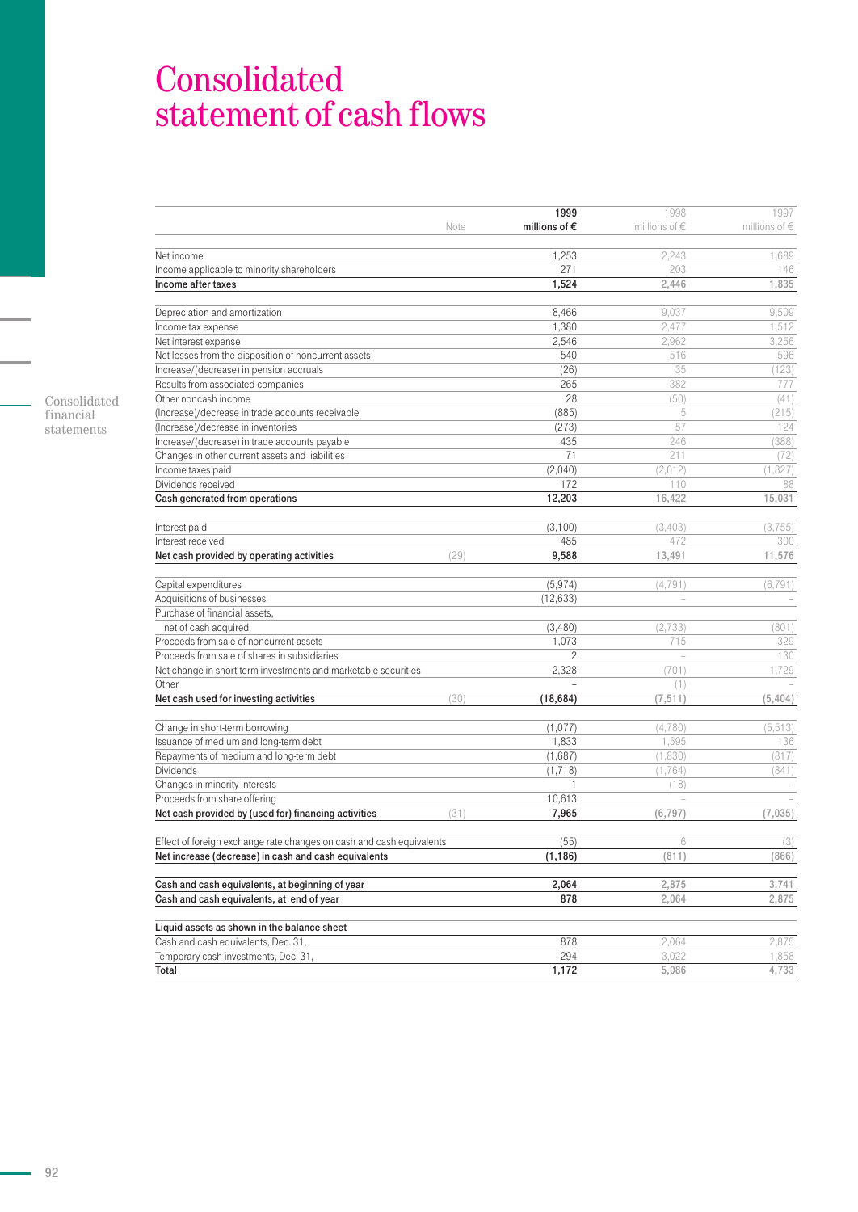# Consolidated statement of cash flows

| | Note | 1999 millions of € | 1998 millions of € | 1997 millions of € |
|---|---|---|---|---|
| Net income | | 1,253 | 2,243 | 1,689 |
| Income applicable to minority shareholders | | 271 | 203 | 146 |
| **Income after taxes** | | **1,524** | **2,446** | **1,835** |
| Depreciation and amortization | | 8,466 | 9,037 | 9,509 |
| Income tax expense | | 1,380 | 2,477 | 1,512 |
| Net interest expense | | 2,546 | 2,962 | 3,256 |
| Net losses from the disposition of noncurrent assets | | 540 | 516 | 596 |
| Increase/(decrease) in pension accruals | | (26) | 35 | (123) |
| Results from associated companies | | 265 | 382 | 777 |
| Other noncash income | | 28 | (50) | (41) |
| (Increase)/decrease in trade accounts receivable | | (885) | 5 | (215) |
| (Increase)/decrease in inventories | | (273) | 57 | 124 |
| Increase/(decrease) in trade accounts payable | | 435 | 246 | (388) |
| Changes in other current assets and liabilities | | 71 | 211 | (72) |
| Income taxes paid | | (2,040) | (2,012) | (1,827) |
| Dividends received | | 172 | 110 | 88 |
| **Cash generated from operations** | | **12,203** | **16,422** | **15,031** |
| Interest paid | | (3,100) | (3,403) | (3,755) |
| Interest received | | 485 | 472 | 300 |
| **Net cash provided by operating activities** | (29) | **9,588** | **13,491** | **11,576** |
| Capital expenditures | | (5,974) | (4,791) | (6,791) |
| Acquisitions of businesses | | (12,633) | – | – |
| Purchase of financial assets, net of cash acquired | | (3,480) | (2,733) | (801) |
| Proceeds from sale of noncurrent assets | | 1,073 | 715 | 329 |
| Proceeds from sale of shares in subsidiaries | | 2 | – | 130 |
| Net change in short-term investments and marketable securities | | 2,328 | (701) | 1,729 |
| Other | | – | (1) | – |
| **Net cash used for investing activities** | (30) | **(18,684)** | **(7,511)** | **(5,404)** |
| Change in short-term borrowing | | (1,077) | (4,780) | (5,513) |
| Issuance of medium and long-term debt | | 1,833 | 1,595 | 136 |
| Repayments of medium and long-term debt | | (1,687) | (1,830) | (817) |
| Dividends | | (1,718) | (1,764) | (841) |
| Changes in minority interests | | 1 | (18) | – |
| Proceeds from share offering | | 10,613 | – | – |
| **Net cash provided by (used for) financing activities** | (31) | **7,965** | **(6,797)** | **(7,035)** |
| Effect of foreign exchange rate changes on cash and cash equivalents | | (55) | 6 | (3) |
| **Net increase (decrease) in cash and cash equivalents** | | **(1,186)** | **(811)** | **(866)** |
| **Cash and cash equivalents, at beginning of year** | | **2,064** | **2,875** | **3,741** |
| **Cash and cash equivalents, at end of year** | | **878** | **2,064** | **2,875** |
| **Liquid assets as shown in the balance sheet** | | | | |
| Cash and cash equivalents, Dec. 31, | | 878 | 2,064 | 2,875 |
| Temporary cash investments, Dec. 31, | | 294 | 3,022 | 1,858 |
| **Total** | | **1,172** | **5,086** | **4,733** |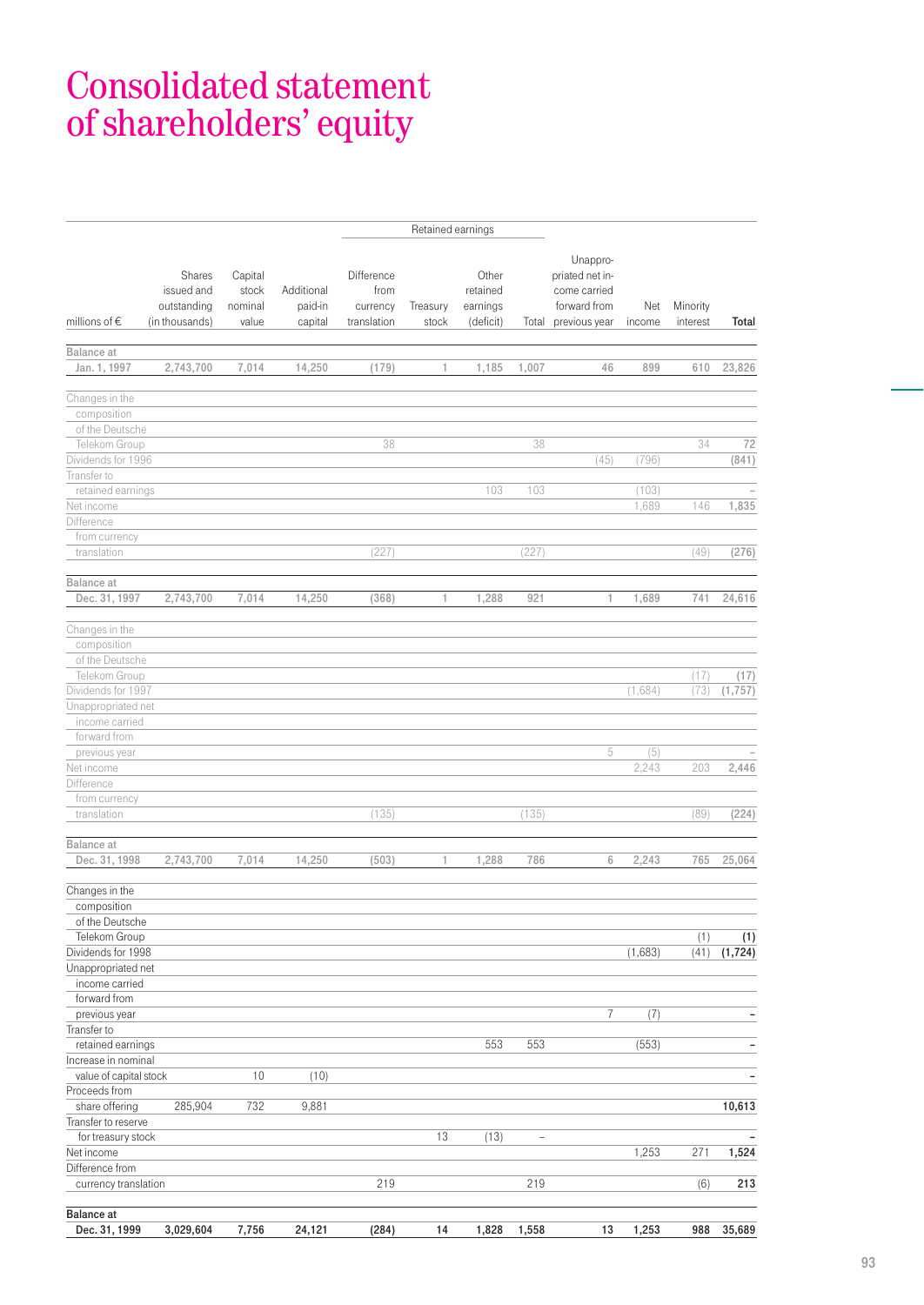# Consolidated statement of shareholders' equity

| millions of € | Shares issued and outstanding (in thousands) | Capital stock nominal value | Additional paid-in capital | Retained earnings: Difference from currency translation | Retained earnings: Treasury stock | Retained earnings: Other retained earnings (deficit) | Retained earnings: Total | Unappropriated net income carried forward from previous year | Net income | Minority interest | **Total** |
|---|---|---|---|---|---|---|---|---|---|---|---|
| Balance at Jan. 1, 1997 | 2,743,700 | 7,014 | 14,250 | (179) | 1 | 1,185 | 1,007 | 46 | 899 | 610 | 23,826 |
| Changes in the composition of the Deutsche Telekom Group | | | | 38 | | | 38 | | | 34 | 72 |
| Dividends for 1996 | | | | | | | | (45) | (796) | | (841) |
| Transfer to retained earnings | | | | | | 103 | 103 | | (103) | | – |
| Net income | | | | | | | | | 1,689 | 146 | 1,835 |
| Difference from currency translation | | | | (227) | | | (227) | | | (49) | (276) |
| Balance at Dec. 31, 1997 | 2,743,700 | 7,014 | 14,250 | (368) | 1 | 1,288 | 921 | 1 | 1,689 | 741 | 24,616 |
| Changes in the composition of the Deutsche Telekom Group | | | | | | | | | | (17) | (17) |
| Dividends for 1997 | | | | | | | | | (1,684) | (73) | (1,757) |
| Unappropriated net income carried forward from previous year | | | | | | | | 5 | (5) | | – |
| Net income | | | | | | | | | 2,243 | 203 | 2,446 |
| Difference from currency translation | | | | (135) | | | (135) | | | (89) | (224) |
| Balance at Dec. 31, 1998 | 2,743,700 | 7,014 | 14,250 | (503) | 1 | 1,288 | 786 | 6 | 2,243 | 765 | 25,064 |
| Changes in the composition of the Deutsche Telekom Group | | | | | | | | | | (1) | **(1)** |
| Dividends for 1998 | | | | | | | | | (1,683) | (41) | **(1,724)** |
| Unappropriated net income carried forward from previous year | | | | | | | | 7 | (7) | | **–** |
| Transfer to retained earnings | | | | | | 553 | 553 | | (553) | | **–** |
| Increase in nominal value of capital stock | | 10 | (10) | | | | | | | | **–** |
| Proceeds from share offering | 285,904 | 732 | 9,881 | | | | | | | | **10,613** |
| Transfer to reserve for treasury stock | | | | | 13 | (13) | – | | | | **–** |
| Net income | | | | | | | | | 1,253 | 271 | **1,524** |
| Difference from currency translation | | | | 219 | | | 219 | | | (6) | **213** |
| **Balance at Dec. 31, 1999** | **3,029,604** | **7,756** | **24,121** | **(284)** | **14** | **1,828** | **1,558** | **13** | **1,253** | **988** | **35,689** |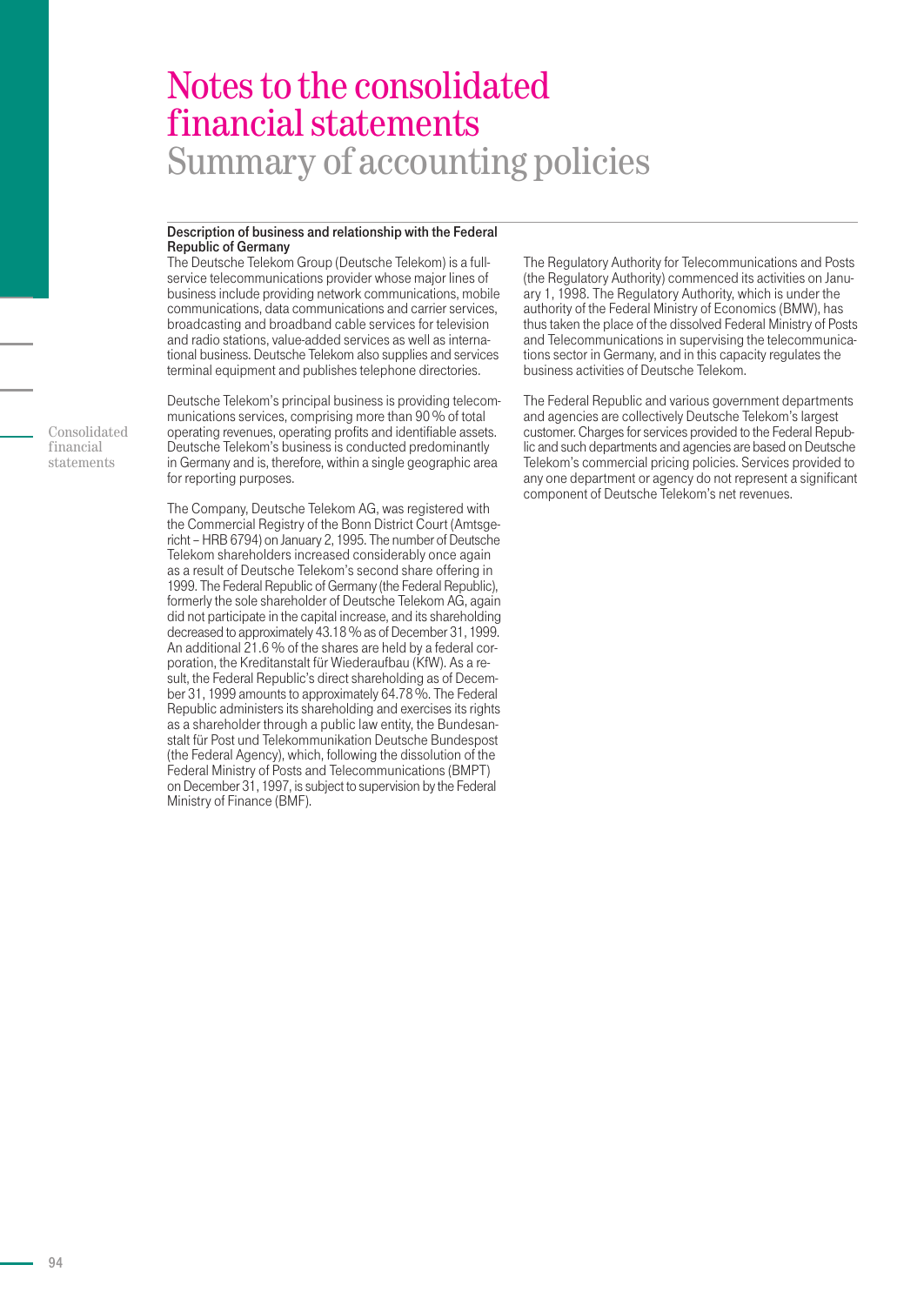# Notes to the consolidated financial statements
## Summary of accounting policies

### Description of business and relationship with the Federal Republic of Germany

The Deutsche Telekom Group (Deutsche Telekom) is a full-service telecommunications provider whose major lines of business include providing network communications, mobile communications, data communications and carrier services, broadcasting and broadband cable services for television and radio stations, value-added services as well as international business. Deutsche Telekom also supplies and services terminal equipment and publishes telephone directories.

Deutsche Telekom's principal business is providing telecommunications services, comprising more than 90 % of total operating revenues, operating profits and identifiable assets. Deutsche Telekom's business is conducted predominantly in Germany and is, therefore, within a single geographic area for reporting purposes.

The Company, Deutsche Telekom AG, was registered with the Commercial Registry of the Bonn District Court (Amtsgericht – HRB 6794) on January 2, 1995. The number of Deutsche Telekom shareholders increased considerably once again as a result of Deutsche Telekom's second share offering in 1999. The Federal Republic of Germany (the Federal Republic), formerly the sole shareholder of Deutsche Telekom AG, again did not participate in the capital increase, and its shareholding decreased to approximately 43.18 % as of December 31, 1999. An additional 21.6 % of the shares are held by a federal corporation, the Kreditanstalt für Wiederaufbau (KfW). As a result, the Federal Republic's direct shareholding as of December 31, 1999 amounts to approximately 64.78 %. The Federal Republic administers its shareholding and exercises its rights as a shareholder through a public law entity, the Bundesanstalt für Post und Telekommunikation Deutsche Bundespost (the Federal Agency), which, following the dissolution of the Federal Ministry of Posts and Telecommunications (BMPT) on December 31, 1997, is subject to supervision by the Federal Ministry of Finance (BMF).

The Regulatory Authority for Telecommunications and Posts (the Regulatory Authority) commenced its activities on January 1, 1998. The Regulatory Authority, which is under the authority of the Federal Ministry of Economics (BMW), has thus taken the place of the dissolved Federal Ministry of Posts and Telecommunications in supervising the telecommunications sector in Germany, and in this capacity regulates the business activities of Deutsche Telekom.

The Federal Republic and various government departments and agencies are collectively Deutsche Telekom's largest customer. Charges for services provided to the Federal Republic and such departments and agencies are based on Deutsche Telekom's commercial pricing policies. Services provided to any one department or agency do not represent a significant component of Deutsche Telekom's net revenues.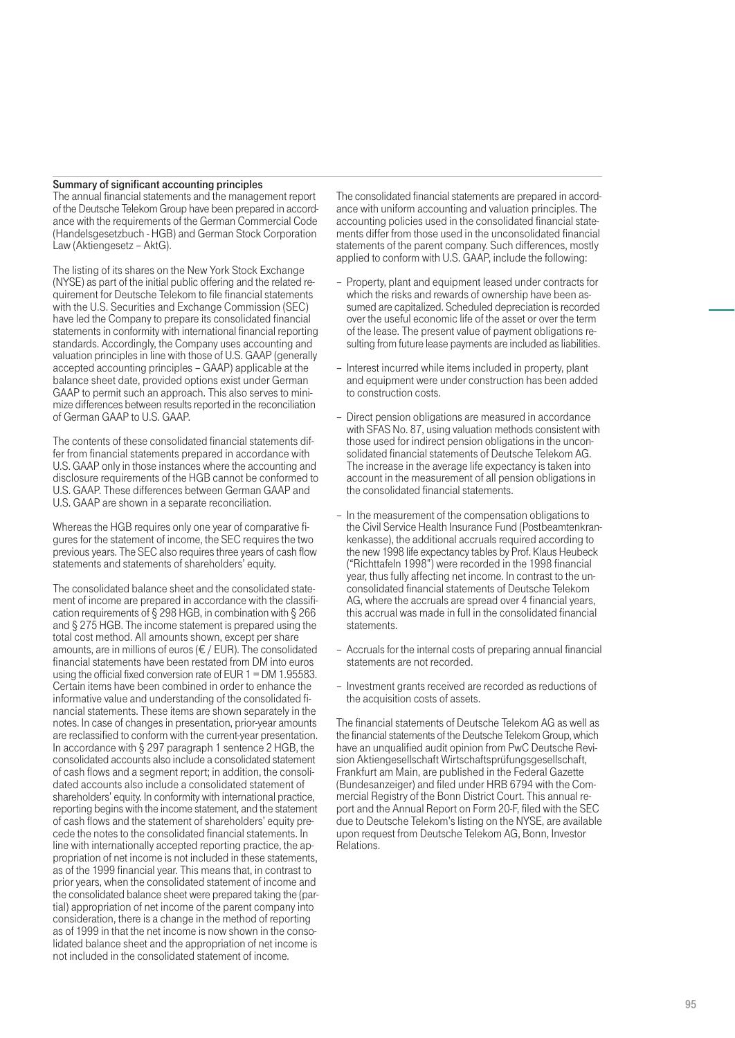### Summary of significant accounting principles

The annual financial statements and the management report of the Deutsche Telekom Group have been prepared in accordance with the requirements of the German Commercial Code (Handelsgesetzbuch - HGB) and German Stock Corporation Law (Aktiengesetz – AktG).

The listing of its shares on the New York Stock Exchange (NYSE) as part of the initial public offering and the related requirement for Deutsche Telekom to file financial statements with the U.S. Securities and Exchange Commission (SEC) have led the Company to prepare its consolidated financial statements in conformity with international financial reporting standards. Accordingly, the Company uses accounting and valuation principles in line with those of U.S. GAAP (generally accepted accounting principles – GAAP) applicable at the balance sheet date, provided options exist under German GAAP to permit such an approach. This also serves to minimize differences between results reported in the reconciliation of German GAAP to U.S. GAAP.

The contents of these consolidated financial statements differ from financial statements prepared in accordance with U.S. GAAP only in those instances where the accounting and disclosure requirements of the HGB cannot be conformed to U.S. GAAP. These differences between German GAAP and U.S. GAAP are shown in a separate reconciliation.

Whereas the HGB requires only one year of comparative figures for the statement of income, the SEC requires the two previous years. The SEC also requires three years of cash flow statements and statements of shareholders' equity.

The consolidated balance sheet and the consolidated statement of income are prepared in accordance with the classification requirements of § 298 HGB, in combination with § 266 and § 275 HGB. The income statement is prepared using the total cost method. All amounts shown, except per share amounts, are in millions of euros (€ / EUR). The consolidated financial statements have been restated from DM into euros using the official fixed conversion rate of EUR 1 = DM 1.95583. Certain items have been combined in order to enhance the informative value and understanding of the consolidated financial statements. These items are shown separately in the notes. In case of changes in presentation, prior-year amounts are reclassified to conform with the current-year presentation. In accordance with § 297 paragraph 1 sentence 2 HGB, the consolidated accounts also include a consolidated statement of cash flows and a segment report; in addition, the consolidated accounts also include a consolidated statement of shareholders' equity. In conformity with international practice, reporting begins with the income statement, and the statement of cash flows and the statement of shareholders' equity precede the notes to the consolidated financial statements. In line with internationally accepted reporting practice, the appropriation of net income is not included in these statements, as of the 1999 financial year. This means that, in contrast to prior years, when the consolidated statement of income and the consolidated balance sheet were prepared taking the (partial) appropriation of net income of the parent company into consideration, there is a change in the method of reporting as of 1999 in that the net income is now shown in the consolidated balance sheet and the appropriation of net income is not included in the consolidated statement of income.

The consolidated financial statements are prepared in accordance with uniform accounting and valuation principles. The accounting policies used in the consolidated financial statements differ from those used in the unconsolidated financial statements of the parent company. Such differences, mostly applied to conform with U.S. GAAP, include the following:

- Property, plant and equipment leased under contracts for which the risks and rewards of ownership have been assumed are capitalized. Scheduled depreciation is recorded over the useful economic life of the asset or over the term of the lease. The present value of payment obligations resulting from future lease payments are included as liabilities.
- Interest incurred while items included in property, plant and equipment were under construction has been added to construction costs.
- Direct pension obligations are measured in accordance with SFAS No. 87, using valuation methods consistent with those used for indirect pension obligations in the unconsolidated financial statements of Deutsche Telekom AG. The increase in the average life expectancy is taken into account in the measurement of all pension obligations in the consolidated financial statements.
- In the measurement of the compensation obligations to the Civil Service Health Insurance Fund (Postbeamtenkrankenkasse), the additional accruals required according to the new 1998 life expectancy tables by Prof. Klaus Heubeck ("Richttafeln 1998") were recorded in the 1998 financial year, thus fully affecting net income. In contrast to the unconsolidated financial statements of Deutsche Telekom AG, where the accruals are spread over 4 financial years, this accrual was made in full in the consolidated financial statements.
- Accruals for the internal costs of preparing annual financial statements are not recorded.
- Investment grants received are recorded as reductions of the acquisition costs of assets.

The financial statements of Deutsche Telekom AG as well as the financial statements of the Deutsche Telekom Group, which have an unqualified audit opinion from PwC Deutsche Revision Aktiengesellschaft Wirtschaftsprüfungsgesellschaft, Frankfurt am Main, are published in the Federal Gazette (Bundesanzeiger) and filed under HRB 6794 with the Commercial Registry of the Bonn District Court. This annual report and the Annual Report on Form 20-F, filed with the SEC due to Deutsche Telekom's listing on the NYSE, are available upon request from Deutsche Telekom AG, Bonn, Investor Relations.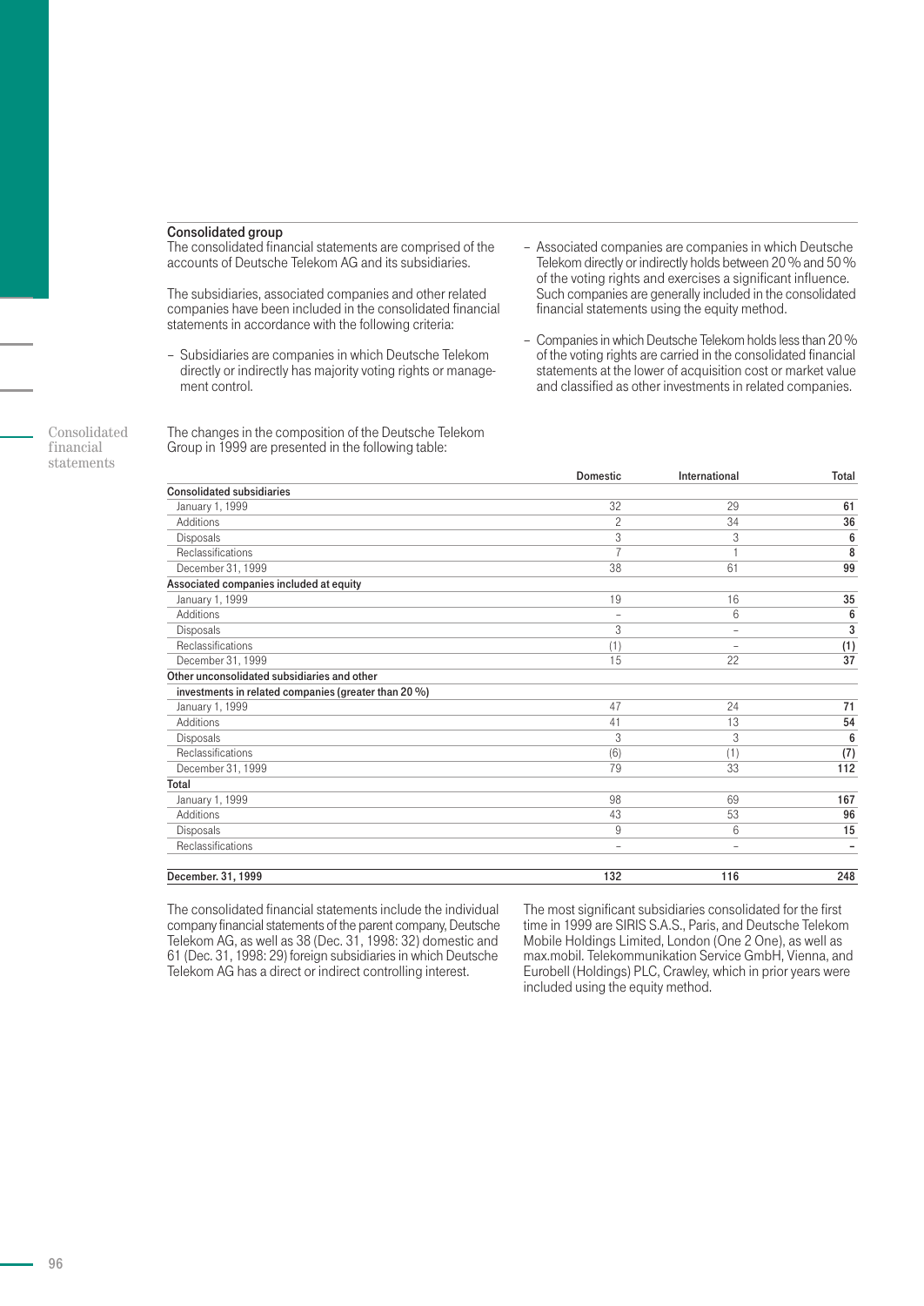## Consolidated group

The consolidated financial statements are comprised of the accounts of Deutsche Telekom AG and its subsidiaries.

The subsidiaries, associated companies and other related companies have been included in the consolidated financial statements in accordance with the following criteria:

- Subsidiaries are companies in which Deutsche Telekom directly or indirectly has majority voting rights or management control.
- Associated companies are companies in which Deutsche Telekom directly or indirectly holds between 20 % and 50 % of the voting rights and exercises a significant influence. Such companies are generally included in the consolidated financial statements using the equity method.
- Companies in which Deutsche Telekom holds less than 20 % of the voting rights are carried in the consolidated financial statements at the lower of acquisition cost or market value and classified as other investments in related companies.

The changes in the composition of the Deutsche Telekom Group in 1999 are presented in the following table:

| | Domestic | International | Total |
|---|---|---|---|
| **Consolidated subsidiaries** | | | |
| January 1, 1999 | 32 | 29 | **61** |
| Additions | 2 | 34 | **36** |
| Disposals | 3 | 3 | **6** |
| Reclassifications | 7 | 1 | **8** |
| December 31, 1999 | 38 | 61 | **99** |
| **Associated companies included at equity** | | | |
| January 1, 1999 | 19 | 16 | **35** |
| Additions | – | 6 | **6** |
| Disposals | 3 | – | **3** |
| Reclassifications | (1) | – | **(1)** |
| December 31, 1999 | 15 | 22 | **37** |
| **Other unconsolidated subsidiaries and other investments in related companies (greater than 20 %)** | | | |
| January 1, 1999 | 47 | 24 | **71** |
| Additions | 41 | 13 | **54** |
| Disposals | 3 | 3 | **6** |
| Reclassifications | (6) | (1) | **(7)** |
| December 31, 1999 | 79 | 33 | **112** |
| **Total** | | | |
| January 1, 1999 | 98 | 69 | **167** |
| Additions | 43 | 53 | **96** |
| Disposals | 9 | 6 | **15** |
| Reclassifications | – | – | **–** |
| **December. 31, 1999** | **132** | **116** | **248** |

The consolidated financial statements include the individual company financial statements of the parent company, Deutsche Telekom AG, as well as 38 (Dec. 31, 1998: 32) domestic and 61 (Dec. 31, 1998: 29) foreign subsidiaries in which Deutsche Telekom AG has a direct or indirect controlling interest.

The most significant subsidiaries consolidated for the first time in 1999 are SIRIS S.A.S., Paris, and Deutsche Telekom Mobile Holdings Limited, London (One 2 One), as well as max.mobil. Telekommunikation Service GmbH, Vienna, and Eurobell (Holdings) PLC, Crawley, which in prior years were included using the equity method.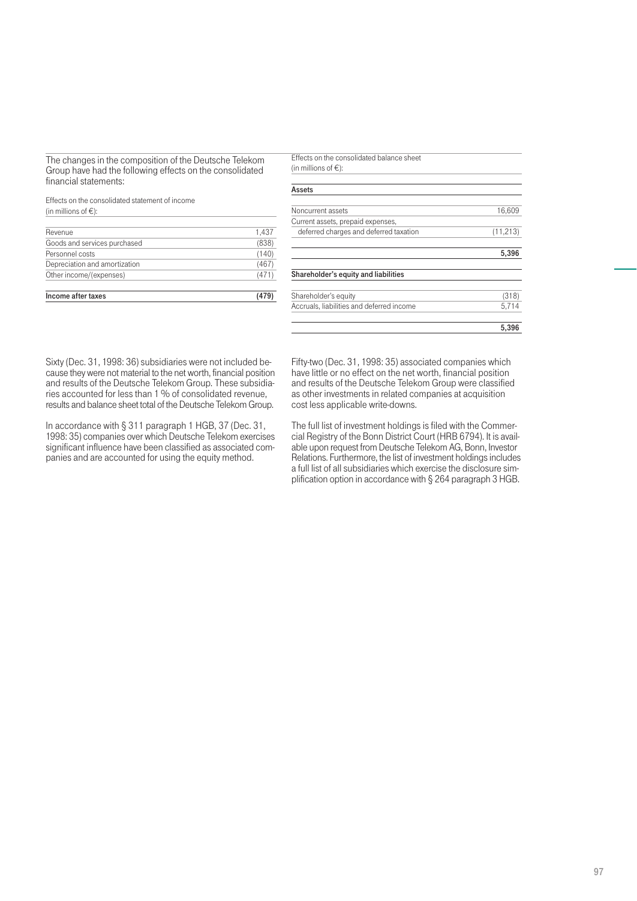The changes in the composition of the Deutsche Telekom Group have had the following effects on the consolidated financial statements:

Effects on the consolidated statement of income (in millions of €):

| | |
|---|---|
| Revenue | 1,437 |
| Goods and services purchased | (838) |
| Personnel costs | (140) |
| Depreciation and amortization | (467) |
| Other income/(expenses) | (471) |
| **Income after taxes** | **(479)** |

Effects on the consolidated balance sheet (in millions of €):

| **Assets** | |
|---|---|
| Noncurrent assets | 16,609 |
| Current assets, prepaid expenses, deferred charges and deferred taxation | (11,213) |
| | **5,396** |
| **Shareholder's equity and liabilities** | |
| Shareholder's equity | (318) |
| Accruals, liabilities and deferred income | 5,714 |
| | **5,396** |

Sixty (Dec. 31, 1998: 36) subsidiaries were not included because they were not material to the net worth, financial position and results of the Deutsche Telekom Group. These subsidiaries accounted for less than 1 % of consolidated revenue, results and balance sheet total of the Deutsche Telekom Group.

In accordance with § 311 paragraph 1 HGB, 37 (Dec. 31, 1998: 35) companies over which Deutsche Telekom exercises significant influence have been classified as associated companies and are accounted for using the equity method.

Fifty-two (Dec. 31, 1998: 35) associated companies which have little or no effect on the net worth, financial position and results of the Deutsche Telekom Group were classified as other investments in related companies at acquisition cost less applicable write-downs.

The full list of investment holdings is filed with the Commercial Registry of the Bonn District Court (HRB 6794). It is available upon request from Deutsche Telekom AG, Bonn, Investor Relations. Furthermore, the list of investment holdings includes a full list of all subsidiaries which exercise the disclosure simplification option in accordance with § 264 paragraph 3 HGB.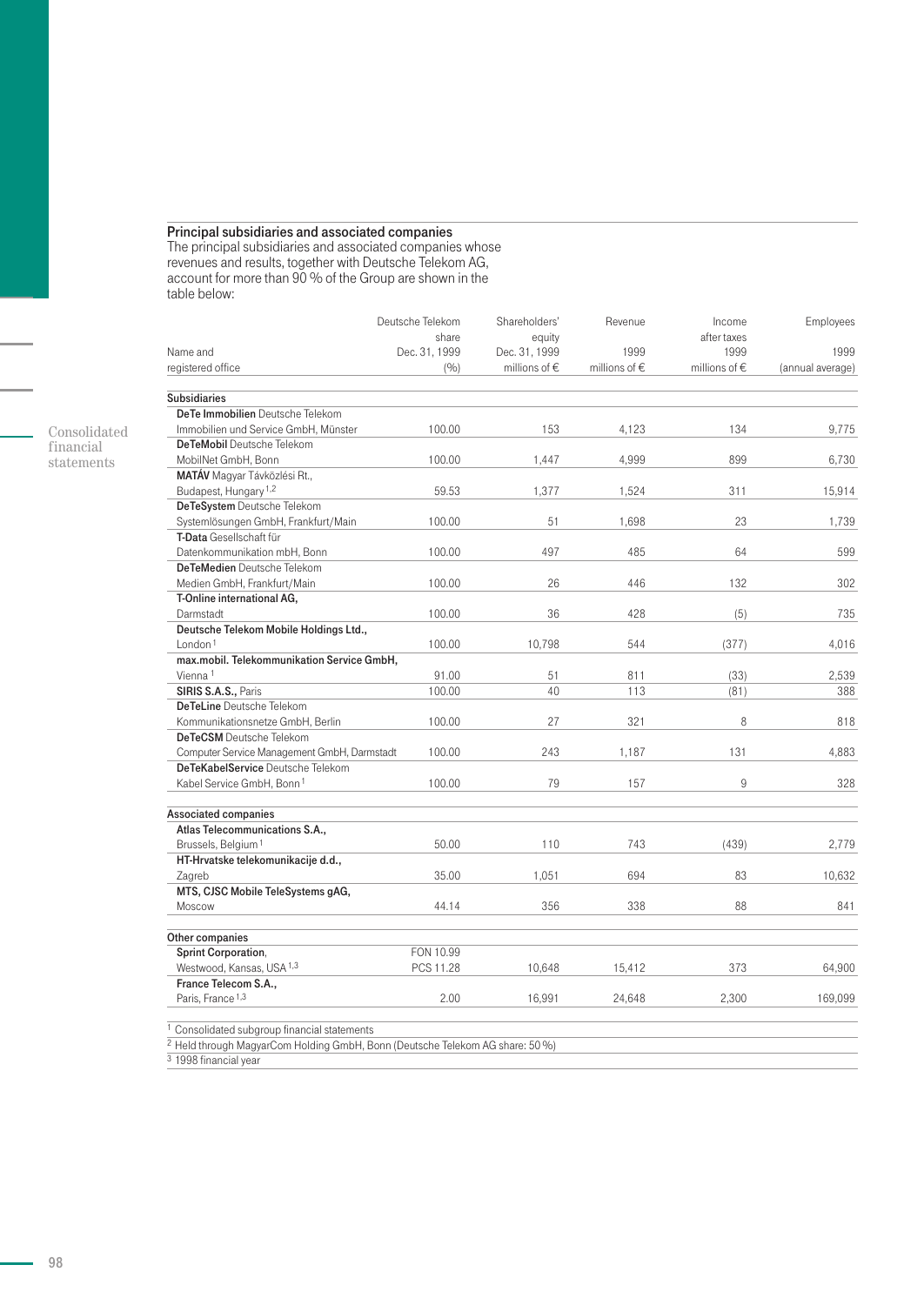## Principal subsidiaries and associated companies

The principal subsidiaries and associated companies whose revenues and results, together with Deutsche Telekom AG, account for more than 90 % of the Group are shown in the table below:

| Name and registered office | Deutsche Telekom share Dec. 31, 1999 (%) | Shareholders' equity Dec. 31, 1999 millions of € | Revenue 1999 millions of € | Income after taxes 1999 millions of € | Employees 1999 (annual average) |
|---|---|---|---|---|---|
| **Subsidiaries** | | | | | |
| **DeTe Immobilien** Deutsche Telekom Immobilien und Service GmbH, Münster | 100.00 | 153 | 4,123 | 134 | 9,775 |
| **DeTeMobil** Deutsche Telekom MobilNet GmbH, Bonn | 100.00 | 1,447 | 4,999 | 899 | 6,730 |
| **MATÁV** Magyar Távközlési Rt., Budapest, Hungary [1,2] | 59.53 | 1,377 | 1,524 | 311 | 15,914 |
| **DeTeSystem** Deutsche Telekom Systemlösungen GmbH, Frankfurt/Main | 100.00 | 51 | 1,698 | 23 | 1,739 |
| **T-Data** Gesellschaft für Datenkommunikation mbH, Bonn | 100.00 | 497 | 485 | 64 | 599 |
| **DeTeMedien** Deutsche Telekom Medien GmbH, Frankfurt/Main | 100.00 | 26 | 446 | 132 | 302 |
| **T-Online international AG,** Darmstadt | 100.00 | 36 | 428 | (5) | 735 |
| **Deutsche Telekom Mobile Holdings Ltd.,** London [1] | 100.00 | 10,798 | 544 | (377) | 4,016 |
| **max.mobil. Telekommunikation Service GmbH,** Vienna [1] | 91.00 | 51 | 811 | (33) | 2,539 |
| **SIRIS S.A.S.,** Paris | 100.00 | 40 | 113 | (81) | 388 |
| **DeTeLine** Deutsche Telekom Kommunikationsnetze GmbH, Berlin | 100.00 | 27 | 321 | 8 | 818 |
| **DeTeCSM** Deutsche Telekom Computer Service Management GmbH, Darmstadt | 100.00 | 243 | 1,187 | 131 | 4,883 |
| **DeTeKabelService** Deutsche Telekom Kabel Service GmbH, Bonn [1] | 100.00 | 79 | 157 | 9 | 328 |
| **Associated companies** | | | | | |
| **Atlas Telecommunications S.A.,** Brussels, Belgium [1] | 50.00 | 110 | 743 | (439) | 2,779 |
| **HT-Hrvatske telekomunikacije d.d.,** Zagreb | 35.00 | 1,051 | 694 | 83 | 10,632 |
| **MTS, CJSC Mobile TeleSystems gAG,** Moscow | 44.14 | 356 | 338 | 88 | 841 |
| **Other companies** | | | | | |
| **Sprint Corporation,** Westwood, Kansas, USA [1,3] | FON 10.99<br>PCS 11.28 | 10,648 | 15,412 | 373 | 64,900 |
| **France Telecom S.A.,** Paris, France [1,3] | 2.00 | 16,991 | 24,648 | 2,300 | 169,099 |

[1] Consolidated subgroup financial statements

[2] Held through MagyarCom Holding GmbH, Bonn (Deutsche Telekom AG share: 50 %)

[3] 1998 financial year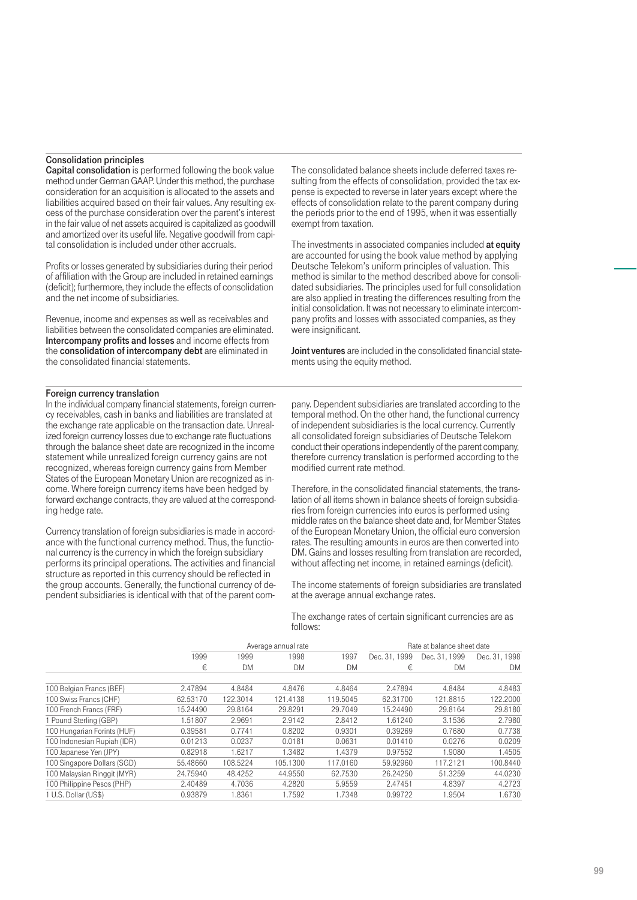## Consolidation principles

**Capital consolidation** is performed following the book value method under German GAAP. Under this method, the purchase consideration for an acquisition is allocated to the assets and liabilities acquired based on their fair values. Any resulting excess of the purchase consideration over the parent's interest in the fair value of net assets acquired is capitalized as goodwill and amortized over its useful life. Negative goodwill from capital consolidation is included under other accruals.

Profits or losses generated by subsidiaries during their period of affiliation with the Group are included in retained earnings (deficit); furthermore, they include the effects of consolidation and the net income of subsidiaries.

Revenue, income and expenses as well as receivables and liabilities between the consolidated companies are eliminated. **Intercompany profits and losses** and income effects from the **consolidation of intercompany debt** are eliminated in the consolidated financial statements.

The consolidated balance sheets include deferred taxes resulting from the effects of consolidation, provided the tax expense is expected to reverse in later years except where the effects of consolidation relate to the parent company during the periods prior to the end of 1995, when it was essentially exempt from taxation.

The investments in associated companies included **at equity** are accounted for using the book value method by applying Deutsche Telekom's uniform principles of valuation. This method is similar to the method described above for consolidated subsidiaries. The principles used for full consolidation are also applied in treating the differences resulting from the initial consolidation. It was not necessary to eliminate intercompany profits and losses with associated companies, as they were insignificant.

**Joint ventures** are included in the consolidated financial statements using the equity method.

## Foreign currency translation

In the individual company financial statements, foreign currency receivables, cash in banks and liabilities are translated at the exchange rate applicable on the transaction date. Unrealized foreign currency losses due to exchange rate fluctuations through the balance sheet date are recognized in the income statement while unrealized foreign currency gains are not recognized, whereas foreign currency gains from Member States of the European Monetary Union are recognized as income. Where foreign currency items have been hedged by forward exchange contracts, they are valued at the corresponding hedge rate.

Currency translation of foreign subsidiaries is made in accordance with the functional currency method. Thus, the functional currency is the currency in which the foreign subsidiary performs its principal operations. The activities and financial structure as reported in this currency should be reflected in the group accounts. Generally, the functional currency of dependent subsidiaries is identical with that of the parent company. Dependent subsidiaries are translated according to the temporal method. On the other hand, the functional currency of independent subsidiaries is the local currency. Currently all consolidated foreign subsidiaries of Deutsche Telekom conduct their operations independently of the parent company, therefore currency translation is performed according to the modified current rate method.

Therefore, in the consolidated financial statements, the translation of all items shown in balance sheets of foreign subsidiaries from foreign currencies into euros is performed using middle rates on the balance sheet date and, for Member States of the European Monetary Union, the official euro conversion rates. The resulting amounts in euros are then converted into DM. Gains and losses resulting from translation are recorded, without affecting net income, in retained earnings (deficit).

The income statements of foreign subsidiaries are translated at the average annual exchange rates.

The exchange rates of certain significant currencies are as follows:

| | Average annual rate | | | | Rate at balance sheet date | | |
|---|---|---|---|---|---|---|---|
| | 1999 | 1999 | 1998 | 1997 | Dec. 31, 1999 | Dec. 31, 1999 | Dec. 31, 1998 |
| | € | DM | DM | DM | € | DM | DM |
| 100 Belgian Francs (BEF) | 2.47894 | 4.8484 | 4.8476 | 4.8464 | 2.47894 | 4.8484 | 4.8483 |
| 100 Swiss Francs (CHF) | 62.53170 | 122.3014 | 121.4138 | 119.5045 | 62.31700 | 121.8815 | 122.2000 |
| 100 French Francs (FRF) | 15.24490 | 29.8164 | 29.8291 | 29.7049 | 15.24490 | 29.8164 | 29.8180 |
| 1 Pound Sterling (GBP) | 1.51807 | 2.9691 | 2.9142 | 2.8412 | 1.61240 | 3.1536 | 2.7980 |
| 100 Hungarian Forints (HUF) | 0.39581 | 0.7741 | 0.8202 | 0.9301 | 0.39269 | 0.7680 | 0.7738 |
| 100 Indonesian Rupiah (IDR) | 0.01213 | 0.0237 | 0.0181 | 0.0631 | 0.01410 | 0.0276 | 0.0209 |
| 100 Japanese Yen (JPY) | 0.82918 | 1.6217 | 1.3482 | 1.4379 | 0.97552 | 1.9080 | 1.4505 |
| 100 Singapore Dollars (SGD) | 55.48660 | 108.5224 | 105.1300 | 117.0160 | 59.92960 | 117.2121 | 100.8440 |
| 100 Malaysian Ringgit (MYR) | 24.75940 | 48.4252 | 44.9550 | 62.7530 | 26.24250 | 51.3259 | 44.0230 |
| 100 Philippine Pesos (PHP) | 2.40489 | 4.7036 | 4.2820 | 5.9559 | 2.47451 | 4.8397 | 4.2723 |
| 1 U.S. Dollar (US$) | 0.93879 | 1.8361 | 1.7592 | 1.7348 | 0.99722 | 1.9504 | 1.6730 |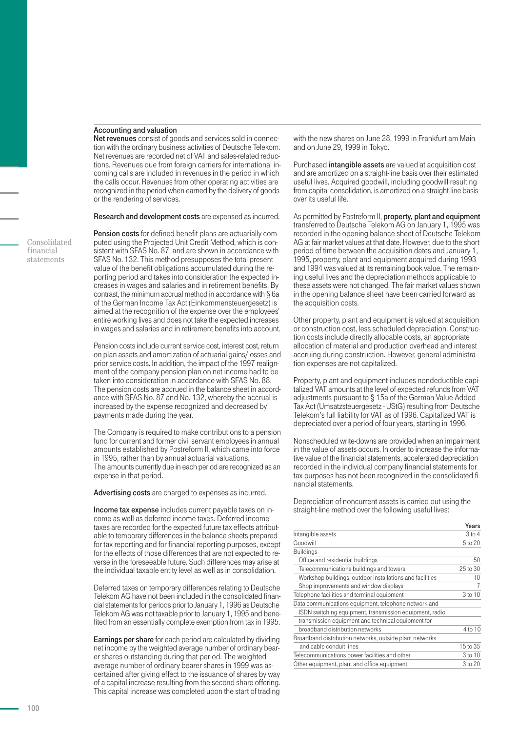## Accounting and valuation

**Net revenues** consist of goods and services sold in connection with the ordinary business activities of Deutsche Telekom. Net revenues are recorded net of VAT and sales-related reductions. Revenues due from foreign carriers for international incoming calls are included in revenues in the period in which the calls occur. Revenues from other operating activities are recognized in the period when earned by the delivery of goods or the rendering of services.

**Research and development costs** are expensed as incurred.

**Pension costs** for defined benefit plans are actuarially computed using the Projected Unit Credit Method, which is consistent with SFAS No. 87, and are shown in accordance with SFAS No. 132. This method presupposes the total present value of the benefit obligations accumulated during the reporting period and takes into consideration the expected increases in wages and salaries and in retirement benefits. By contrast, the minimum accrual method in accordance with § 6a of the German Income Tax Act (Einkommensteuergesetz) is aimed at the recognition of the expense over the employees' entire working lives and does not take the expected increases in wages and salaries and in retirement benefits into account.

Pension costs include current service cost, interest cost, return on plan assets and amortization of actuarial gains/losses and prior service costs. In addition, the impact of the 1997 realignment of the company pension plan on net income had to be taken into consideration in accordance with SFAS No. 88. The pension costs are accrued in the balance sheet in accordance with SFAS No. 87 and No. 132, whereby the accrual is increased by the expense recognized and decreased by payments made during the year.

The Company is required to make contributions to a pension fund for current and former civil servant employees in annual amounts established by Postreform II, which came into force in 1995, rather than by annual actuarial valuations. The amounts currently due in each period are recognized as an expense in that period.

**Advertising costs** are charged to expenses as incurred.

**Income tax expense** includes current payable taxes on income as well as deferred income taxes. Deferred income taxes are recorded for the expected future tax effects attributable to temporary differences in the balance sheets prepared for tax reporting and for financial reporting purposes, except for the effects of those differences that are not expected to reverse in the foreseeable future. Such differences may arise at the individual taxable entity level as well as in consolidation.

Deferred taxes on temporary differences relating to Deutsche Telekom AG have not been included in the consolidated financial statements for periods prior to January 1, 1996 as Deutsche Telekom AG was not taxable prior to January 1, 1995 and benefited from an essentially complete exemption from tax in 1995.

**Earnings per share** for each period are calculated by dividing net income by the weighted average number of ordinary bearer shares outstanding during that period. The weighted average number of ordinary bearer shares in 1999 was ascertained after giving effect to the issuance of shares by way of a capital increase resulting from the second share offering. This capital increase was completed upon the start of trading with the new shares on June 28, 1999 in Frankfurt am Main and on June 29, 1999 in Tokyo.

Purchased **intangible assets** are valued at acquisition cost and are amortized on a straight-line basis over their estimated useful lives. Acquired goodwill, including goodwill resulting from capital consolidation, is amortized on a straight-line basis over its useful life.

As permitted by Postreform II, **property, plant and equipment** transferred to Deutsche Telekom AG on January 1, 1995 was recorded in the opening balance sheet of Deutsche Telekom AG at fair market values at that date. However, due to the short period of time between the acquisition dates and January 1, 1995, property, plant and equipment acquired during 1993 and 1994 was valued at its remaining book value. The remaining useful lives and the depreciation methods applicable to these assets were not changed. The fair market values shown in the opening balance sheet have been carried forward as the acquisition costs.

Other property, plant and equipment is valued at acquisition or construction cost, less scheduled depreciation. Construction costs include directly allocable costs, an appropriate allocation of material and production overhead and interest accruing during construction. However, general administration expenses are not capitalized.

Property, plant and equipment includes nondeductible capitalized VAT amounts at the level of expected refunds from VAT adjustments pursuant to § 15a of the German Value-Added Tax Act (Umsatzsteuergesetz - UStG) resulting from Deutsche Telekom's full liability for VAT as of 1996. Capitalized VAT is depreciated over a period of four years, starting in 1996.

Nonscheduled write-downs are provided when an impairment in the value of assets occurs. In order to increase the informative value of the financial statements, accelerated depreciation recorded in the individual company financial statements for tax purposes has not been recognized in the consolidated financial statements.

Depreciation of noncurrent assets is carried out using the straight-line method over the following useful lives:

| | Years |
|---|---|
| Intangible assets | 3 to 4 |
| Goodwill | 5 to 20 |
| Buildings | |
| Office and residential buildings | 50 |
| Telecommunications buildings and towers | 25 to 30 |
| Workshop buildings, outdoor installations and facilities | 10 |
| Shop improvements and window displays | 7 |
| Telephone facilities and terminal equipment | 3 to 10 |
| Data communications equipment, telephone network and ISDN switching equipment, transmission equipment, radio transmission equipment and technical equipment for broadband distribution networks | 4 to 10 |
| Broadband distribution networks, outside plant networks and cable conduit lines | 15 to 35 |
| Telecommunications power facilities and other | 3 to 10 |
| Other equipment, plant and office equipment | 3 to 20 |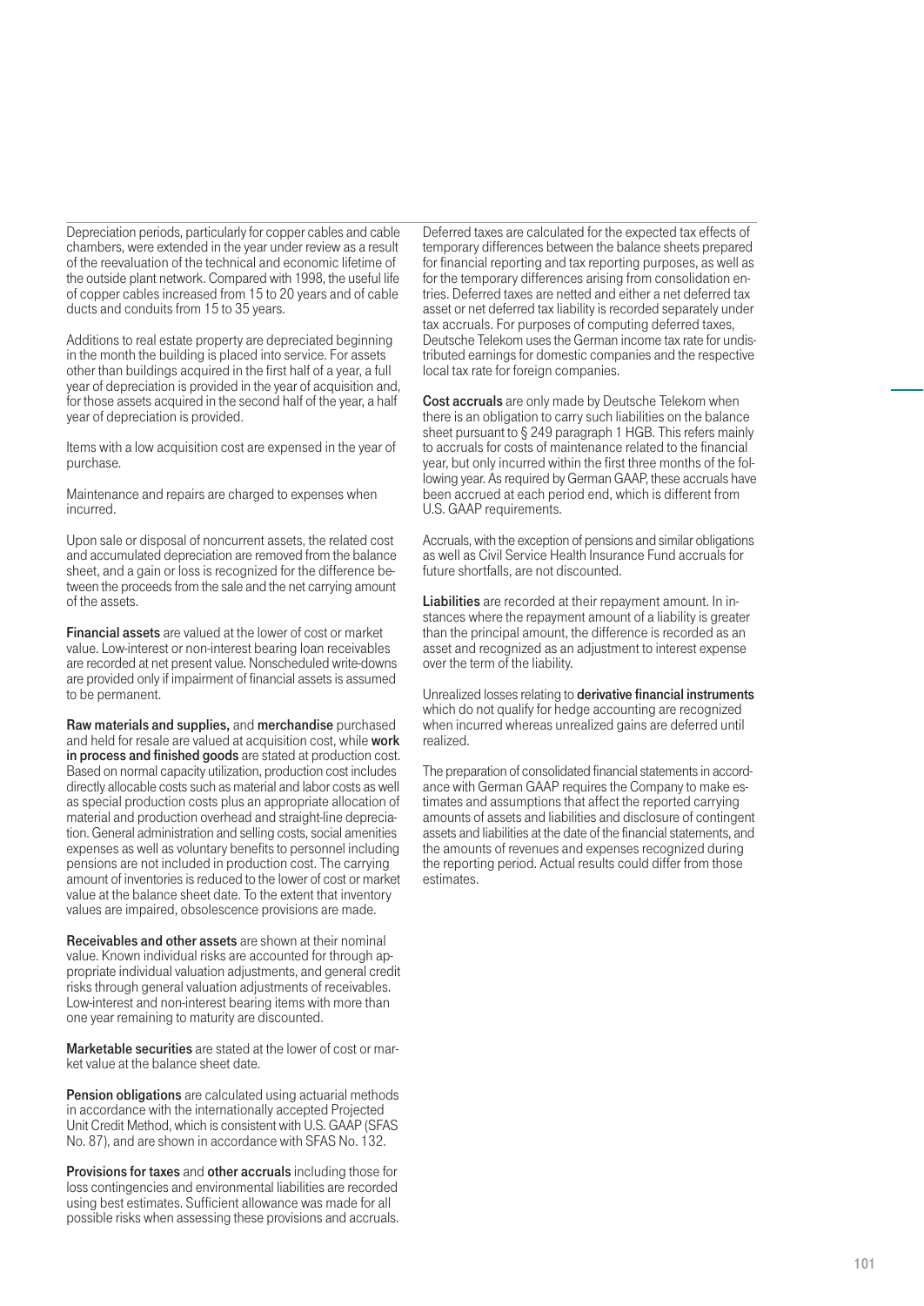Depreciation periods, particularly for copper cables and cable chambers, were extended in the year under review as a result of the reevaluation of the technical and economic lifetime of the outside plant network. Compared with 1998, the useful life of copper cables increased from 15 to 20 years and of cable ducts and conduits from 15 to 35 years.

Additions to real estate property are depreciated beginning in the month the building is placed into service. For assets other than buildings acquired in the first half of a year, a full year of depreciation is provided in the year of acquisition and, for those assets acquired in the second half of the year, a half year of depreciation is provided.

Items with a low acquisition cost are expensed in the year of purchase.

Maintenance and repairs are charged to expenses when incurred.

Upon sale or disposal of noncurrent assets, the related cost and accumulated depreciation are removed from the balance sheet, and a gain or loss is recognized for the difference between the proceeds from the sale and the net carrying amount of the assets.

**Financial assets** are valued at the lower of cost or market value. Low-interest or non-interest bearing loan receivables are recorded at net present value. Nonscheduled write-downs are provided only if impairment of financial assets is assumed to be permanent.

**Raw materials and supplies,** and **merchandise** purchased and held for resale are valued at acquisition cost, while **work in process and finished goods** are stated at production cost. Based on normal capacity utilization, production cost includes directly allocable costs such as material and labor costs as well as special production costs plus an appropriate allocation of material and production overhead and straight-line depreciation. General administration and selling costs, social amenities expenses as well as voluntary benefits to personnel including pensions are not included in production cost. The carrying amount of inventories is reduced to the lower of cost or market value at the balance sheet date. To the extent that inventory values are impaired, obsolescence provisions are made.

**Receivables and other assets** are shown at their nominal value. Known individual risks are accounted for through appropriate individual valuation adjustments, and general credit risks through general valuation adjustments of receivables. Low-interest and non-interest bearing items with more than one year remaining to maturity are discounted.

**Marketable securities** are stated at the lower of cost or market value at the balance sheet date.

**Pension obligations** are calculated using actuarial methods in accordance with the internationally accepted Projected Unit Credit Method, which is consistent with U.S. GAAP (SFAS No. 87), and are shown in accordance with SFAS No. 132.

**Provisions for taxes** and **other accruals** including those for loss contingencies and environmental liabilities are recorded using best estimates. Sufficient allowance was made for all possible risks when assessing these provisions and accruals.

Deferred taxes are calculated for the expected tax effects of temporary differences between the balance sheets prepared for financial reporting and tax reporting purposes, as well as for the temporary differences arising from consolidation entries. Deferred taxes are netted and either a net deferred tax asset or net deferred tax liability is recorded separately under tax accruals. For purposes of computing deferred taxes, Deutsche Telekom uses the German income tax rate for undistributed earnings for domestic companies and the respective local tax rate for foreign companies.

**Cost accruals** are only made by Deutsche Telekom when there is an obligation to carry such liabilities on the balance sheet pursuant to § 249 paragraph 1 HGB. This refers mainly to accruals for costs of maintenance related to the financial year, but only incurred within the first three months of the following year. As required by German GAAP, these accruals have been accrued at each period end, which is different from U.S. GAAP requirements.

Accruals, with the exception of pensions and similar obligations as well as Civil Service Health Insurance Fund accruals for future shortfalls, are not discounted.

**Liabilities** are recorded at their repayment amount. In instances where the repayment amount of a liability is greater than the principal amount, the difference is recorded as an asset and recognized as an adjustment to interest expense over the term of the liability.

Unrealized losses relating to **derivative financial instruments** which do not qualify for hedge accounting are recognized when incurred whereas unrealized gains are deferred until realized.

The preparation of consolidated financial statements in accordance with German GAAP requires the Company to make estimates and assumptions that affect the reported carrying amounts of assets and liabilities and disclosure of contingent assets and liabilities at the date of the financial statements, and the amounts of revenues and expenses recognized during the reporting period. Actual results could differ from those estimates.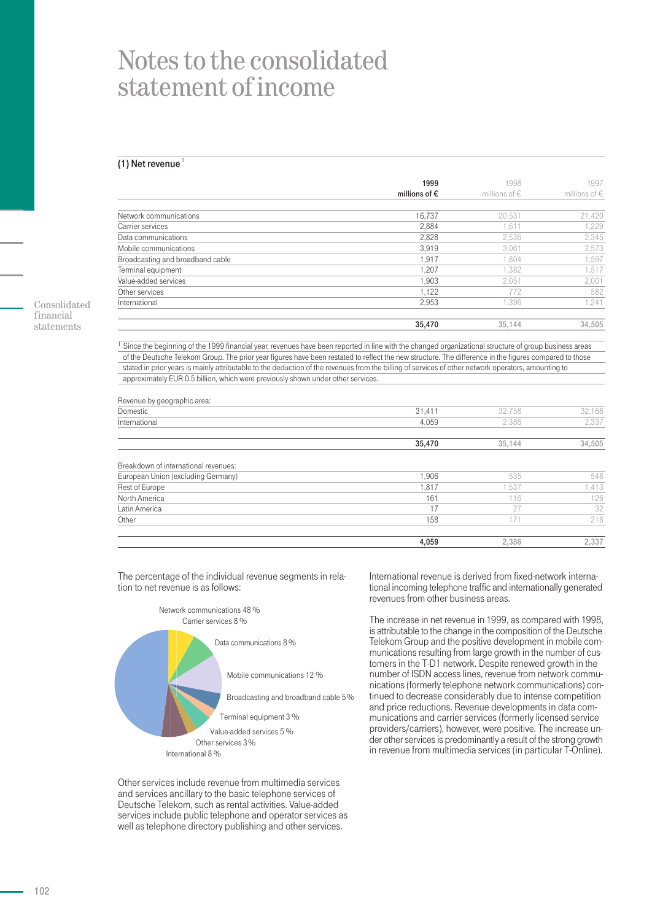# Notes to the consolidated statement of income

## (1) Net revenue[1]

| | 1999 millions of € | 1998 millions of € | 1997 millions of € |
|---|---|---|---|
| Network communications | 16,737 | 20,531 | 21,420 |
| Carrier services | 2,884 | 1,611 | 1,229 |
| Data communications | 2,828 | 2,536 | 2,345 |
| Mobile communications | 3,919 | 3,061 | 2,573 |
| Broadcasting and broadband cable | 1,917 | 1,804 | 1,597 |
| Terminal equipment | 1,207 | 1,382 | 1,517 |
| Value-added services | 1,903 | 2,051 | 2,001 |
| Other services | 1,122 | 772 | 582 |
| International | 2,953 | 1,396 | 1,241 |
| | **35,470** | 35,144 | 34,505 |

[1] Since the beginning of the 1999 financial year, revenues have been reported in line with the changed organizational structure of group business areas of the Deutsche Telekom Group. The prior year figures have been restated to reflect the new structure. The difference in the figures compared to those stated in prior years is mainly attributable to the deduction of the revenues from the billing of services of other network operators, amounting to approximately EUR 0.5 billion, which were previously shown under other services.

| Revenue by geographic area: | 1999 | 1998 | 1997 |
|---|---|---|---|
| Domestic | 31,411 | 32,758 | 32,168 |
| International | 4,059 | 2,386 | 2,337 |
| | **35,470** | 35,144 | 34,505 |

| Breakdown of international revenues: | 1999 | 1998 | 1997 |
|---|---|---|---|
| European Union (excluding Germany) | 1,906 | 535 | 548 |
| Rest of Europe | 1,817 | 1,537 | 1,413 |
| North America | 161 | 116 | 126 |
| Latin America | 17 | 27 | 32 |
| Other | 158 | 171 | 218 |
| | **4,059** | 2,386 | 2,337 |

The percentage of the individual revenue segments in relation to net revenue is as follows:

Network communications 48 %
Carrier services 8 %
Data communications 8 %
Mobile communications 12 %
Broadcasting and broadband cable 5 %
Terminal equipment 3 %
Value-added services 5 %
Other services 3 %
International 8 %

Other services include revenue from multimedia services and services ancillary to the basic telephone services of Deutsche Telekom, such as rental activities. Value-added services include public telephone and operator services as well as telephone directory publishing and other services.

International revenue is derived from fixed-network international incoming telephone traffic and internationally generated revenues from other business areas.

The increase in net revenue in 1999, as compared with 1998, is attributable to the change in the composition of the Deutsche Telekom Group and the positive development in mobile communications resulting from large growth in the number of customers in the T-D1 network. Despite renewed growth in the number of ISDN access lines, revenue from network communications (formerly telephone network communications) continued to decrease considerably due to intense competition and price reductions. Revenue developments in data communications and carrier services (formerly licensed service providers/carriers), however, were positive. The increase under other services is predominantly a result of the strong growth in revenue from multimedia services (in particular T-Online).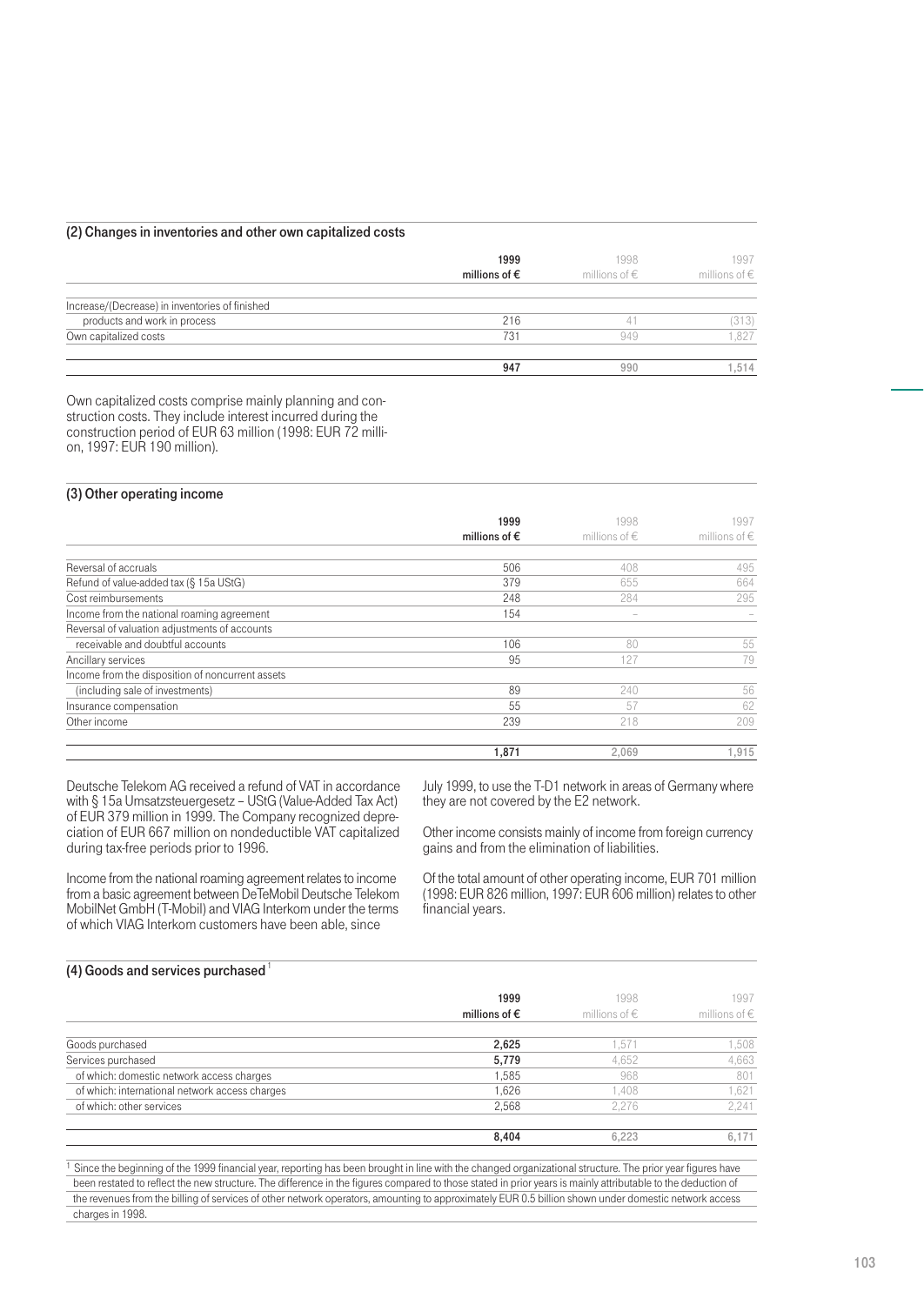### (2) Changes in inventories and other own capitalized costs

| | 1999 millions of € | 1998 millions of € | 1997 millions of € |
|---|---|---|---|
| Increase/(Decrease) in inventories of finished products and work in process | 216 | 41 | (313) |
| Own capitalized costs | 731 | 949 | 1,827 |
| | 947 | 990 | 1,514 |

Own capitalized costs comprise mainly planning and construction costs. They include interest incurred during the construction period of EUR 63 million (1998: EUR 72 million, 1997: EUR 190 million).

### (3) Other operating income

| | 1999 millions of € | 1998 millions of € | 1997 millions of € |
|---|---|---|---|
| Reversal of accruals | 506 | 408 | 495 |
| Refund of value-added tax (§ 15a UStG) | 379 | 655 | 664 |
| Cost reimbursements | 248 | 284 | 295 |
| Income from the national roaming agreement | 154 | – | – |
| Reversal of valuation adjustments of accounts receivable and doubtful accounts | 106 | 80 | 55 |
| Ancillary services | 95 | 127 | 79 |
| Income from the disposition of noncurrent assets (including sale of investments) | 89 | 240 | 56 |
| Insurance compensation | 55 | 57 | 62 |
| Other income | 239 | 218 | 209 |
| | 1,871 | 2,069 | 1,915 |

Deutsche Telekom AG received a refund of VAT in accordance with § 15a Umsatzsteuergesetz – UStG (Value-Added Tax Act) of EUR 379 million in 1999. The Company recognized depreciation of EUR 667 million on nondeductible VAT capitalized during tax-free periods prior to 1996.

Income from the national roaming agreement relates to income from a basic agreement between DeTeMobil Deutsche Telekom MobilNet GmbH (T-Mobil) and VIAG Interkom under the terms of which VIAG Interkom customers have been able, since July 1999, to use the T-D1 network in areas of Germany where they are not covered by the E2 network.

Other income consists mainly of income from foreign currency gains and from the elimination of liabilities.

Of the total amount of other operating income, EUR 701 million (1998: EUR 826 million, 1997: EUR 606 million) relates to other financial years.

### (4) Goods and services purchased[1]

| | 1999 millions of € | 1998 millions of € | 1997 millions of € |
|---|---|---|---|
| Goods purchased | **2,625** | 1,571 | 1,508 |
| Services purchased | **5,779** | 4,652 | 4,663 |
| of which: domestic network access charges | 1,585 | 968 | 801 |
| of which: international network access charges | 1,626 | 1,408 | 1,621 |
| of which: other services | 2,568 | 2,276 | 2,241 |
| | **8,404** | 6,223 | 6,171 |

[1] Since the beginning of the 1999 financial year, reporting has been brought in line with the changed organizational structure. The prior year figures have been restated to reflect the new structure. The difference in the figures compared to those stated in prior years is mainly attributable to the deduction of the revenues from the billing of services of other network operators, amounting to approximately EUR 0.5 billion shown under domestic network access charges in 1998.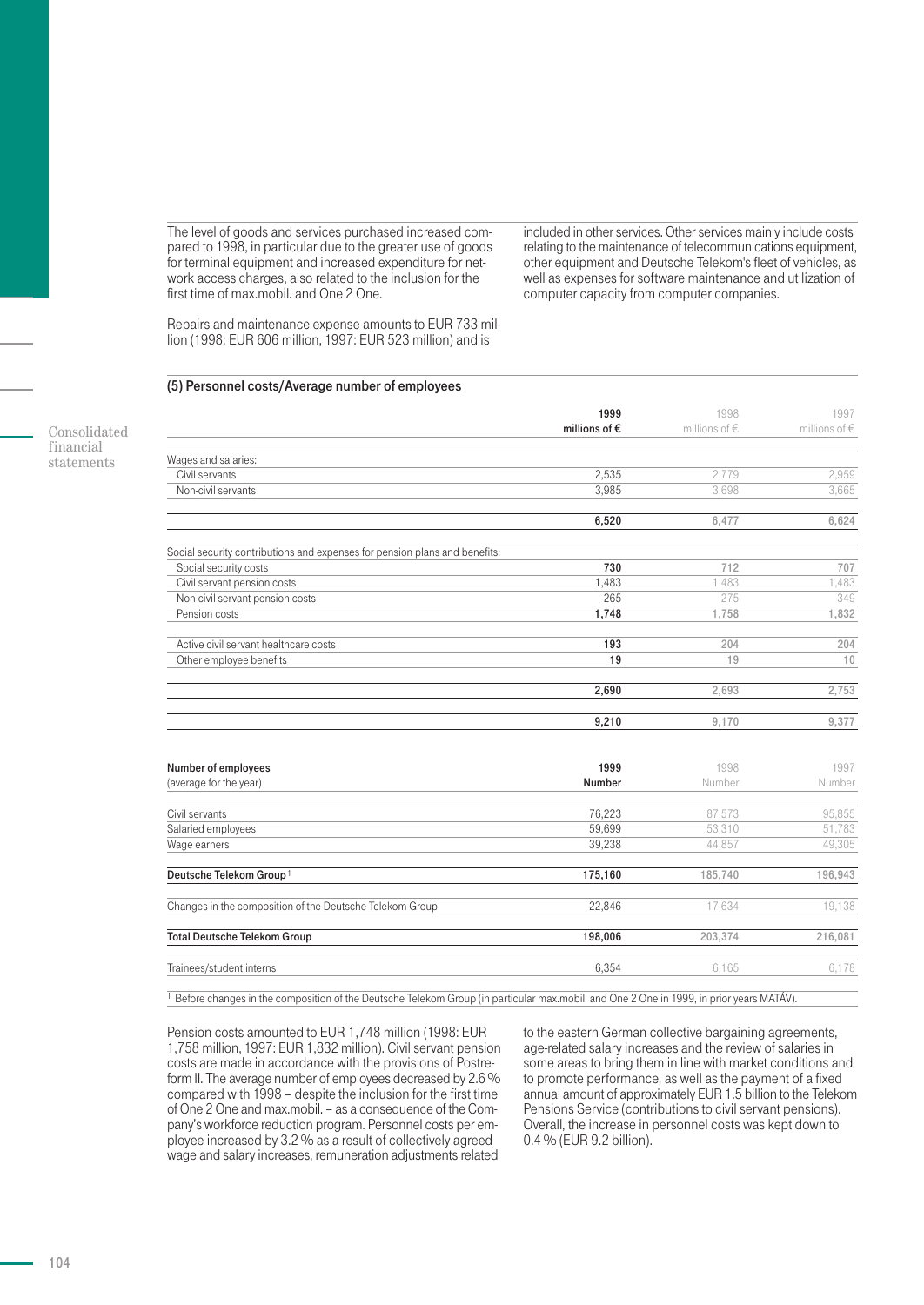The level of goods and services purchased increased compared to 1998, in particular due to the greater use of goods for terminal equipment and increased expenditure for network access charges, also related to the inclusion for the first time of max.mobil. and One 2 One.

Repairs and maintenance expense amounts to EUR 733 million (1998: EUR 606 million, 1997: EUR 523 million) and is included in other services. Other services mainly include costs relating to the maintenance of telecommunications equipment, other equipment and Deutsche Telekom's fleet of vehicles, as well as expenses for software maintenance and utilization of computer capacity from computer companies.

### (5) Personnel costs/Average number of employees

| | 1999 millions of € | 1998 millions of € | 1997 millions of € |
|---|---|---|---|
| Wages and salaries: | | | |
| Civil servants | 2,535 | 2,779 | 2,959 |
| Non-civil servants | 3,985 | 3,698 | 3,665 |
| | **6,520** | 6,477 | 6,624 |
| Social security contributions and expenses for pension plans and benefits: | | | |
| Social security costs | **730** | 712 | 707 |
| Civil servant pension costs | 1,483 | 1,483 | 1,483 |
| Non-civil servant pension costs | 265 | 275 | 349 |
| Pension costs | **1,748** | 1,758 | 1,832 |
| Active civil servant healthcare costs | **193** | 204 | 204 |
| Other employee benefits | **19** | 19 | 10 |
| | **2,690** | 2,693 | 2,753 |
| | **9,210** | 9,170 | 9,377 |

| Number of employees (average for the year) | 1999 Number | 1998 Number | 1997 Number |
|---|---|---|---|
| Civil servants | 76,223 | 87,573 | 95,855 |
| Salaried employees | 59,699 | 53,310 | 51,783 |
| Wage earners | 39,238 | 44,857 | 49,305 |
| **Deutsche Telekom Group**[1] | **175,160** | 185,740 | 196,943 |
| Changes in the composition of the Deutsche Telekom Group | 22,846 | 17,634 | 19,138 |
| **Total Deutsche Telekom Group** | **198,006** | 203,374 | 216,081 |
| Trainees/student interns | 6,354 | 6,165 | 6,178 |

[1] Before changes in the composition of the Deutsche Telekom Group (in particular max.mobil. and One 2 One in 1999, in prior years MATÁV).

Pension costs amounted to EUR 1,748 million (1998: EUR 1,758 million, 1997: EUR 1,832 million). Civil servant pension costs are made in accordance with the provisions of Postreform II. The average number of employees decreased by 2.6 % compared with 1998 – despite the inclusion for the first time of One 2 One and max.mobil. – as a consequence of the Company's workforce reduction program. Personnel costs per employee increased by 3.2 % as a result of collectively agreed wage and salary increases, remuneration adjustments related to the eastern German collective bargaining agreements, age-related salary increases and the review of salaries in some areas to bring them in line with market conditions and to promote performance, as well as the payment of a fixed annual amount of approximately EUR 1.5 billion to the Telekom Pensions Service (contributions to civil servant pensions). Overall, the increase in personnel costs was kept down to 0.4 % (EUR 9.2 billion).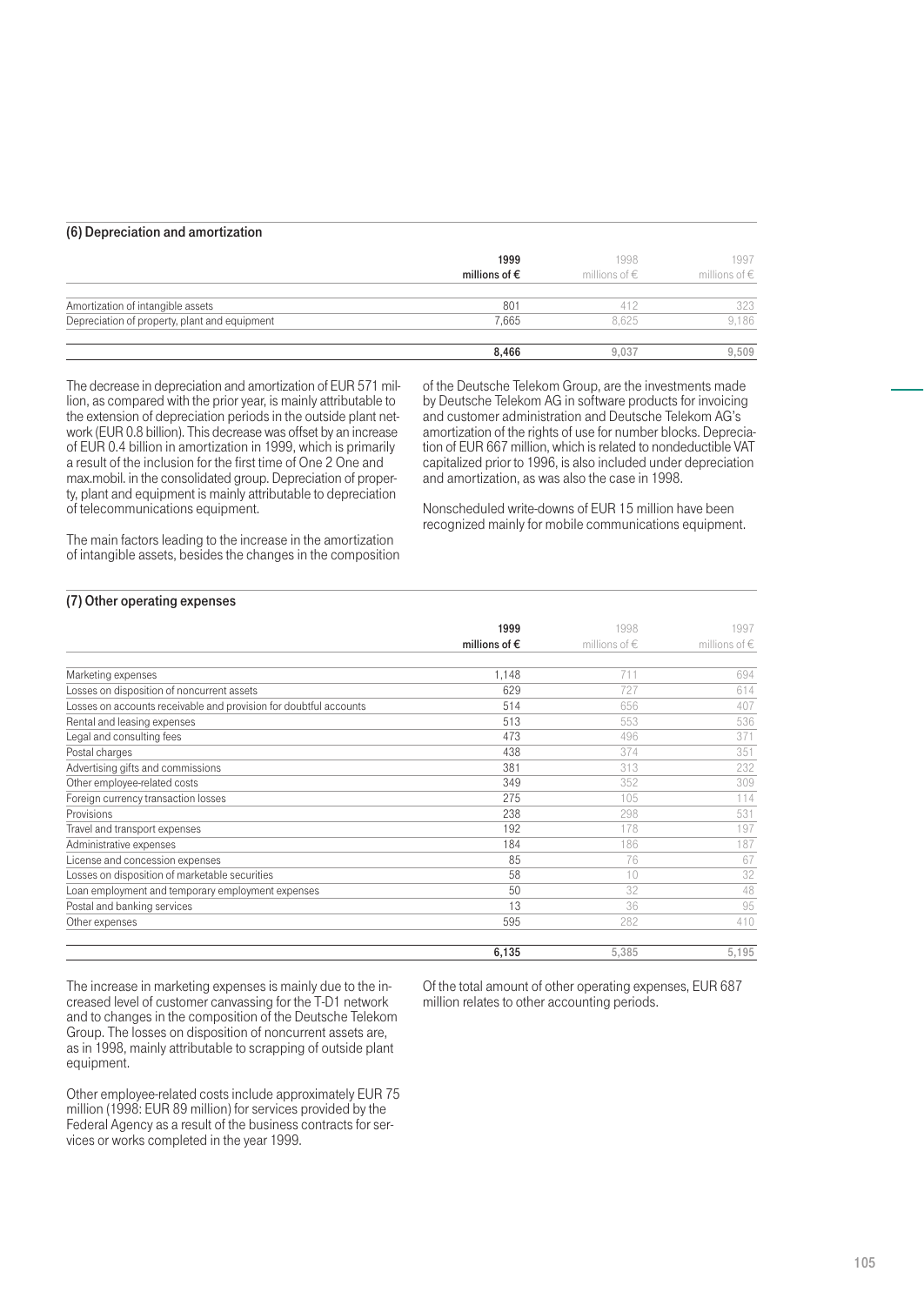### (6) Depreciation and amortization

| | 1999 millions of € | 1998 millions of € | 1997 millions of € |
|---|---|---|---|
| Amortization of intangible assets | 801 | 412 | 323 |
| Depreciation of property, plant and equipment | 7,665 | 8,625 | 9,186 |
| | **8,466** | **9,037** | **9,509** |

The decrease in depreciation and amortization of EUR 571 million, as compared with the prior year, is mainly attributable to the extension of depreciation periods in the outside plant network (EUR 0.8 billion). This decrease was offset by an increase of EUR 0.4 billion in amortization in 1999, which is primarily a result of the inclusion for the first time of One 2 One and max.mobil. in the consolidated group. Depreciation of property, plant and equipment is mainly attributable to depreciation of telecommunications equipment.

The main factors leading to the increase in the amortization of intangible assets, besides the changes in the composition of the Deutsche Telekom Group, are the investments made by Deutsche Telekom AG in software products for invoicing and customer administration and Deutsche Telekom AG's amortization of the rights of use for number blocks. Depreciation of EUR 667 million, which is related to nondeductible VAT capitalized prior to 1996, is also included under depreciation and amortization, as was also the case in 1998.

Nonscheduled write-downs of EUR 15 million have been recognized mainly for mobile communications equipment.

### (7) Other operating expenses

| | 1999 millions of € | 1998 millions of € | 1997 millions of € |
|---|---|---|---|
| Marketing expenses | 1,148 | 711 | 694 |
| Losses on disposition of noncurrent assets | 629 | 727 | 614 |
| Losses on accounts receivable and provision for doubtful accounts | 514 | 656 | 407 |
| Rental and leasing expenses | 513 | 553 | 536 |
| Legal and consulting fees | 473 | 496 | 371 |
| Postal charges | 438 | 374 | 351 |
| Advertising gifts and commissions | 381 | 313 | 232 |
| Other employee-related costs | 349 | 352 | 309 |
| Foreign currency transaction losses | 275 | 105 | 114 |
| Provisions | 238 | 298 | 531 |
| Travel and transport expenses | 192 | 178 | 197 |
| Administrative expenses | 184 | 186 | 187 |
| License and concession expenses | 85 | 76 | 67 |
| Losses on disposition of marketable securities | 58 | 10 | 32 |
| Loan employment and temporary employment expenses | 50 | 32 | 48 |
| Postal and banking services | 13 | 36 | 95 |
| Other expenses | 595 | 282 | 410 |
| | **6,135** | **5,385** | **5,195** |

The increase in marketing expenses is mainly due to the increased level of customer canvassing for the T-D1 network and to changes in the composition of the Deutsche Telekom Group. The losses on disposition of noncurrent assets are, as in 1998, mainly attributable to scrapping of outside plant equipment.

Other employee-related costs include approximately EUR 75 million (1998: EUR 89 million) for services provided by the Federal Agency as a result of the business contracts for services or works completed in the year 1999.

Of the total amount of other operating expenses, EUR 687 million relates to other accounting periods.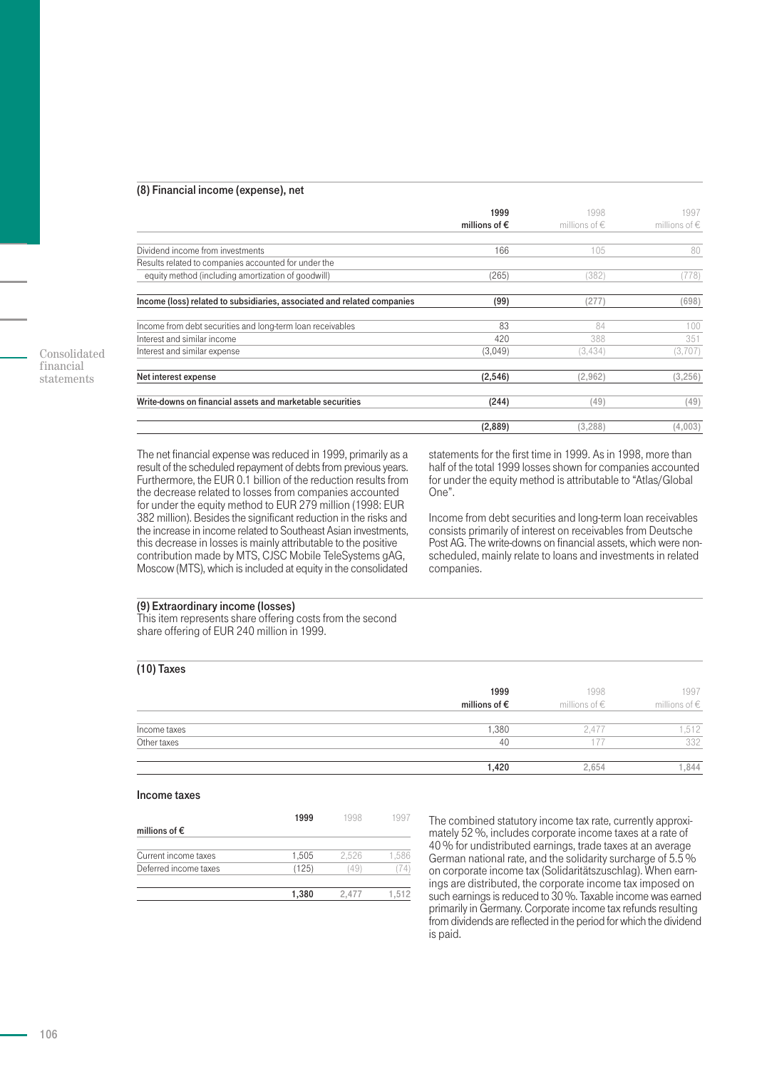### (8) Financial income (expense), net

| | 1999 millions of € | 1998 millions of € | 1997 millions of € |
|---|---|---|---|
| Dividend income from investments | 166 | 105 | 80 |
| Results related to companies accounted for under the equity method (including amortization of goodwill) | (265) | (382) | (778) |
| **Income (loss) related to subsidiaries, associated and related companies** | **(99)** | **(277)** | **(698)** |
| Income from debt securities and long-term loan receivables | 83 | 84 | 100 |
| Interest and similar income | 420 | 388 | 351 |
| Interest and similar expense | (3,049) | (3,434) | (3,707) |
| **Net interest expense** | **(2,546)** | **(2,962)** | **(3,256)** |
| **Write-downs on financial assets and marketable securities** | **(244)** | **(49)** | **(49)** |
| | **(2,889)** | **(3,288)** | **(4,003)** |

The net financial expense was reduced in 1999, primarily as a result of the scheduled repayment of debts from previous years. Furthermore, the EUR 0.1 billion of the reduction results from the decrease related to losses from companies accounted for under the equity method to EUR 279 million (1998: EUR 382 million). Besides the significant reduction in the risks and the increase in income related to Southeast Asian investments, this decrease in losses is mainly attributable to the positive contribution made by MTS, CJSC Mobile TeleSystems gAG, Moscow (MTS), which is included at equity in the consolidated statements for the first time in 1999. As in 1998, more than half of the total 1999 losses shown for companies accounted for under the equity method is attributable to "Atlas/Global One".

Income from debt securities and long-term loan receivables consists primarily of interest on receivables from Deutsche Post AG. The write-downs on financial assets, which were non-scheduled, mainly relate to loans and investments in related companies.

### (9) Extraordinary income (losses)

This item represents share offering costs from the second share offering of EUR 240 million in 1999.

### (10) Taxes

| | 1999 millions of € | 1998 millions of € | 1997 millions of € |
|---|---|---|---|
| Income taxes | 1,380 | 2,477 | 1,512 |
| Other taxes | 40 | 177 | 332 |
| | **1,420** | **2,654** | **1,844** |

#### Income taxes

| millions of € | 1999 | 1998 | 1997 |
|---|---|---|---|
| Current income taxes | 1,505 | 2,526 | 1,586 |
| Deferred income taxes | (125) | (49) | (74) |
| | **1,380** | **2,477** | **1,512** |

The combined statutory income tax rate, currently approximately 52 %, includes corporate income taxes at a rate of 40 % for undistributed earnings, trade taxes at an average German national rate, and the solidarity surcharge of 5.5 % on corporate income tax (Solidaritätszuschlag). When earnings are distributed, the corporate income tax imposed on such earnings is reduced to 30 %. Taxable income was earned primarily in Germany. Corporate income tax refunds resulting from dividends are reflected in the period for which the dividend is paid.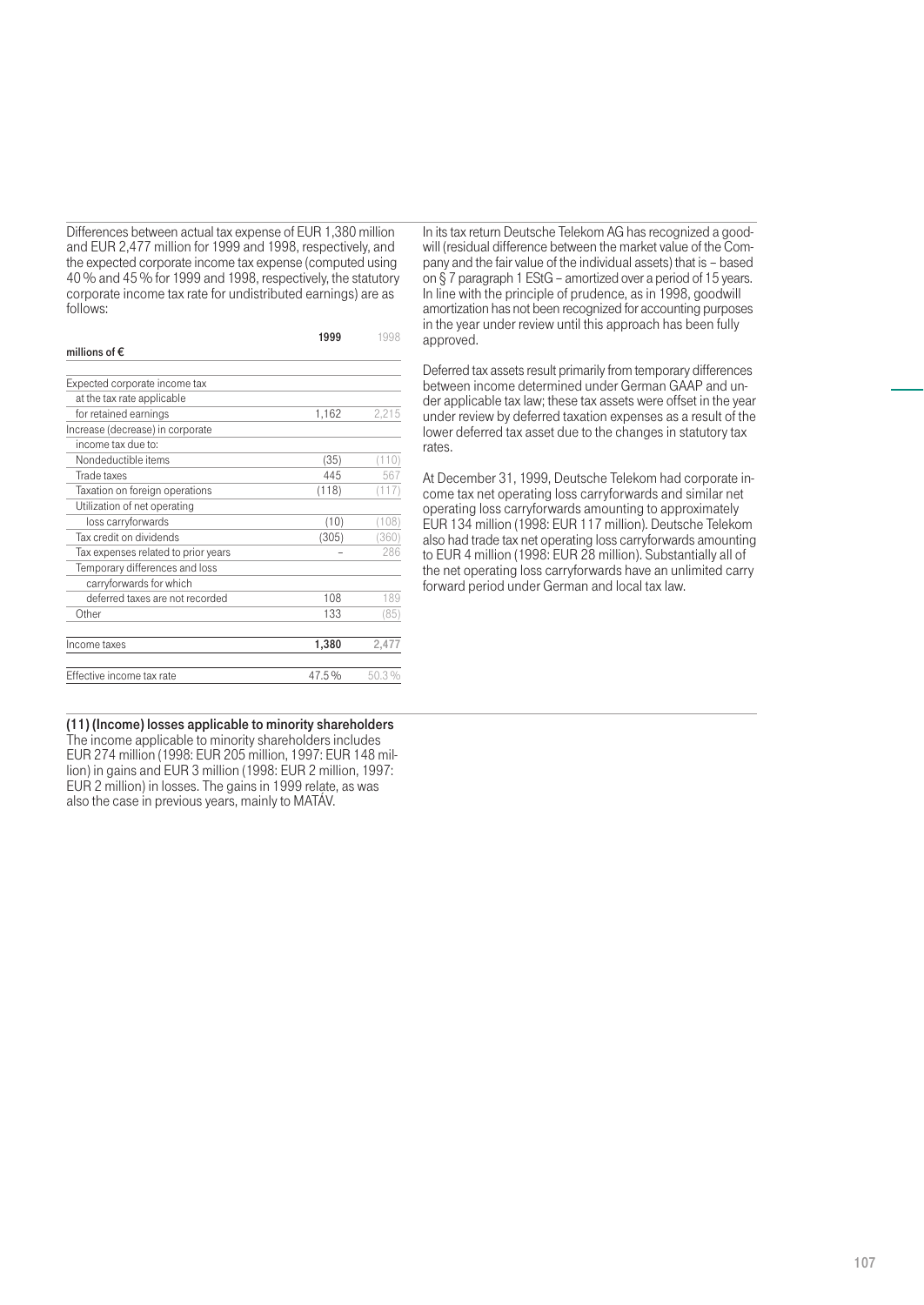Differences between actual tax expense of EUR 1,380 million and EUR 2,477 million for 1999 and 1998, respectively, and the expected corporate income tax expense (computed using 40 % and 45 % for 1999 and 1998, respectively, the statutory corporate income tax rate for undistributed earnings) are as follows:

| millions of € | 1999 | 1998 |
|---|---|---|
| Expected corporate income tax at the tax rate applicable for retained earnings | 1,162 | 2,215 |
| Increase (decrease) in corporate income tax due to: | | |
| Nondeductible items | (35) | (110) |
| Trade taxes | 445 | 567 |
| Taxation on foreign operations | (118) | (117) |
| Utilization of net operating loss carryforwards | (10) | (108) |
| Tax credit on dividends | (305) | (360) |
| Tax expenses related to prior years | – | 286 |
| Temporary differences and loss carryforwards for which deferred taxes are not recorded | 108 | 189 |
| Other | 133 | (85) |
| **Income taxes** | **1,380** | 2,477 |
| Effective income tax rate | 47.5 % | 50.3 % |

In its tax return Deutsche Telekom AG has recognized a goodwill (residual difference between the market value of the Company and the fair value of the individual assets) that is – based on § 7 paragraph 1 EStG – amortized over a period of 15 years. In line with the principle of prudence, as in 1998, goodwill amortization has not been recognized for accounting purposes in the year under review until this approach has been fully approved.

Deferred tax assets result primarily from temporary differences between income determined under German GAAP and under applicable tax law; these tax assets were offset in the year under review by deferred taxation expenses as a result of the lower deferred tax asset due to the changes in statutory tax rates.

At December 31, 1999, Deutsche Telekom had corporate income tax net operating loss carryforwards and similar net operating loss carryforwards amounting to approximately EUR 134 million (1998: EUR 117 million). Deutsche Telekom also had trade tax net operating loss carryforwards amounting to EUR 4 million (1998: EUR 28 million). Substantially all of the net operating loss carryforwards have an unlimited carry forward period under German and local tax law.

**(11) (Income) losses applicable to minority shareholders**

The income applicable to minority shareholders includes EUR 274 million (1998: EUR 205 million, 1997: EUR 148 million) in gains and EUR 3 million (1998: EUR 2 million, 1997: EUR 2 million) in losses. The gains in 1999 relate, as was also the case in previous years, mainly to MATÁV.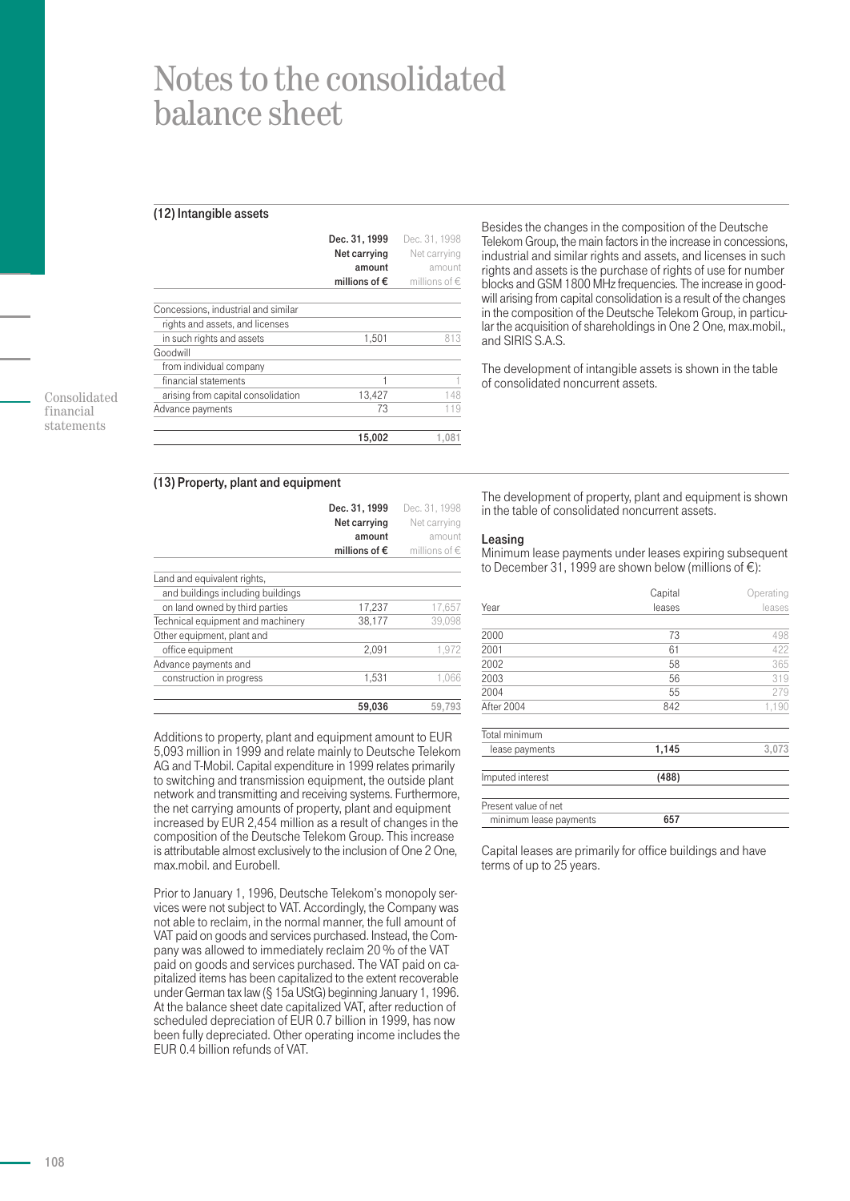# Notes to the consolidated balance sheet

## (12) Intangible assets

| | Dec. 31, 1999 Net carrying amount millions of € | Dec. 31, 1998 Net carrying amount millions of € |
|---|---|---|
| Concessions, industrial and similar rights and assets, and licenses in such rights and assets | 1,501 | 813 |
| Goodwill | | |
| from individual company financial statements | 1 | 1 |
| arising from capital consolidation | 13,427 | 148 |
| Advance payments | 73 | 119 |
| | **15,002** | 1,081 |

Besides the changes in the composition of the Deutsche Telekom Group, the main factors in the increase in concessions, industrial and similar rights and assets, and licenses in such rights and assets is the purchase of rights of use for number blocks and GSM 1800 MHz frequencies. The increase in goodwill arising from capital consolidation is a result of the changes in the composition of the Deutsche Telekom Group, in particular the acquisition of shareholdings in One 2 One, max.mobil., and SIRIS S.A.S.

The development of intangible assets is shown in the table of consolidated noncurrent assets.

## (13) Property, plant and equipment

| | Dec. 31, 1999 Net carrying amount millions of € | Dec. 31, 1998 Net carrying amount millions of € |
|---|---|---|
| Land and equivalent rights, and buildings including buildings on land owned by third parties | 17,237 | 17,657 |
| Technical equipment and machinery | 38,177 | 39,098 |
| Other equipment, plant and office equipment | 2,091 | 1,972 |
| Advance payments and construction in progress | 1,531 | 1,066 |
| | **59,036** | 59,793 |

Additions to property, plant and equipment amount to EUR 5,093 million in 1999 and relate mainly to Deutsche Telekom AG and T-Mobil. Capital expenditure in 1999 relates primarily to switching and transmission equipment, the outside plant network and transmitting and receiving systems. Furthermore, the net carrying amounts of property, plant and equipment increased by EUR 2,454 million as a result of changes in the composition of the Deutsche Telekom Group. This increase is attributable almost exclusively to the inclusion of One 2 One, max.mobil. and Eurobell.

Prior to January 1, 1996, Deutsche Telekom's monopoly services were not subject to VAT. Accordingly, the Company was not able to reclaim, in the normal manner, the full amount of VAT paid on goods and services purchased. Instead, the Company was allowed to immediately reclaim 20 % of the VAT paid on goods and services purchased. The VAT paid on capitalized items has been capitalized to the extent recoverable under German tax law (§ 15a UStG) beginning January 1, 1996. At the balance sheet date capitalized VAT, after reduction of scheduled depreciation of EUR 0.7 billion in 1999, has now been fully depreciated. Other operating income includes the EUR 0.4 billion refunds of VAT.

The development of property, plant and equipment is shown in the table of consolidated noncurrent assets.

### Leasing

Minimum lease payments under leases expiring subsequent to December 31, 1999 are shown below (millions of €):

| Year | Capital leases | Operating leases |
|---|---|---|
| 2000 | 73 | 498 |
| 2001 | 61 | 422 |
| 2002 | 58 | 365 |
| 2003 | 56 | 319 |
| 2004 | 55 | 279 |
| After 2004 | 842 | 1,190 |
| Total minimum lease payments | **1,145** | 3,073 |
| Imputed interest | **(488)** | |
| Present value of net minimum lease payments | **657** | |

Capital leases are primarily for office buildings and have terms of up to 25 years.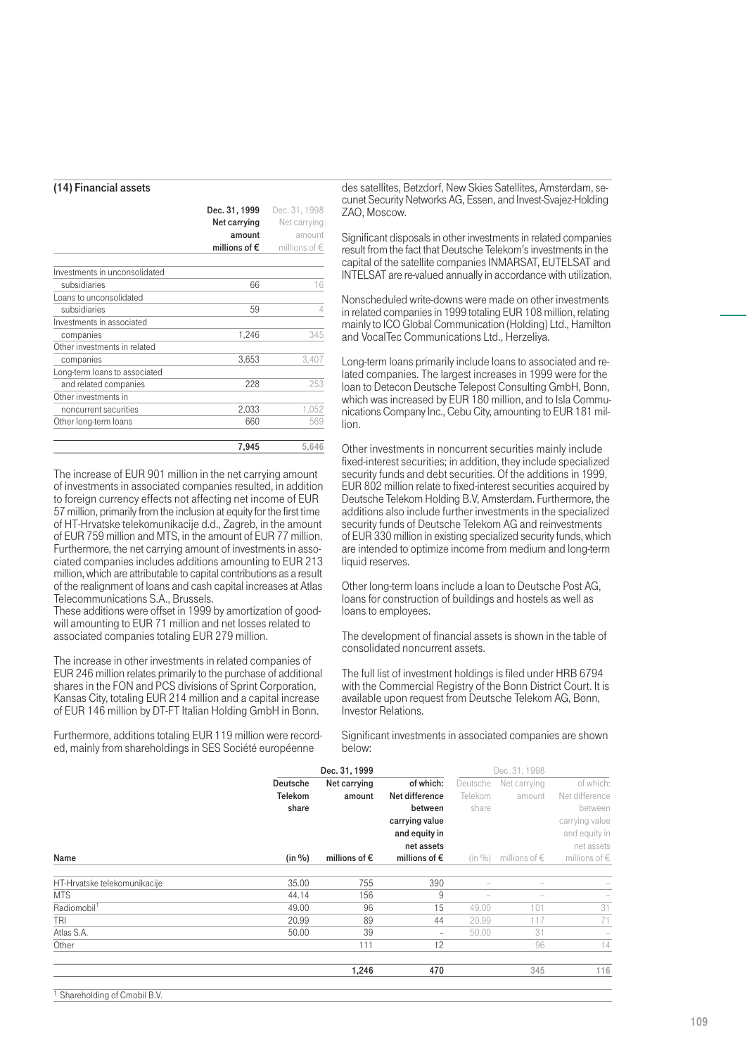### (14) Financial assets

| | Dec. 31, 1999 Net carrying amount millions of € | Dec. 31, 1998 Net carrying amount millions of € |
|---|---|---|
| Investments in unconsolidated subsidiaries | 66 | 16 |
| Loans to unconsolidated subsidiaries | 59 | 4 |
| Investments in associated companies | 1,246 | 345 |
| Other investments in related companies | 3,653 | 3,407 |
| Long-term loans to associated and related companies | 228 | 253 |
| Other investments in noncurrent securities | 2,033 | 1,052 |
| Other long-term loans | 660 | 569 |
| | **7,945** | 5,646 |

The increase of EUR 901 million in the net carrying amount of investments in associated companies resulted, in addition to foreign currency effects not affecting net income of EUR 57 million, primarily from the inclusion at equity for the first time of HT-Hrvatske telekomunikacije d.d., Zagreb, in the amount of EUR 759 million and MTS, in the amount of EUR 77 million. Furthermore, the net carrying amount of investments in associated companies includes additions amounting to EUR 213 million, which are attributable to capital contributions as a result of the realignment of loans and cash capital increases at Atlas Telecommunications S.A., Brussels.
These additions were offset in 1999 by amortization of goodwill amounting to EUR 71 million and net losses related to associated companies totaling EUR 279 million.

The increase in other investments in related companies of EUR 246 million relates primarily to the purchase of additional shares in the FON and PCS divisions of Sprint Corporation, Kansas City, totaling EUR 214 million and a capital increase of EUR 146 million by DT-FT Italian Holding GmbH in Bonn.

Furthermore, additions totaling EUR 119 million were recorded, mainly from shareholdings in SES Société européenne des satellites, Betzdorf, New Skies Satellites, Amsterdam, secunet Security Networks AG, Essen, and Invest-Svajez-Holding ZAO, Moscow.

Significant disposals in other investments in related companies result from the fact that Deutsche Telekom's investments in the capital of the satellite companies INMARSAT, EUTELSAT and INTELSAT are re-valued annually in accordance with utilization.

Nonscheduled write-downs were made on other investments in related companies in 1999 totaling EUR 108 million, relating mainly to ICO Global Communication (Holding) Ltd., Hamilton and VocalTec Communications Ltd., Herzeliya.

Long-term loans primarily include loans to associated and related companies. The largest increases in 1999 were for the loan to Detecon Deutsche Telepost Consulting GmbH, Bonn, which was increased by EUR 180 million, and to Isla Communications Company Inc., Cebu City, amounting to EUR 181 million.

Other investments in noncurrent securities mainly include fixed-interest securities; in addition, they include specialized security funds and debt securities. Of the additions in 1999, EUR 802 million relate to fixed-interest securities acquired by Deutsche Telekom Holding B.V, Amsterdam. Furthermore, the additions also include further investments in the specialized security funds of Deutsche Telekom AG and reinvestments of EUR 330 million in existing specialized security funds, which are intended to optimize income from medium and long-term liquid reserves.

Other long-term loans include a loan to Deutsche Post AG, loans for construction of buildings and hostels as well as loans to employees.

The development of financial assets is shown in the table of consolidated noncurrent assets.

The full list of investment holdings is filed under HRB 6794 with the Commercial Registry of the Bonn District Court. It is available upon request from Deutsche Telekom AG, Bonn, Investor Relations.

Significant investments in associated companies are shown below:

| | Dec. 31, 1999 | | | Dec. 31, 1998 | | |
|---|---|---|---|---|---|---|
| Name | Deutsche Telekom share (in %) | Net carrying amount millions of € | of which: Net difference between carrying value and equity in net assets millions of € | Deutsche Telekom share (in %) | Net carrying amount millions of € | of which: Net difference between carrying value and equity in net assets millions of € |
| HT-Hrvatske telekomunikacije | 35.00 | 755 | 390 | – | – | – |
| MTS | 44.14 | 156 | 9 | – | – | – |
| Radiomobil[1] | 49.00 | 96 | 15 | 49.00 | 101 | 31 |
| TRI | 20.99 | 89 | 44 | 20.99 | 117 | 71 |
| Atlas S.A. | 50.00 | 39 | – | 50.00 | 31 | – |
| Other | | 111 | 12 | | 96 | 14 |
| | | **1,246** | **470** | | 345 | 116 |

[1] Shareholding of Cmobil B.V.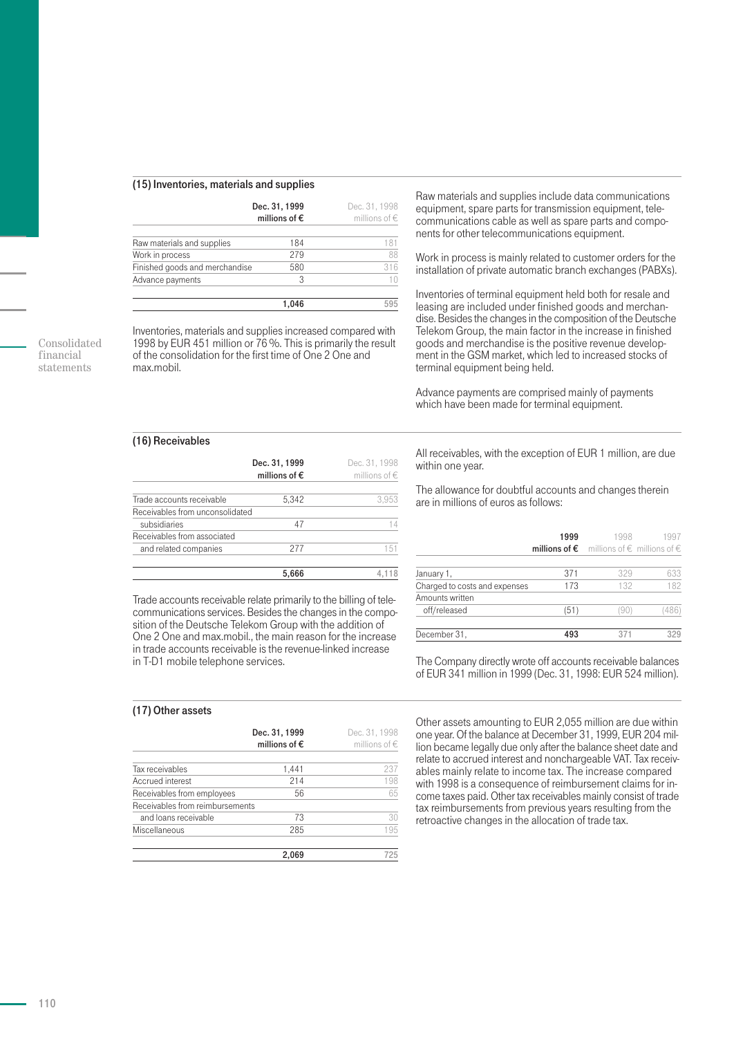### (15) Inventories, materials and supplies

| | Dec. 31, 1999 millions of € | Dec. 31, 1998 millions of € |
|---|---|---|
| Raw materials and supplies | 184 | 181 |
| Work in process | 279 | 88 |
| Finished goods and merchandise | 580 | 316 |
| Advance payments | 3 | 10 |
| | **1,046** | 595 |

Inventories, materials and supplies increased compared with 1998 by EUR 451 million or 76 %. This is primarily the result of the consolidation for the first time of One 2 One and max.mobil.

Raw materials and supplies include data communications equipment, spare parts for transmission equipment, telecommunications cable as well as spare parts and components for other telecommunications equipment.

Work in process is mainly related to customer orders for the installation of private automatic branch exchanges (PABXs).

Inventories of terminal equipment held both for resale and leasing are included under finished goods and merchandise. Besides the changes in the composition of the Deutsche Telekom Group, the main factor in the increase in finished goods and merchandise is the positive revenue development in the GSM market, which led to increased stocks of terminal equipment being held.

Advance payments are comprised mainly of payments which have been made for terminal equipment.

### (16) Receivables

| | Dec. 31, 1999 millions of € | Dec. 31, 1998 millions of € |
|---|---|---|
| Trade accounts receivable | 5,342 | 3,953 |
| Receivables from unconsolidated subsidiaries | 47 | 14 |
| Receivables from associated and related companies | 277 | 151 |
| | **5,666** | 4,118 |

Trade accounts receivable relate primarily to the billing of telecommunications services. Besides the changes in the composition of the Deutsche Telekom Group with the addition of One 2 One and max.mobil., the main reason for the increase in trade accounts receivable is the revenue-linked increase in T-D1 mobile telephone services.

All receivables, with the exception of EUR 1 million, are due within one year.

The allowance for doubtful accounts and changes therein are in millions of euros as follows:

| | 1999 millions of € | 1998 millions of € | 1997 millions of € |
|---|---|---|---|
| January 1, | 371 | 329 | 633 |
| Charged to costs and expenses | 173 | 132 | 182 |
| Amounts written off/released | (51) | (90) | (486) |
| December 31, | **493** | 371 | 329 |

The Company directly wrote off accounts receivable balances of EUR 341 million in 1999 (Dec. 31, 1998: EUR 524 million).

### (17) Other assets

| | Dec. 31, 1999 millions of € | Dec. 31, 1998 millions of € |
|---|---|---|
| Tax receivables | 1,441 | 237 |
| Accrued interest | 214 | 198 |
| Receivables from employees | 56 | 65 |
| Receivables from reimbursements and loans receivable | 73 | 30 |
| Miscellaneous | 285 | 195 |
| | **2,069** | 725 |

Other assets amounting to EUR 2,055 million are due within one year. Of the balance at December 31, 1999, EUR 204 million became legally due only after the balance sheet date and relate to accrued interest and nonchargeable VAT. Tax receivables mainly relate to income tax. The increase compared with 1998 is a consequence of reimbursement claims for income taxes paid. Other tax receivables mainly consist of trade tax reimbursements from previous years resulting from the retroactive changes in the allocation of trade tax.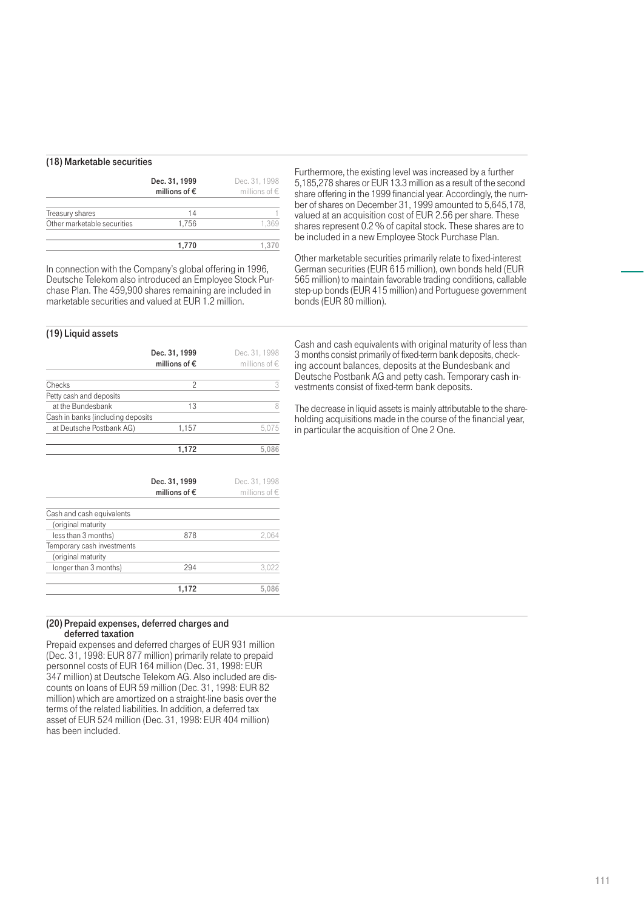### (18) Marketable securities

| | Dec. 31, 1999 millions of € | Dec. 31, 1998 millions of € |
|---|---|---|
| Treasury shares | 14 | 1 |
| Other marketable securities | 1,756 | 1,369 |
| | 1,770 | 1,370 |

In connection with the Company's global offering in 1996, Deutsche Telekom also introduced an Employee Stock Purchase Plan. The 459,900 shares remaining are included in marketable securities and valued at EUR 1.2 million.

Furthermore, the existing level was increased by a further 5,185,278 shares or EUR 13.3 million as a result of the second share offering in the 1999 financial year. Accordingly, the number of shares on December 31, 1999 amounted to 5,645,178, valued at an acquisition cost of EUR 2.56 per share. These shares represent 0.2 % of capital stock. These shares are to be included in a new Employee Stock Purchase Plan.

Other marketable securities primarily relate to fixed-interest German securities (EUR 615 million), own bonds held (EUR 565 million) to maintain favorable trading conditions, callable step-up bonds (EUR 415 million) and Portuguese government bonds (EUR 80 million).

### (19) Liquid assets

| | Dec. 31, 1999 millions of € | Dec. 31, 1998 millions of € |
|---|---|---|
| Checks | 2 | 3 |
| Petty cash and deposits at the Bundesbank | 13 | 8 |
| Cash in banks (including deposits at Deutsche Postbank AG) | 1,157 | 5,075 |
| | 1,172 | 5,086 |

| | Dec. 31, 1999 millions of € | Dec. 31, 1998 millions of € |
|---|---|---|
| Cash and cash equivalents (original maturity less than 3 months) | 878 | 2,064 |
| Temporary cash investments (original maturity longer than 3 months) | 294 | 3,022 |
| | 1,172 | 5,086 |

Cash and cash equivalents with original maturity of less than 3 months consist primarily of fixed-term bank deposits, checking account balances, deposits at the Bundesbank and Deutsche Postbank AG and petty cash. Temporary cash investments consist of fixed-term bank deposits.

The decrease in liquid assets is mainly attributable to the shareholding acquisitions made in the course of the financial year, in particular the acquisition of One 2 One.

### (20) Prepaid expenses, deferred charges and deferred taxation

Prepaid expenses and deferred charges of EUR 931 million (Dec. 31, 1998: EUR 877 million) primarily relate to prepaid personnel costs of EUR 164 million (Dec. 31, 1998: EUR 347 million) at Deutsche Telekom AG. Also included are discounts on loans of EUR 59 million (Dec. 31, 1998: EUR 82 million) which are amortized on a straight-line basis over the terms of the related liabilities. In addition, a deferred tax asset of EUR 524 million (Dec. 31, 1998: EUR 404 million) has been included.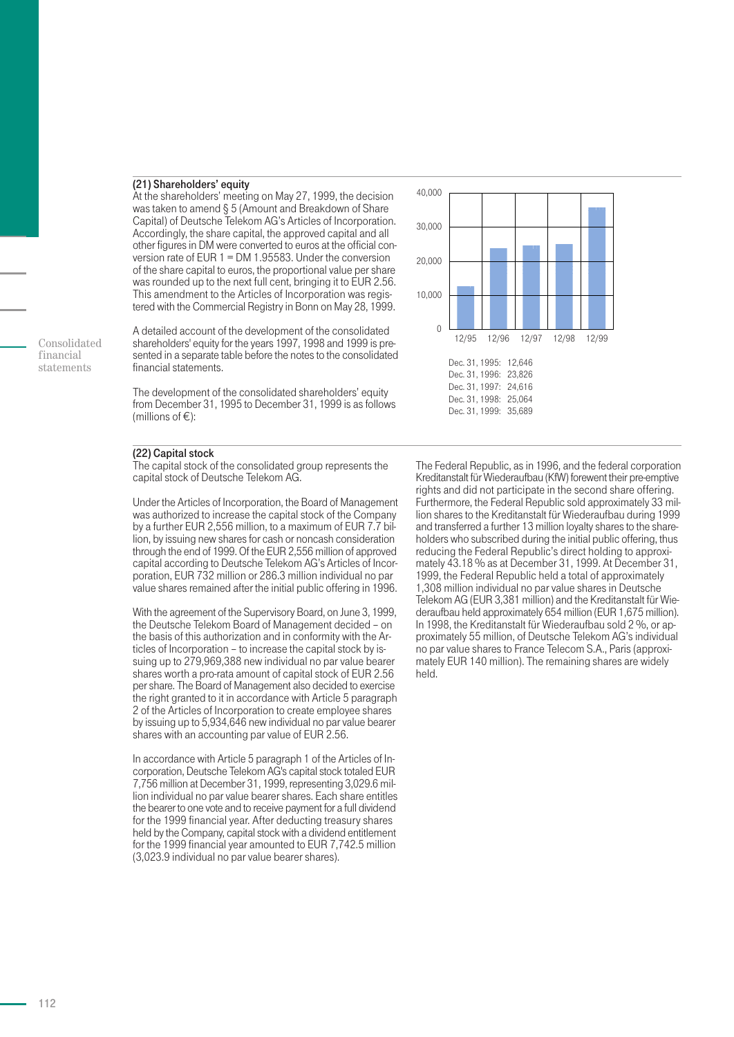### (21) Shareholders' equity

At the shareholders' meeting on May 27, 1999, the decision was taken to amend § 5 (Amount and Breakdown of Share Capital) of Deutsche Telekom AG's Articles of Incorporation. Accordingly, the share capital, the approved capital and all other figures in DM were converted to euros at the official conversion rate of EUR 1 = DM 1.95583. Under the conversion of the share capital to euros, the proportional value per share was rounded up to the next full cent, bringing it to EUR 2.56. This amendment to the Articles of Incorporation was registered with the Commercial Registry in Bonn on May 28, 1999.

A detailed account of the development of the consolidated shareholders' equity for the years 1997, 1998 and 1999 is presented in a separate table before the notes to the consolidated financial statements.

The development of the consolidated shareholders' equity from December 31, 1995 to December 31, 1999 is as follows (millions of €):

Dec. 31, 1995: 12,646
Dec. 31, 1996: 23,826
Dec. 31, 1997: 24,616
Dec. 31, 1998: 25,064
Dec. 31, 1999: 35,689

### (22) Capital stock

The capital stock of the consolidated group represents the capital stock of Deutsche Telekom AG.

Under the Articles of Incorporation, the Board of Management was authorized to increase the capital stock of the Company by a further EUR 2,556 million, to a maximum of EUR 7.7 billion, by issuing new shares for cash or noncash consideration through the end of 1999. Of the EUR 2,556 million of approved capital according to Deutsche Telekom AG's Articles of Incorporation, EUR 732 million or 286.3 million individual no par value shares remained after the initial public offering in 1996.

With the agreement of the Supervisory Board, on June 3, 1999, the Deutsche Telekom Board of Management decided – on the basis of this authorization and in conformity with the Articles of Incorporation – to increase the capital stock by issuing up to 279,969,388 new individual no par value bearer shares worth a pro-rata amount of capital stock of EUR 2.56 per share. The Board of Management also decided to exercise the right granted to it in accordance with Article 5 paragraph 2 of the Articles of Incorporation to create employee shares by issuing up to 5,934,646 new individual no par value bearer shares with an accounting par value of EUR 2.56.

In accordance with Article 5 paragraph 1 of the Articles of Incorporation, Deutsche Telekom AG's capital stock totaled EUR 7,756 million at December 31, 1999, representing 3,029.6 million individual no par value bearer shares. Each share entitles the bearer to one vote and to receive payment for a full dividend for the 1999 financial year. After deducting treasury shares held by the Company, capital stock with a dividend entitlement for the 1999 financial year amounted to EUR 7,742.5 million (3,023.9 individual no par value bearer shares).

The Federal Republic, as in 1996, and the federal corporation Kreditanstalt für Wiederaufbau (KfW) forewent their pre-emptive rights and did not participate in the second share offering. Furthermore, the Federal Republic sold approximately 33 million shares to the Kreditanstalt für Wiederaufbau during 1999 and transferred a further 13 million loyalty shares to the shareholders who subscribed during the initial public offering, thus reducing the Federal Republic's direct holding to approximately 43.18 % as at December 31, 1999. At December 31, 1999, the Federal Republic held a total of approximately 1,308 million individual no par value shares in Deutsche Telekom AG (EUR 3,381 million) and the Kreditanstalt für Wiederaufbau held approximately 654 million (EUR 1,675 million). In 1998, the Kreditanstalt für Wiederaufbau sold 2 %, or approximately 55 million, of Deutsche Telekom AG's individual no par value shares to France Telecom S.A., Paris (approximately EUR 140 million). The remaining shares are widely held.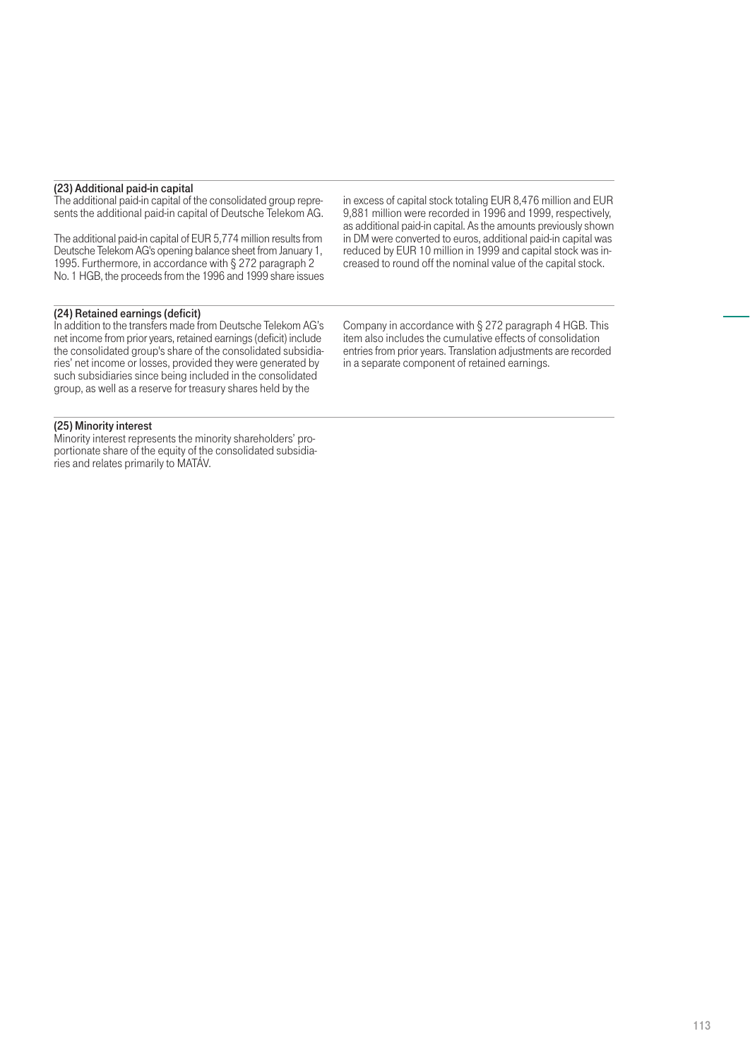### (23) Additional paid-in capital

The additional paid-in capital of the consolidated group represents the additional paid-in capital of Deutsche Telekom AG.

The additional paid-in capital of EUR 5,774 million results from Deutsche Telekom AG's opening balance sheet from January 1, 1995. Furthermore, in accordance with § 272 paragraph 2 No. 1 HGB, the proceeds from the 1996 and 1999 share issues in excess of capital stock totaling EUR 8,476 million and EUR 9,881 million were recorded in 1996 and 1999, respectively, as additional paid-in capital. As the amounts previously shown in DM were converted to euros, additional paid-in capital was reduced by EUR 10 million in 1999 and capital stock was increased to round off the nominal value of the capital stock.

### (24) Retained earnings (deficit)

In addition to the transfers made from Deutsche Telekom AG's net income from prior years, retained earnings (deficit) include the consolidated group's share of the consolidated subsidiaries' net income or losses, provided they were generated by such subsidiaries since being included in the consolidated group, as well as a reserve for treasury shares held by the Company in accordance with § 272 paragraph 4 HGB. This item also includes the cumulative effects of consolidation entries from prior years. Translation adjustments are recorded in a separate component of retained earnings.

### (25) Minority interest

Minority interest represents the minority shareholders' proportionate share of the equity of the consolidated subsidiaries and relates primarily to MATÁV.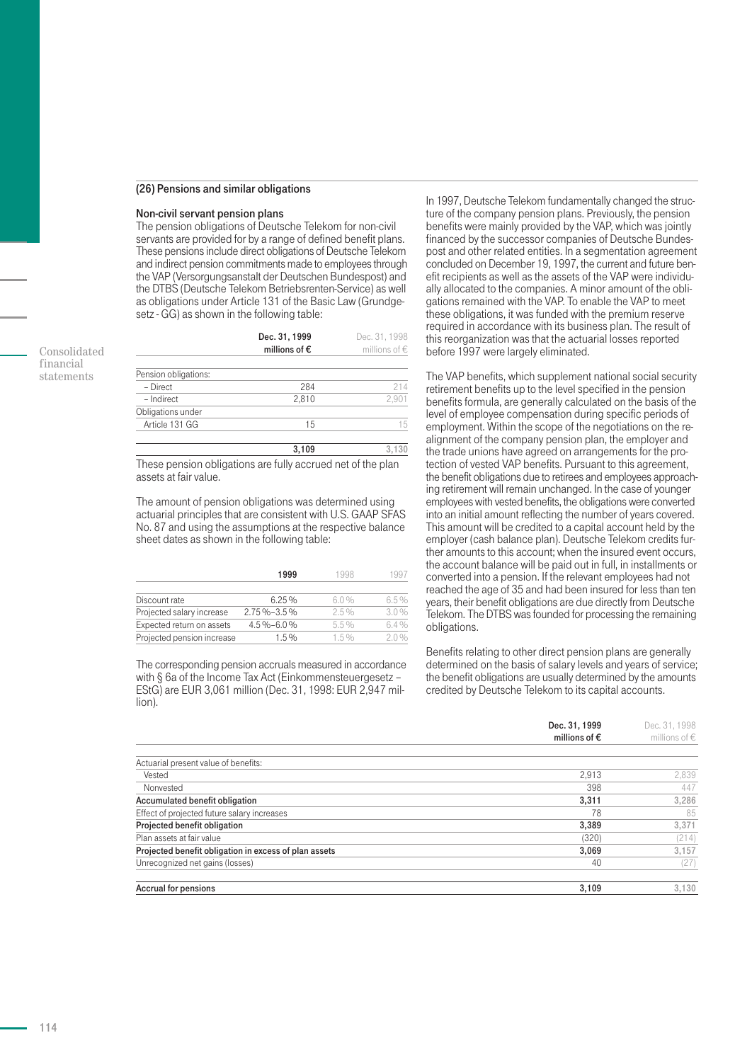## (26) Pensions and similar obligations

### Non-civil servant pension plans

The pension obligations of Deutsche Telekom for non-civil servants are provided for by a range of defined benefit plans. These pensions include direct obligations of Deutsche Telekom and indirect pension commitments made to employees through the VAP (Versorgungsanstalt der Deutschen Bundespost) and the DTBS (Deutsche Telekom Betriebsrenten-Service) as well as obligations under Article 131 of the Basic Law (Grundgesetz - GG) as shown in the following table:

| | Dec. 31, 1999 millions of € | Dec. 31, 1998 millions of € |
|---|---|---|
| Pension obligations: | | |
| – Direct | 284 | 214 |
| – Indirect | 2,810 | 2,901 |
| Obligations under Article 131 GG | 15 | 15 |
| | **3,109** | 3,130 |

These pension obligations are fully accrued net of the plan assets at fair value.

The amount of pension obligations was determined using actuarial principles that are consistent with U.S. GAAP SFAS No. 87 and using the assumptions at the respective balance sheet dates as shown in the following table:

| | 1999 | 1998 | 1997 |
|---|---|---|---|
| Discount rate | 6.25% | 6.0% | 6.5% |
| Projected salary increase | 2.75%–3.5% | 2.5% | 3.0% |
| Expected return on assets | 4.5%–6.0% | 5.5% | 6.4% |
| Projected pension increase | 1.5% | 1.5% | 2.0% |

The corresponding pension accruals measured in accordance with § 6a of the Income Tax Act (Einkommensteuergesetz – EStG) are EUR 3,061 million (Dec. 31, 1998: EUR 2,947 million).

In 1997, Deutsche Telekom fundamentally changed the structure of the company pension plans. Previously, the pension benefits were mainly provided by the VAP, which was jointly financed by the successor companies of Deutsche Bundespost and other related entities. In a segmentation agreement concluded on December 19, 1997, the current and future benefit recipients as well as the assets of the VAP were individually allocated to the companies. A minor amount of the obligations remained with the VAP. To enable the VAP to meet these obligations, it was funded with the premium reserve required in accordance with its business plan. The result of this reorganization was that the actuarial losses reported before 1997 were largely eliminated.

The VAP benefits, which supplement national social security retirement benefits up to the level specified in the pension benefits formula, are generally calculated on the basis of the level of employee compensation during specific periods of employment. Within the scope of the negotiations on the re-alignment of the company pension plan, the employer and the trade unions have agreed on arrangements for the protection of vested VAP benefits. Pursuant to this agreement, the benefit obligations due to retirees and employees approaching retirement will remain unchanged. In the case of younger employees with vested benefits, the obligations were converted into an initial amount reflecting the number of years covered. This amount will be credited to a capital account held by the employer (cash balance plan). Deutsche Telekom credits further amounts to this account; when the insured event occurs, the account balance will be paid out in full, in installments or converted into a pension. If the relevant employees had not reached the age of 35 and had been insured for less than ten years, their benefit obligations are due directly from Deutsche Telekom. The DTBS was founded for processing the remaining obligations.

Benefits relating to other direct pension plans are generally determined on the basis of salary levels and years of service; the benefit obligations are usually determined by the amounts credited by Deutsche Telekom to its capital accounts.

| | Dec. 31, 1999 millions of € | Dec. 31, 1998 millions of € |
|---|---|---|
| Actuarial present value of benefits: | | |
| Vested | 2,913 | 2,839 |
| Nonvested | 398 | 447 |
| **Accumulated benefit obligation** | **3,311** | 3,286 |
| Effect of projected future salary increases | 78 | 85 |
| **Projected benefit obligation** | **3,389** | 3,371 |
| Plan assets at fair value | (320) | (214) |
| **Projected benefit obligation in excess of plan assets** | **3,069** | 3,157 |
| Unrecognized net gains (losses) | 40 | (27) |
| **Accrual for pensions** | **3,109** | 3,130 |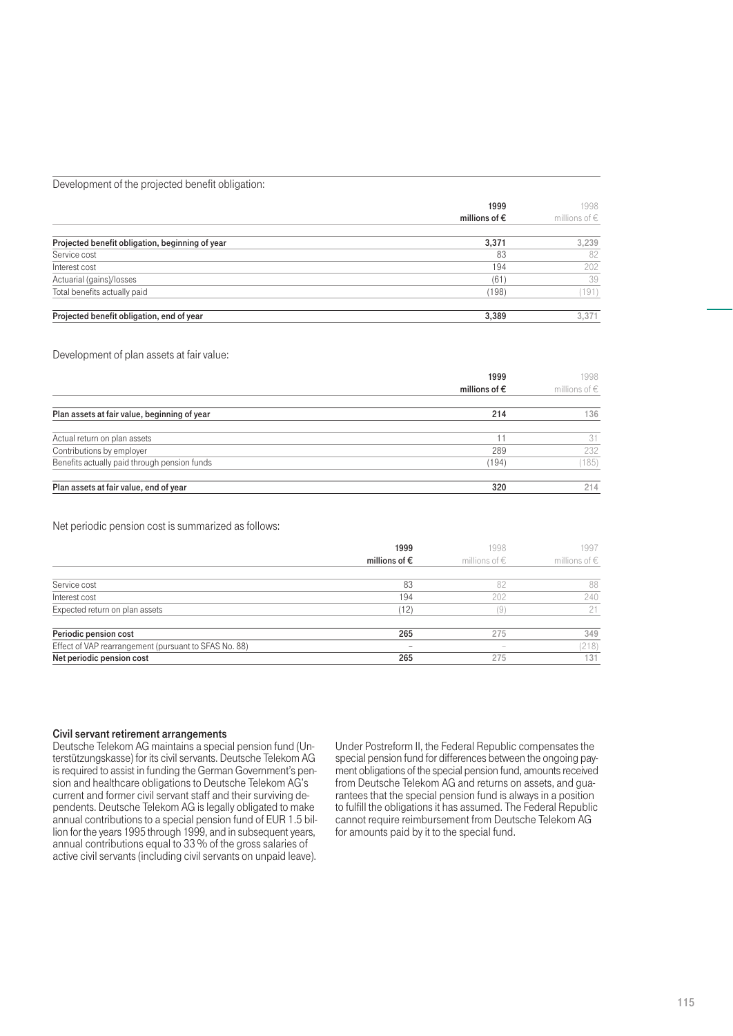Development of the projected benefit obligation:

| | 1999 millions of € | 1998 millions of € |
|---|---|---|
| **Projected benefit obligation, beginning of year** | **3,371** | 3,239 |
| Service cost | 83 | 82 |
| Interest cost | 194 | 202 |
| Actuarial (gains)/losses | (61) | 39 |
| Total benefits actually paid | (198) | (191) |
| **Projected benefit obligation, end of year** | **3,389** | 3,371 |

Development of plan assets at fair value:

| | 1999 millions of € | 1998 millions of € |
|---|---|---|
| **Plan assets at fair value, beginning of year** | **214** | 136 |
| Actual return on plan assets | 11 | 31 |
| Contributions by employer | 289 | 232 |
| Benefits actually paid through pension funds | (194) | (185) |
| **Plan assets at fair value, end of year** | **320** | 214 |

Net periodic pension cost is summarized as follows:

| | 1999 millions of € | 1998 millions of € | 1997 millions of € |
|---|---|---|---|
| Service cost | 83 | 82 | 88 |
| Interest cost | 194 | 202 | 240 |
| Expected return on plan assets | (12) | (9) | 21 |
| **Periodic pension cost** | **265** | 275 | 349 |
| Effect of VAP rearrangement (pursuant to SFAS No. 88) | – | – | (218) |
| **Net periodic pension cost** | **265** | 275 | 131 |

**Civil servant retirement arrangements**

Deutsche Telekom AG maintains a special pension fund (Unterstützungskasse) for its civil servants. Deutsche Telekom AG is required to assist in funding the German Government's pension and healthcare obligations to Deutsche Telekom AG's current and former civil servant staff and their surviving dependents. Deutsche Telekom AG is legally obligated to make annual contributions to a special pension fund of EUR 1.5 billion for the years 1995 through 1999, and in subsequent years, annual contributions equal to 33 % of the gross salaries of active civil servants (including civil servants on unpaid leave).

Under Postreform II, the Federal Republic compensates the special pension fund for differences between the ongoing payment obligations of the special pension fund, amounts received from Deutsche Telekom AG and returns on assets, and guarantees that the special pension fund is always in a position to fulfill the obligations it has assumed. The Federal Republic cannot require reimbursement from Deutsche Telekom AG for amounts paid by it to the special fund.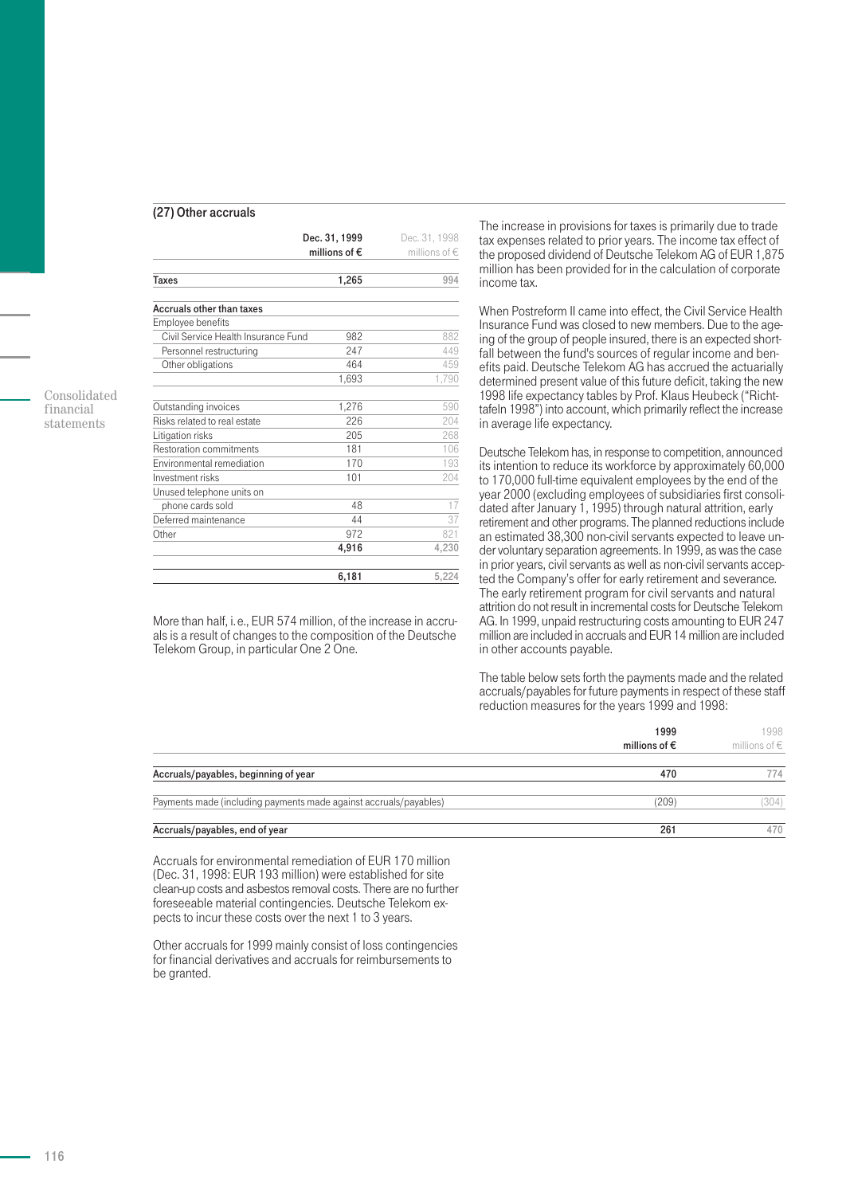### (27) Other accruals

| | Dec. 31, 1999 millions of € | Dec. 31, 1998 millions of € |
|---|---|---|
| **Taxes** | **1,265** | 994 |
| **Accruals other than taxes** | | |
| Employee benefits | | |
| Civil Service Health Insurance Fund | 982 | 882 |
| Personnel restructuring | 247 | 449 |
| Other obligations | 464 | 459 |
| | 1,693 | 1,790 |
| Outstanding invoices | 1,276 | 590 |
| Risks related to real estate | 226 | 204 |
| Litigation risks | 205 | 268 |
| Restoration commitments | 181 | 106 |
| Environmental remediation | 170 | 193 |
| Investment risks | 101 | 204 |
| Unused telephone units on phone cards sold | 48 | 17 |
| Deferred maintenance | 44 | 37 |
| Other | 972 | 821 |
| | **4,916** | 4,230 |
| | **6,181** | 5,224 |

More than half, i.e., EUR 574 million, of the increase in accruals is a result of changes to the composition of the Deutsche Telekom Group, in particular One 2 One.

The increase in provisions for taxes is primarily due to trade tax expenses related to prior years. The income tax effect of the proposed dividend of Deutsche Telekom AG of EUR 1,875 million has been provided for in the calculation of corporate income tax.

When Postreform II came into effect, the Civil Service Health Insurance Fund was closed to new members. Due to the ageing of the group of people insured, there is an expected shortfall between the fund's sources of regular income and benefits paid. Deutsche Telekom AG has accrued the actuarially determined present value of this future deficit, taking the new 1998 life expectancy tables by Prof. Klaus Heubeck ("Richttafeln 1998") into account, which primarily reflect the increase in average life expectancy.

Deutsche Telekom has, in response to competition, announced its intention to reduce its workforce by approximately 60,000 to 170,000 full-time equivalent employees by the end of the year 2000 (excluding employees of subsidiaries first consolidated after January 1, 1995) through natural attrition, early retirement and other programs. The planned reductions include an estimated 38,300 non-civil servants expected to leave under voluntary separation agreements. In 1999, as was the case in prior years, civil servants as well as non-civil servants accepted the Company's offer for early retirement and severance. The early retirement program for civil servants and natural attrition do not result in incremental costs for Deutsche Telekom AG. In 1999, unpaid restructuring costs amounting to EUR 247 million are included in accruals and EUR 14 million are included in other accounts payable.

The table below sets forth the payments made and the related accruals/payables for future payments in respect of these staff reduction measures for the years 1999 and 1998:

| | 1999 millions of € | 1998 millions of € |
|---|---|---|
| **Accruals/payables, beginning of year** | **470** | 774 |
| Payments made (including payments made against accruals/payables) | (209) | (304) |
| **Accruals/payables, end of year** | **261** | 470 |

Accruals for environmental remediation of EUR 170 million (Dec. 31, 1998: EUR 193 million) were established for site clean-up costs and asbestos removal costs. There are no further foreseeable material contingencies. Deutsche Telekom expects to incur these costs over the next 1 to 3 years.

Other accruals for 1999 mainly consist of loss contingencies for financial derivatives and accruals for reimbursements to be granted.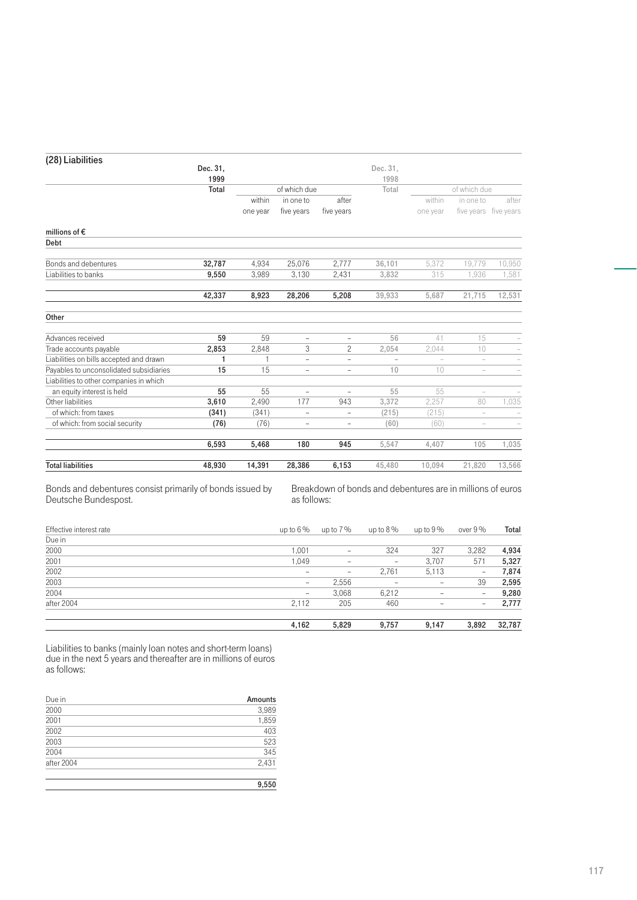## (28) Liabilities

| millions of € | Dec. 31, 1999 Total | of which due within one year | in one to five years | after five years | Dec. 31, 1998 Total | of which due within one year | in one to five years | after five years |
|---|---|---|---|---|---|---|---|---|
| **Debt** | | | | | | | | |
| Bonds and debentures | **32,787** | 4,934 | 25,076 | 2,777 | 36,101 | 5,372 | 19,779 | 10,950 |
| Liabilities to banks | **9,550** | 3,989 | 3,130 | 2,431 | 3,832 | 315 | 1,936 | 1,581 |
| | **42,337** | **8,923** | **28,206** | **5,208** | 39,933 | 5,687 | 21,715 | 12,531 |
| **Other** | | | | | | | | |
| Advances received | **59** | 59 | – | – | 56 | 41 | 15 | – |
| Trade accounts payable | **2,853** | 2,848 | 3 | 2 | 2,054 | 2,044 | 10 | – |
| Liabilities on bills accepted and drawn | **1** | 1 | – | – | – | – | – | – |
| Payables to unconsolidated subsidiaries | **15** | 15 | – | – | 10 | 10 | – | – |
| Liabilities to other companies in which an equity interest is held | **55** | 55 | – | – | 55 | 55 | – | – |
| Other liabilities | **3,610** | 2,490 | 177 | 943 | 3,372 | 2,257 | 80 | 1,035 |
| of which: from taxes | **(341)** | (341) | – | – | (215) | (215) | – | – |
| of which: from social security | **(76)** | (76) | – | – | (60) | (60) | – | – |
| | **6,593** | **5,468** | **180** | **945** | 5,547 | 4,407 | 105 | 1,035 |
| **Total liabilities** | **48,930** | **14,391** | **28,386** | **6,153** | 45,480 | 10,094 | 21,820 | 13,566 |

Bonds and debentures consist primarily of bonds issued by Deutsche Bundespost.

Breakdown of bonds and debentures are in millions of euros as follows:

| Effective interest rate | up to 6 % | up to 7 % | up to 8 % | up to 9 % | over 9 % | Total |
|---|---|---|---|---|---|---|
| Due in | | | | | | |
| 2000 | 1,001 | – | 324 | 327 | 3,282 | **4,934** |
| 2001 | 1,049 | – | – | 3,707 | 571 | **5,327** |
| 2002 | – | – | 2,761 | 5,113 | – | **7,874** |
| 2003 | – | 2,556 | – | – | 39 | **2,595** |
| 2004 | – | 3,068 | 6,212 | – | – | **9,280** |
| after 2004 | 2,112 | 205 | 460 | – | – | **2,777** |
| | **4,162** | **5,829** | **9,757** | **9,147** | **3,892** | **32,787** |

Liabilities to banks (mainly loan notes and short-term loans) due in the next 5 years and thereafter are in millions of euros as follows:

| Due in | Amounts |
|---|---|
| 2000 | 3,989 |
| 2001 | 1,859 |
| 2002 | 403 |
| 2003 | 523 |
| 2004 | 345 |
| after 2004 | 2,431 |
| | **9,550** |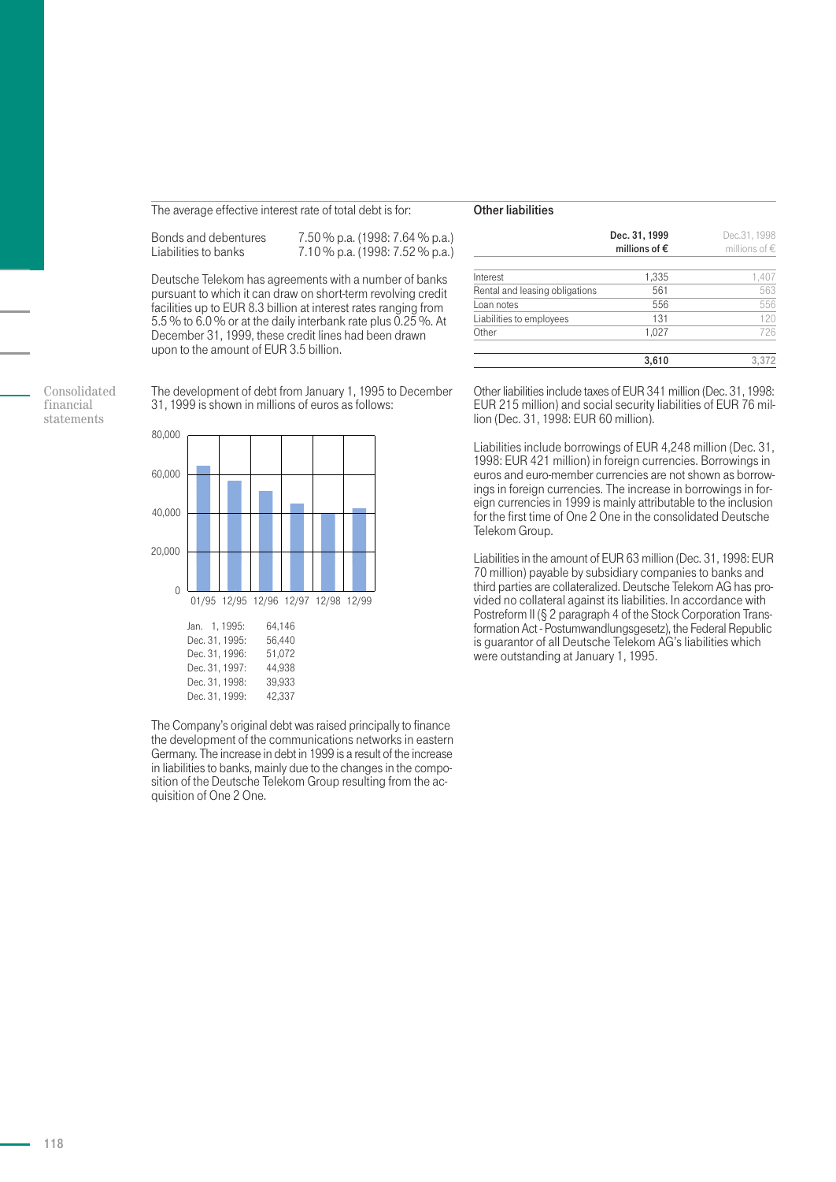The average effective interest rate of total debt is for:

| | |
|---|---|
| Bonds and debentures | 7.50 % p.a. (1998: 7.64 % p.a.) |
| Liabilities to banks | 7.10 % p.a. (1998: 7.52 % p.a.) |

Deutsche Telekom has agreements with a number of banks pursuant to which it can draw on short-term revolving credit facilities up to EUR 8.3 billion at interest rates ranging from 5.5 % to 6.0 % or at the daily interbank rate plus 0.25 %. At December 31, 1999, these credit lines had been drawn upon to the amount of EUR 3.5 billion.

The development of debt from January 1, 1995 to December 31, 1999 is shown in millions of euros as follows:

| | |
|---|---|
| Jan. 1, 1995: | 64,146 |
| Dec. 31, 1995: | 56,440 |
| Dec. 31, 1996: | 51,072 |
| Dec. 31, 1997: | 44,938 |
| Dec. 31, 1998: | 39,933 |
| Dec. 31, 1999: | 42,337 |

The Company's original debt was raised principally to finance the development of the communications networks in eastern Germany. The increase in debt in 1999 is a result of the increase in liabilities to banks, mainly due to the changes in the composition of the Deutsche Telekom Group resulting from the acquisition of One 2 One.

## Other liabilities

| | Dec. 31, 1999 millions of € | Dec.31, 1998 millions of € |
|---|---|---|
| Interest | 1,335 | 1,407 |
| Rental and leasing obligations | 561 | 563 |
| Loan notes | 556 | 556 |
| Liabilities to employees | 131 | 120 |
| Other | 1,027 | 726 |
| | **3,610** | 3,372 |

Other liabilities include taxes of EUR 341 million (Dec. 31, 1998: EUR 215 million) and social security liabilities of EUR 76 million (Dec. 31, 1998: EUR 60 million).

Liabilities include borrowings of EUR 4,248 million (Dec. 31, 1998: EUR 421 million) in foreign currencies. Borrowings in euros and euro-member currencies are not shown as borrowings in foreign currencies. The increase in borrowings in foreign currencies in 1999 is mainly attributable to the inclusion for the first time of One 2 One in the consolidated Deutsche Telekom Group.

Liabilities in the amount of EUR 63 million (Dec. 31, 1998: EUR 70 million) payable by subsidiary companies to banks and third parties are collateralized. Deutsche Telekom AG has provided no collateral against its liabilities. In accordance with Postreform II (§ 2 paragraph 4 of the Stock Corporation Transformation Act - Postumwandlungsgesetz), the Federal Republic is guarantor of all Deutsche Telekom AG's liabilities which were outstanding at January 1, 1995.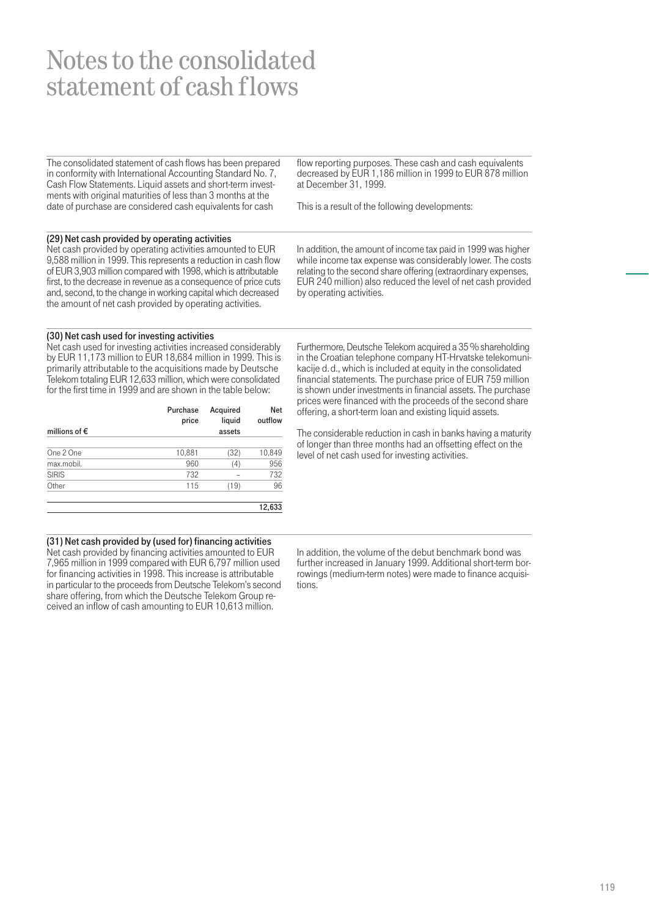# Notes to the consolidated statement of cash flows

The consolidated statement of cash flows has been prepared in conformity with International Accounting Standard No. 7, Cash Flow Statements. Liquid assets and short-term investments with original maturities of less than 3 months at the date of purchase are considered cash equivalents for cash flow reporting purposes. These cash and cash equivalents decreased by EUR 1,186 million in 1999 to EUR 878 million at December 31, 1999.

This is a result of the following developments:

**(29) Net cash provided by operating activities**
Net cash provided by operating activities amounted to EUR 9,588 million in 1999. This represents a reduction in cash flow of EUR 3,903 million compared with 1998, which is attributable first, to the decrease in revenue as a consequence of price cuts and, second, to the change in working capital which decreased the amount of net cash provided by operating activities.

In addition, the amount of income tax paid in 1999 was higher while income tax expense was considerably lower. The costs relating to the second share offering (extraordinary expenses, EUR 240 million) also reduced the level of net cash provided by operating activities.

**(30) Net cash used for investing activities**
Net cash used for investing activities increased considerably by EUR 11,173 million to EUR 18,684 million in 1999. This is primarily attributable to the acquisitions made by Deutsche Telekom totaling EUR 12,633 million, which were consolidated for the first time in 1999 and are shown in the table below:

| millions of € | Purchase price | Acquired liquid assets | Net outflow |
|---|---|---|---|
| One 2 One | 10,881 | (32) | 10,849 |
| max.mobil. | 960 | (4) | 956 |
| SIRIS | 732 | – | 732 |
| Other | 115 | (19) | 96 |
| | | | **12,633** |

Furthermore, Deutsche Telekom acquired a 35 % shareholding in the Croatian telephone company HT-Hrvatske telekomunikacije d. d., which is included at equity in the consolidated financial statements. The purchase price of EUR 759 million is shown under investments in financial assets. The purchase prices were financed with the proceeds of the second share offering, a short-term loan and existing liquid assets.

The considerable reduction in cash in banks having a maturity of longer than three months had an offsetting effect on the level of net cash used for investing activities.

**(31) Net cash provided by (used for) financing activities**
Net cash provided by financing activities amounted to EUR 7,965 million in 1999 compared with EUR 6,797 million used for financing activities in 1998. This increase is attributable in particular to the proceeds from Deutsche Telekom's second share offering, from which the Deutsche Telekom Group received an inflow of cash amounting to EUR 10,613 million.

In addition, the volume of the debut benchmark bond was further increased in January 1999. Additional short-term borrowings (medium-term notes) were made to finance acquisitions.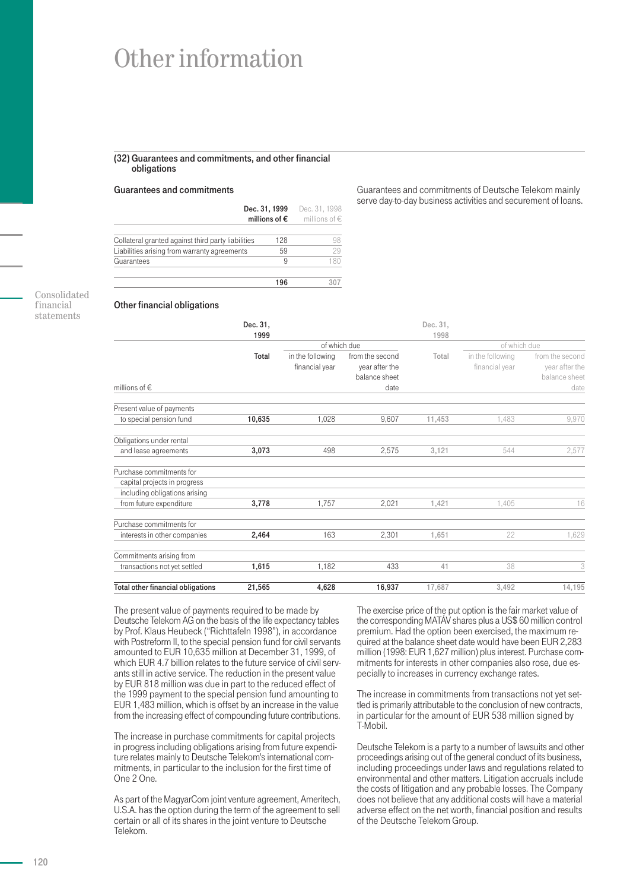# Other information

## (32) Guarantees and commitments, and other financial obligations

### Guarantees and commitments

| | Dec. 31, 1999 millions of € | Dec. 31, 1998 millions of € |
|---|---|---|
| Collateral granted against third party liabilities | 128 | 98 |
| Liabilities arising from warranty agreements | 59 | 29 |
| Guarantees | 9 | 180 |
| | **196** | 307 |

Guarantees and commitments of Deutsche Telekom mainly serve day-to-day business activities and securement of loans.

### Other financial obligations

| millions of € | Dec. 31, 1999 Total | Dec. 31, 1999 of which due in the following financial year | Dec. 31, 1999 of which due from the second year after the balance sheet date | Dec. 31, 1998 Total | Dec. 31, 1998 of which due in the following financial year | Dec. 31, 1998 of which due from the second year after the balance sheet date |
|---|---|---|---|---|---|---|
| Present value of payments to special pension fund | **10,635** | 1,028 | 9,607 | 11,453 | 1,483 | 9,970 |
| Obligations under rental and lease agreements | **3,073** | 498 | 2,575 | 3,121 | 544 | 2,577 |
| Purchase commitments for capital projects in progress including obligations arising from future expenditure | **3,778** | 1,757 | 2,021 | 1,421 | 1,405 | 16 |
| Purchase commitments for interests in other companies | **2,464** | 163 | 2,301 | 1,651 | 22 | 1,629 |
| Commitments arising from transactions not yet settled | **1,615** | 1,182 | 433 | 41 | 38 | 3 |
| **Total other financial obligations** | **21,565** | **4,628** | **16,937** | 17,687 | 3,492 | 14,195 |

The present value of payments required to be made by Deutsche Telekom AG on the basis of the life expectancy tables by Prof. Klaus Heubeck ("Richttafeln 1998"), in accordance with Postreform II, to the special pension fund for civil servants amounted to EUR 10,635 million at December 31, 1999, of which EUR 4.7 billion relates to the future service of civil servants still in active service. The reduction in the present value by EUR 818 million was due in part to the reduced effect of the 1999 payment to the special pension fund amounting to EUR 1,483 million, which is offset by an increase in the value from the increasing effect of compounding future contributions.

The increase in purchase commitments for capital projects in progress including obligations arising from future expenditure relates mainly to Deutsche Telekom's international commitments, in particular to the inclusion for the first time of One 2 One.

As part of the MagyarCom joint venture agreement, Ameritech, U.S.A. has the option during the term of the agreement to sell certain or all of its shares in the joint venture to Deutsche Telekom.

The exercise price of the put option is the fair market value of the corresponding MATÁV shares plus a US$ 60 million control premium. Had the option been exercised, the maximum required at the balance sheet date would have been EUR 2,283 million (1998: EUR 1,627 million) plus interest. Purchase commitments for interests in other companies also rose, due especially to increases in currency exchange rates.

The increase in commitments from transactions not yet settled is primarily attributable to the conclusion of new contracts, in particular for the amount of EUR 538 million signed by T-Mobil.

Deutsche Telekom is a party to a number of lawsuits and other proceedings arising out of the general conduct of its business, including proceedings under laws and regulations related to environmental and other matters. Litigation accruals include the costs of litigation and any probable losses. The Company does not believe that any additional costs will have a material adverse effect on the net worth, financial position and results of the Deutsche Telekom Group.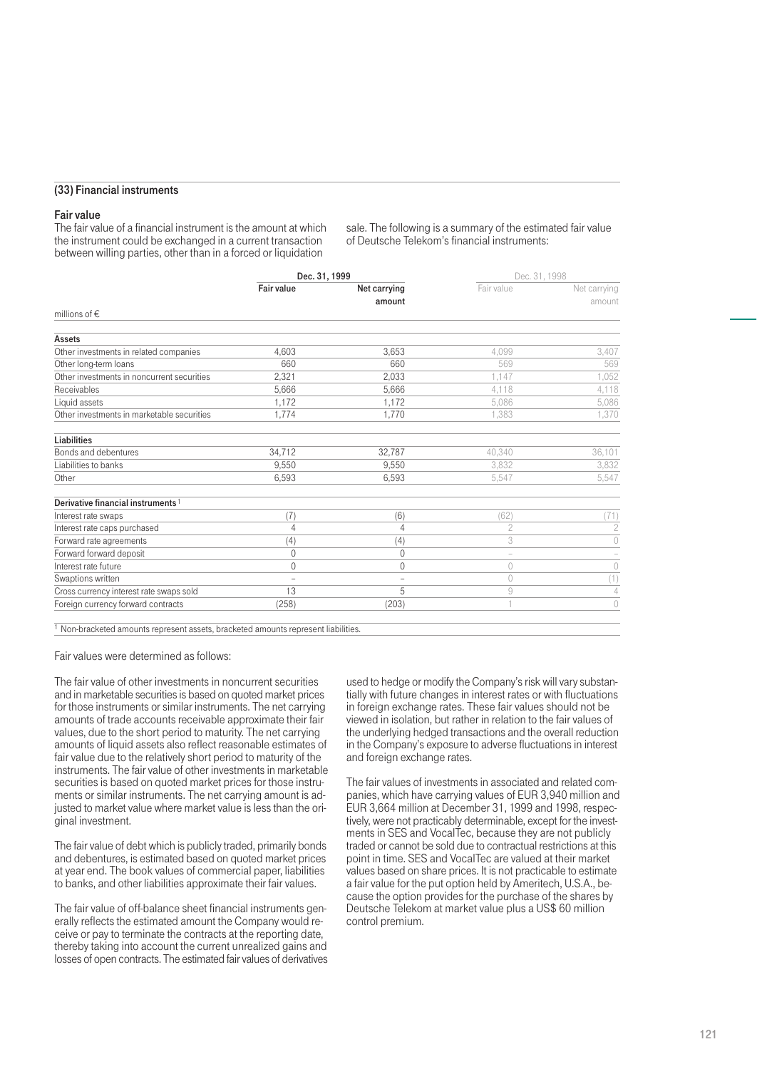## (33) Financial instruments

### Fair value

The fair value of a financial instrument is the amount at which the instrument could be exchanged in a current transaction between willing parties, other than in a forced or liquidation sale. The following is a summary of the estimated fair value of Deutsche Telekom's financial instruments:

| | Dec. 31, 1999 | | Dec. 31, 1998 | |
|---|---|---|---|---|
| millions of € | Fair value | Net carrying amount | Fair value | Net carrying amount |
| **Assets** | | | | |
| Other investments in related companies | 4,603 | 3,653 | 4,099 | 3,407 |
| Other long-term loans | 660 | 660 | 569 | 569 |
| Other investments in noncurrent securities | 2,321 | 2,033 | 1,147 | 1,052 |
| Receivables | 5,666 | 5,666 | 4,118 | 4,118 |
| Liquid assets | 1,172 | 1,172 | 5,086 | 5,086 |
| Other investments in marketable securities | 1,774 | 1,770 | 1,383 | 1,370 |
| **Liabilities** | | | | |
| Bonds and debentures | 34,712 | 32,787 | 40,340 | 36,101 |
| Liabilities to banks | 9,550 | 9,550 | 3,832 | 3,832 |
| Other | 6,593 | 6,593 | 5,547 | 5,547 |
| **Derivative financial instruments**[1] | | | | |
| Interest rate swaps | (7) | (6) | (62) | (71) |
| Interest rate caps purchased | 4 | 4 | 2 | 2 |
| Forward rate agreements | (4) | (4) | 3 | 0 |
| Forward forward deposit | 0 | 0 | – | – |
| Interest rate future | 0 | 0 | 0 | 0 |
| Swaptions written | – | – | 0 | (1) |
| Cross currency interest rate swaps sold | 13 | 5 | 9 | 4 |
| Foreign currency forward contracts | (258) | (203) | 1 | 0 |

[1] Non-bracketed amounts represent assets, bracketed amounts represent liabilities.

Fair values were determined as follows:

The fair value of other investments in noncurrent securities and in marketable securities is based on quoted market prices for those instruments or similar instruments. The net carrying amounts of trade accounts receivable approximate their fair values, due to the short period to maturity. The net carrying amounts of liquid assets also reflect reasonable estimates of fair value due to the relatively short period to maturity of the instruments. The fair value of other investments in marketable securities is based on quoted market prices for those instruments or similar instruments. The net carrying amount is adjusted to market value where market value is less than the original investment.

The fair value of debt which is publicly traded, primarily bonds and debentures, is estimated based on quoted market prices at year end. The book values of commercial paper, liabilities to banks, and other liabilities approximate their fair values.

The fair value of off-balance sheet financial instruments generally reflects the estimated amount the Company would receive or pay to terminate the contracts at the reporting date, thereby taking into account the current unrealized gains and losses of open contracts. The estimated fair values of derivatives used to hedge or modify the Company's risk will vary substantially with future changes in interest rates or with fluctuations in foreign exchange rates. These fair values should not be viewed in isolation, but rather in relation to the fair values of the underlying hedged transactions and the overall reduction in the Company's exposure to adverse fluctuations in interest and foreign exchange rates.

The fair values of investments in associated and related companies, which have carrying values of EUR 3,940 million and EUR 3,664 million at December 31, 1999 and 1998, respectively, were not practicably determinable, except for the investments in SES and VocalTec, because they are not publicly traded or cannot be sold due to contractual restrictions at this point in time. SES and VocalTec are valued at their market values based on share prices. It is not practicable to estimate a fair value for the put option held by Ameritech, U.S.A., because the option provides for the purchase of the shares by Deutsche Telekom at market value plus a US$ 60 million control premium.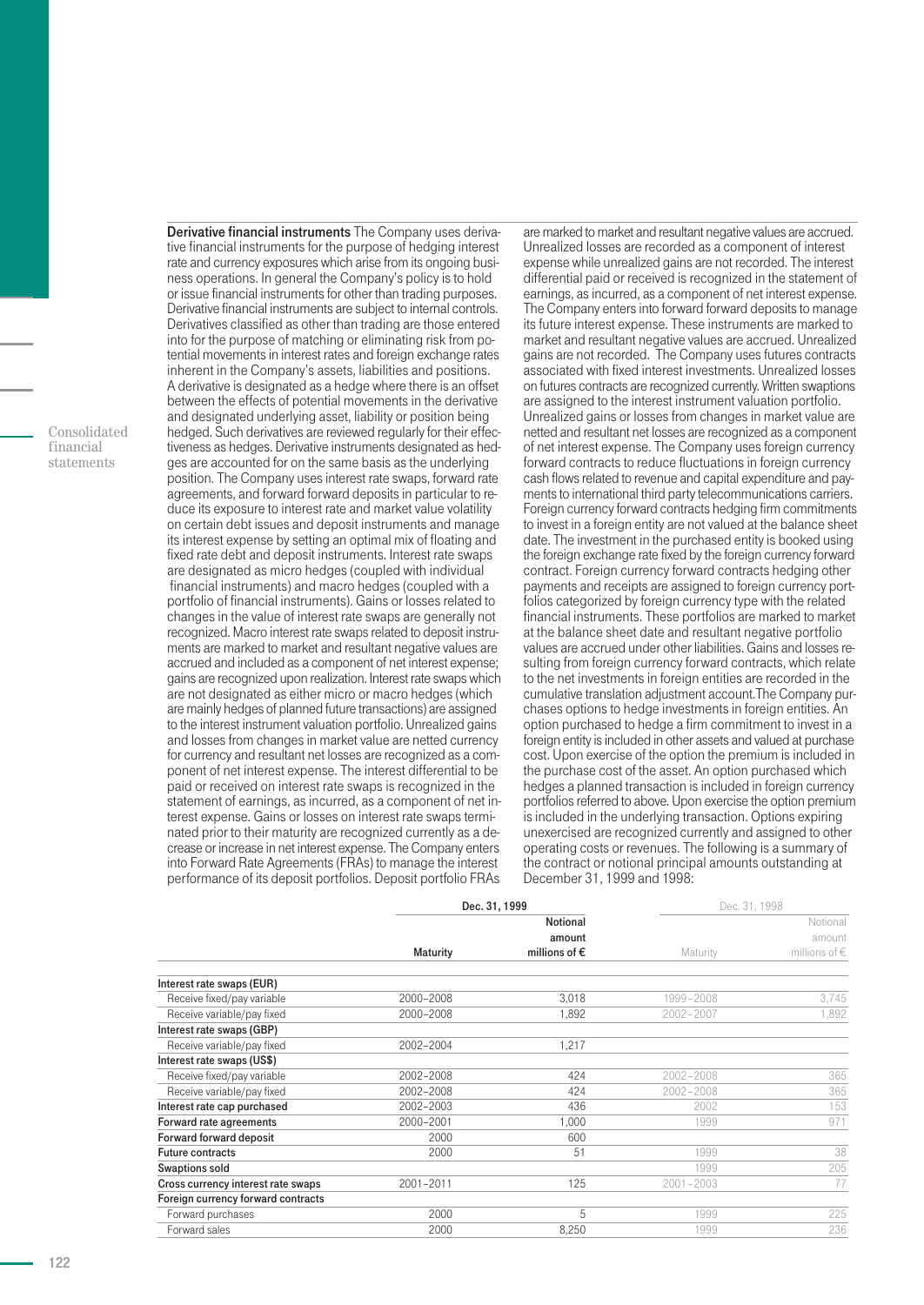**Derivative financial instruments** The Company uses derivative financial instruments for the purpose of hedging interest rate and currency exposures which arise from its ongoing business operations. In general the Company's policy is to hold or issue financial instruments for other than trading purposes. Derivative financial instruments are subject to internal controls. Derivatives classified as other than trading are those entered into for the purpose of matching or eliminating risk from potential movements in interest rates and foreign exchange rates inherent in the Company's assets, liabilities and positions. A derivative is designated as a hedge where there is an offset between the effects of potential movements in the derivative and designated underlying asset, liability or position being hedged. Such derivatives are reviewed regularly for their effectiveness as hedges. Derivative instruments designated as hedges are accounted for on the same basis as the underlying position. The Company uses interest rate swaps, forward rate agreements, and forward forward deposits in particular to reduce its exposure to interest rate and market value volatility on certain debt issues and deposit instruments and manage its interest expense by setting an optimal mix of floating and fixed rate debt and deposit instruments. Interest rate swaps are designated as micro hedges (coupled with individual financial instruments) and macro hedges (coupled with a portfolio of financial instruments). Gains or losses related to changes in the value of interest rate swaps are generally not recognized. Macro interest rate swaps related to deposit instruments are marked to market and resultant negative values are accrued and included as a component of net interest expense; gains are recognized upon realization. Interest rate swaps which are not designated as either micro or macro hedges (which are mainly hedges of planned future transactions) are assigned to the interest instrument valuation portfolio. Unrealized gains and losses from changes in market value are netted currency for currency and resultant net losses are recognized as a component of net interest expense. The interest differential to be paid or received on interest rate swaps is recognized in the statement of earnings, as incurred, as a component of net interest expense. Gains or losses on interest rate swaps terminated prior to their maturity are recognized currently as a decrease or increase in net interest expense. The Company enters into Forward Rate Agreements (FRAs) to manage the interest performance of its deposit portfolios. Deposit portfolio FRAs are marked to market and resultant negative values are accrued. Unrealized losses are recorded as a component of interest expense while unrealized gains are not recorded. The interest differential paid or received is recognized in the statement of earnings, as incurred, as a component of net interest expense. The Company enters into forward forward deposits to manage its future interest expense. These instruments are marked to market and resultant negative values are accrued. Unrealized gains are not recorded. The Company uses futures contracts associated with fixed interest investments. Unrealized losses on futures contracts are recognized currently. Written swaptions are assigned to the interest instrument valuation portfolio. Unrealized gains or losses from changes in market value are netted and resultant net losses are recognized as a component of net interest expense. The Company uses foreign currency forward contracts to reduce fluctuations in foreign currency cash flows related to revenue and capital expenditure and payments to international third party telecommunications carriers. Foreign currency forward contracts hedging firm commitments to invest in a foreign entity are not valued at the balance sheet date. The investment in the purchased entity is booked using the foreign exchange rate fixed by the foreign currency forward contract. Foreign currency forward contracts hedging other payments and receipts are assigned to foreign currency portfolios categorized by foreign currency type with the related financial instruments. These portfolios are marked to market at the balance sheet date and resultant negative portfolio values are accrued under other liabilities. Gains and losses resulting from foreign currency forward contracts, which relate to the net investments in foreign entities are recorded in the cumulative translation adjustment account. The Company purchases options to hedge investments in foreign entities. An option purchased to hedge a firm commitment to invest in a foreign entity is included in other assets and valued at purchase cost. Upon exercise of the option the premium is included in the purchase cost of the asset. An option purchased which hedges a planned transaction is included in foreign currency portfolios referred to above. Upon exercise the option premium is included in the underlying transaction. Options expiring unexercised are recognized currently and assigned to other operating costs or revenues. The following is a summary of the contract or notional principal amounts outstanding at December 31, 1999 and 1998:

| | Dec. 31, 1999 | | Dec. 31, 1998 | |
|---|---|---|---|---|
| | Maturity | Notional amount millions of € | Maturity | Notional amount millions of € |
| **Interest rate swaps (EUR)** | | | | |
| Receive fixed/pay variable | 2000–2008 | 3,018 | 1999–2008 | 3,745 |
| Receive variable/pay fixed | 2000–2008 | 1,892 | 2002–2007 | 1,892 |
| **Interest rate swaps (GBP)** | | | | |
| Receive variable/pay fixed | 2002–2004 | 1,217 | | |
| **Interest rate swaps (US$)** | | | | |
| Receive fixed/pay variable | 2002–2008 | 424 | 2002–2008 | 365 |
| Receive variable/pay fixed | 2002–2008 | 424 | 2002–2008 | 365 |
| **Interest rate cap purchased** | 2002–2003 | 436 | 2002 | 153 |
| **Forward rate agreements** | 2000–2001 | 1,000 | 1999 | 971 |
| **Forward forward deposit** | 2000 | 600 | | |
| **Future contracts** | 2000 | 51 | 1999 | 38 |
| **Swaptions sold** | | | 1999 | 205 |
| **Cross currency interest rate swaps** | 2001–2011 | 125 | 2001–2003 | 77 |
| **Foreign currency forward contracts** | | | | |
| Forward purchases | 2000 | 5 | 1999 | 225 |
| Forward sales | 2000 | 8,250 | 1999 | 236 |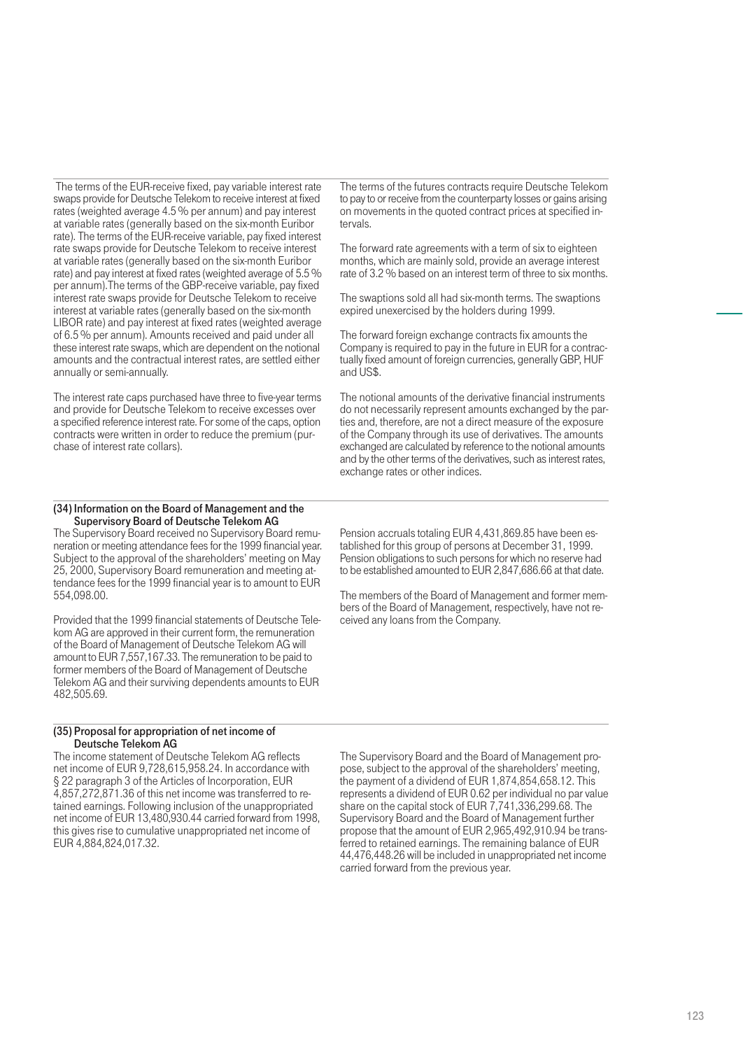The terms of the EUR-receive fixed, pay variable interest rate swaps provide for Deutsche Telekom to receive interest at fixed rates (weighted average 4.5 % per annum) and pay interest at variable rates (generally based on the six-month Euribor rate). The terms of the EUR-receive variable, pay fixed interest rate swaps provide for Deutsche Telekom to receive interest at variable rates (generally based on the six-month Euribor rate) and pay interest at fixed rates (weighted average of 5.5 % per annum).The terms of the GBP-receive variable, pay fixed interest rate swaps provide for Deutsche Telekom to receive interest at variable rates (generally based on the six-month LIBOR rate) and pay interest at fixed rates (weighted average of 6.5 % per annum). Amounts received and paid under all these interest rate swaps, which are dependent on the notional amounts and the contractual interest rates, are settled either annually or semi-annually.

The interest rate caps purchased have three to five-year terms and provide for Deutsche Telekom to receive excesses over a specified reference interest rate. For some of the caps, option contracts were written in order to reduce the premium (purchase of interest rate collars).

The terms of the futures contracts require Deutsche Telekom to pay to or receive from the counterparty losses or gains arising on movements in the quoted contract prices at specified intervals.

The forward rate agreements with a term of six to eighteen months, which are mainly sold, provide an average interest rate of 3.2 % based on an interest term of three to six months.

The swaptions sold all had six-month terms. The swaptions expired unexercised by the holders during 1999.

The forward foreign exchange contracts fix amounts the Company is required to pay in the future in EUR for a contractually fixed amount of foreign currencies, generally GBP, HUF and US$.

The notional amounts of the derivative financial instruments do not necessarily represent amounts exchanged by the parties and, therefore, are not a direct measure of the exposure of the Company through its use of derivatives. The amounts exchanged are calculated by reference to the notional amounts and by the other terms of the derivatives, such as interest rates, exchange rates or other indices.

### (34) Information on the Board of Management and the Supervisory Board of Deutsche Telekom AG

The Supervisory Board received no Supervisory Board remuneration or meeting attendance fees for the 1999 financial year. Subject to the approval of the shareholders' meeting on May 25, 2000, Supervisory Board remuneration and meeting attendance fees for the 1999 financial year is to amount to EUR 554,098.00.

Provided that the 1999 financial statements of Deutsche Telekom AG are approved in their current form, the remuneration of the Board of Management of Deutsche Telekom AG will amount to EUR 7,557,167.33. The remuneration to be paid to former members of the Board of Management of Deutsche Telekom AG and their surviving dependents amounts to EUR 482,505.69.

Pension accruals totaling EUR 4,431,869.85 have been established for this group of persons at December 31, 1999. Pension obligations to such persons for which no reserve had to be established amounted to EUR 2,847,686.66 at that date.

The members of the Board of Management and former members of the Board of Management, respectively, have not received any loans from the Company.

### (35) Proposal for appropriation of net income of Deutsche Telekom AG

The income statement of Deutsche Telekom AG reflects net income of EUR 9,728,615,958.24. In accordance with § 22 paragraph 3 of the Articles of Incorporation, EUR 4,857,272,871.36 of this net income was transferred to retained earnings. Following inclusion of the unappropriated net income of EUR 13,480,930.44 carried forward from 1998, this gives rise to cumulative unappropriated net income of EUR 4,884,824,017.32.

The Supervisory Board and the Board of Management propose, subject to the approval of the shareholders' meeting, the payment of a dividend of EUR 1,874,854,658.12. This represents a dividend of EUR 0.62 per individual no par value share on the capital stock of EUR 7,741,336,299.68. The Supervisory Board and the Board of Management further propose that the amount of EUR 2,965,492,910.94 be transferred to retained earnings. The remaining balance of EUR 44,476,448.26 will be included in unappropriated net income carried forward from the previous year.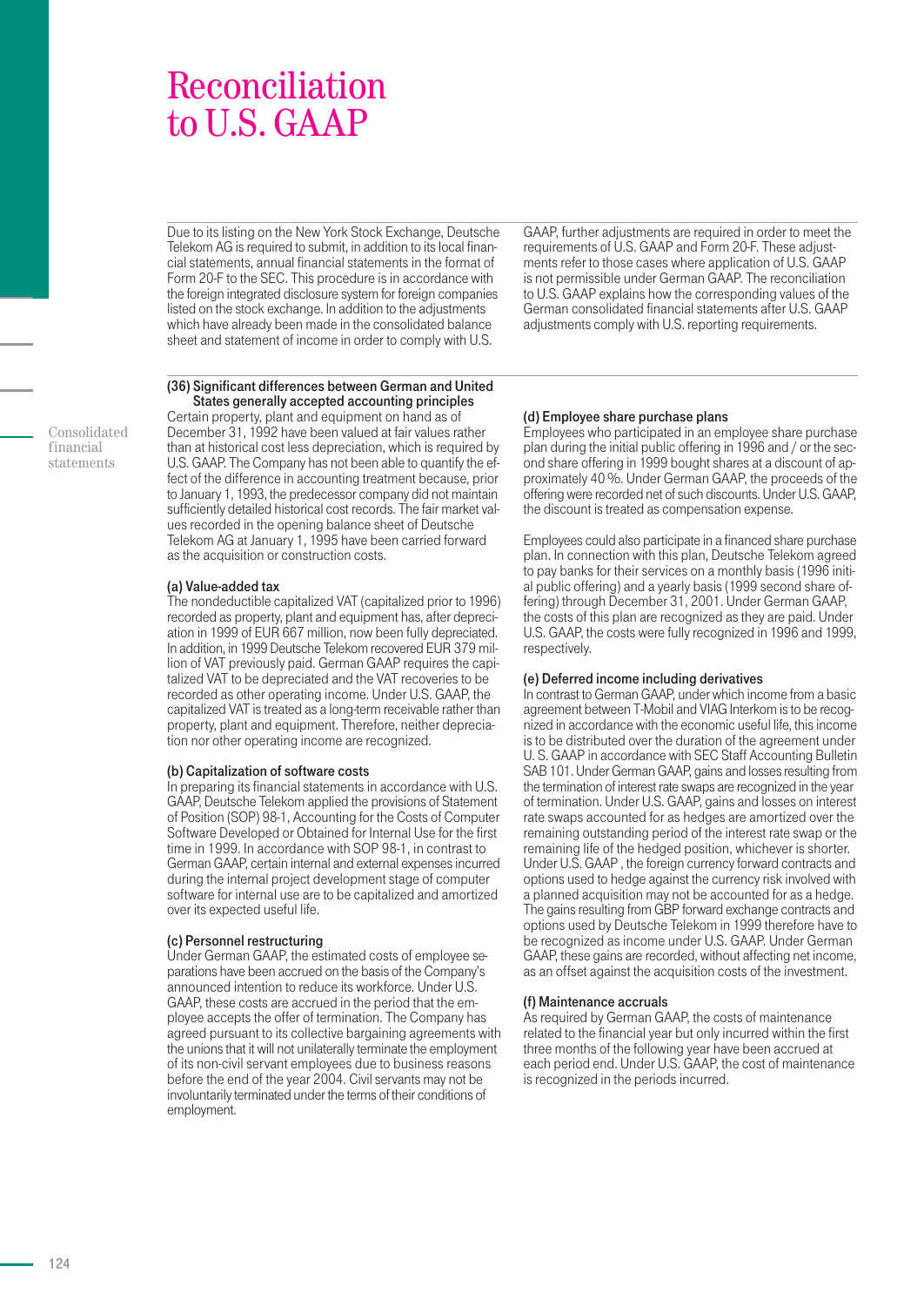# Reconciliation to U.S. GAAP

Due to its listing on the New York Stock Exchange, Deutsche Telekom AG is required to submit, in addition to its local financial statements, annual financial statements in the format of Form 20-F to the SEC. This procedure is in accordance with the foreign integrated disclosure system for foreign companies listed on the stock exchange. In addition to the adjustments which have already been made in the consolidated balance sheet and statement of income in order to comply with U.S. GAAP, further adjustments are required in order to meet the requirements of U.S. GAAP and Form 20-F. These adjustments refer to those cases where application of U.S. GAAP is not permissible under German GAAP. The reconciliation to U.S. GAAP explains how the corresponding values of the German consolidated financial statements after U.S. GAAP adjustments comply with U.S. reporting requirements.

## (36) Significant differences between German and United States generally accepted accounting principles

Certain property, plant and equipment on hand as of December 31, 1992 have been valued at fair values rather than at historical cost less depreciation, which is required by U.S. GAAP. The Company has not been able to quantify the effect of the difference in accounting treatment because, prior to January 1, 1993, the predecessor company did not maintain sufficiently detailed historical cost records. The fair market values recorded in the opening balance sheet of Deutsche Telekom AG at January 1, 1995 have been carried forward as the acquisition or construction costs.

### (a) Value-added tax

The nondeductible capitalized VAT (capitalized prior to 1996) recorded as property, plant and equipment has, after depreciation in 1999 of EUR 667 million, now been fully depreciated. In addition, in 1999 Deutsche Telekom recovered EUR 379 million of VAT previously paid. German GAAP requires the capitalized VAT to be depreciated and the VAT recoveries to be recorded as other operating income. Under U.S. GAAP, the capitalized VAT is treated as a long-term receivable rather than property, plant and equipment. Therefore, neither depreciation nor other operating income are recognized.

### (b) Capitalization of software costs

In preparing its financial statements in accordance with U.S. GAAP, Deutsche Telekom applied the provisions of Statement of Position (SOP) 98-1, Accounting for the Costs of Computer Software Developed or Obtained for Internal Use for the first time in 1999. In accordance with SOP 98-1, in contrast to German GAAP, certain internal and external expenses incurred during the internal project development stage of computer software for internal use are to be capitalized and amortized over its expected useful life.

### (c) Personnel restructuring

Under German GAAP, the estimated costs of employee separations have been accrued on the basis of the Company's announced intention to reduce its workforce. Under U.S. GAAP, these costs are accrued in the period that the employee accepts the offer of termination. The Company has agreed pursuant to its collective bargaining agreements with the unions that it will not unilaterally terminate the employment of its non-civil servant employees due to business reasons before the end of the year 2004. Civil servants may not be involuntarily terminated under the terms of their conditions of employment.

### (d) Employee share purchase plans

Employees who participated in an employee share purchase plan during the initial public offering in 1996 and / or the second share offering in 1999 bought shares at a discount of approximately 40 %. Under German GAAP, the proceeds of the offering were recorded net of such discounts. Under U.S. GAAP, the discount is treated as compensation expense.

Employees could also participate in a financed share purchase plan. In connection with this plan, Deutsche Telekom agreed to pay banks for their services on a monthly basis (1996 initial public offering) and a yearly basis (1999 second share offering) through December 31, 2001. Under German GAAP, the costs of this plan are recognized as they are paid. Under U.S. GAAP, the costs were fully recognized in 1996 and 1999, respectively.

### (e) Deferred income including derivatives

In contrast to German GAAP, under which income from a basic agreement between T-Mobil and VIAG Interkom is to be recognized in accordance with the economic useful life, this income is to be distributed over the duration of the agreement under U. S. GAAP in accordance with SEC Staff Accounting Bulletin SAB 101. Under German GAAP, gains and losses resulting from the termination of interest rate swaps are recognized in the year of termination. Under U.S. GAAP, gains and losses on interest rate swaps accounted for as hedges are amortized over the remaining outstanding period of the interest rate swap or the remaining life of the hedged position, whichever is shorter. Under U.S. GAAP , the foreign currency forward contracts and options used to hedge against the currency risk involved with a planned acquisition may not be accounted for as a hedge. The gains resulting from GBP forward exchange contracts and options used by Deutsche Telekom in 1999 therefore have to be recognized as income under U.S. GAAP. Under German GAAP, these gains are recorded, without affecting net income, as an offset against the acquisition costs of the investment.

### (f) Maintenance accruals

As required by German GAAP, the costs of maintenance related to the financial year but only incurred within the first three months of the following year have been accrued at each period end. Under U.S. GAAP, the cost of maintenance is recognized in the periods incurred.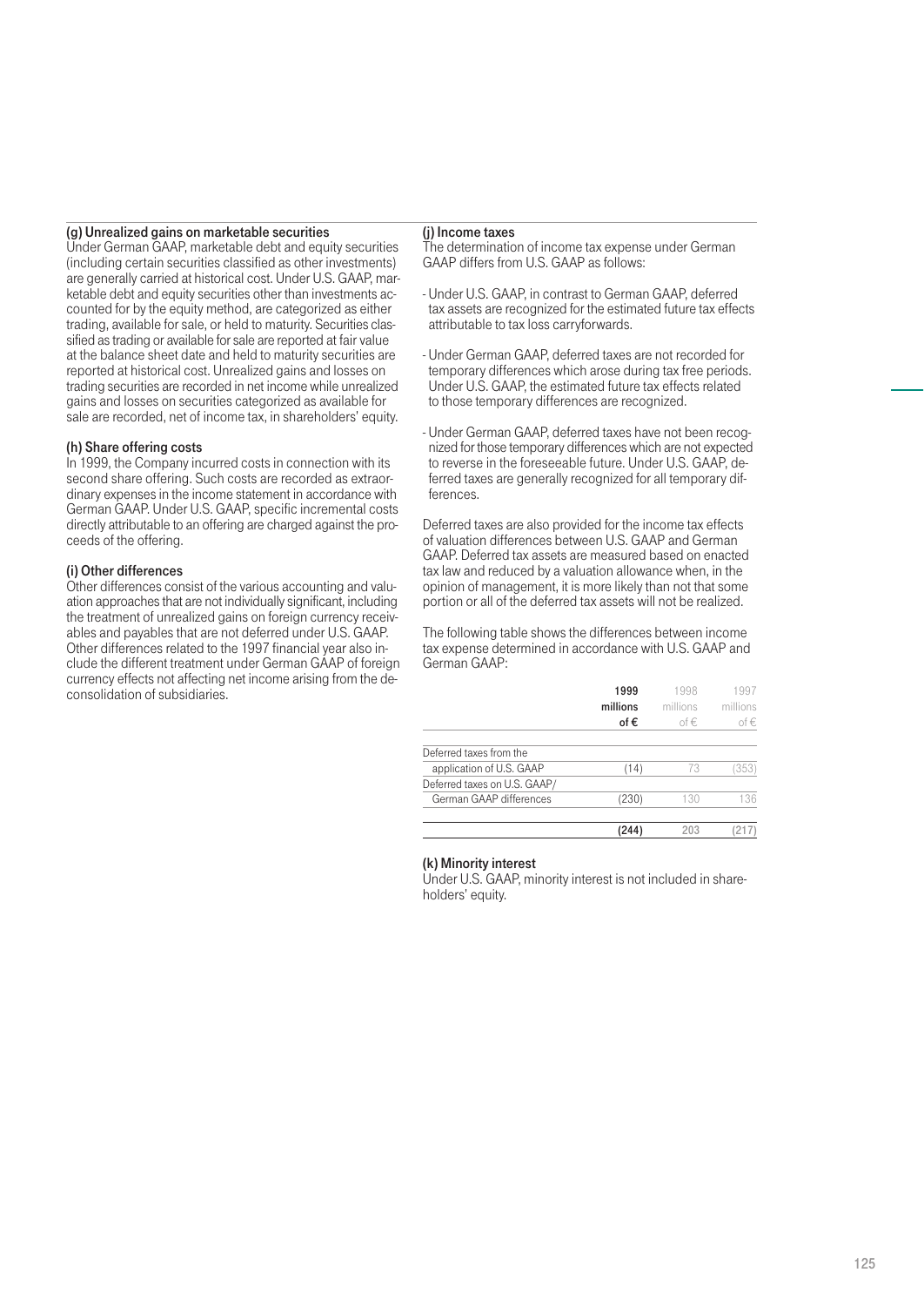### (g) Unrealized gains on marketable securities

Under German GAAP, marketable debt and equity securities (including certain securities classified as other investments) are generally carried at historical cost. Under U.S. GAAP, marketable debt and equity securities other than investments accounted for by the equity method, are categorized as either trading, available for sale, or held to maturity. Securities classified as trading or available for sale are reported at fair value at the balance sheet date and held to maturity securities are reported at historical cost. Unrealized gains and losses on trading securities are recorded in net income while unrealized gains and losses on securities categorized as available for sale are recorded, net of income tax, in shareholders' equity.

### (h) Share offering costs

In 1999, the Company incurred costs in connection with its second share offering. Such costs are recorded as extraordinary expenses in the income statement in accordance with German GAAP. Under U.S. GAAP, specific incremental costs directly attributable to an offering are charged against the proceeds of the offering.

### (i) Other differences

Other differences consist of the various accounting and valuation approaches that are not individually significant, including the treatment of unrealized gains on foreign currency receivables and payables that are not deferred under U.S. GAAP. Other differences related to the 1997 financial year also include the different treatment under German GAAP of foreign currency effects not affecting net income arising from the deconsolidation of subsidiaries.

### (j) Income taxes

The determination of income tax expense under German GAAP differs from U.S. GAAP as follows:

- Under U.S. GAAP, in contrast to German GAAP, deferred tax assets are recognized for the estimated future tax effects attributable to tax loss carryforwards.
- Under German GAAP, deferred taxes are not recorded for temporary differences which arose during tax free periods. Under U.S. GAAP, the estimated future tax effects related to those temporary differences are recognized.
- Under German GAAP, deferred taxes have not been recognized for those temporary differences which are not expected to reverse in the foreseeable future. Under U.S. GAAP, deferred taxes are generally recognized for all temporary differences.

Deferred taxes are also provided for the income tax effects of valuation differences between U.S. GAAP and German GAAP. Deferred tax assets are measured based on enacted tax law and reduced by a valuation allowance when, in the opinion of management, it is more likely than not that some portion or all of the deferred tax assets will not be realized.

The following table shows the differences between income tax expense determined in accordance with U.S. GAAP and German GAAP:

| | 1999 millions of € | 1998 millions of € | 1997 millions of € |
|---|---|---|---|
| Deferred taxes from the application of U.S. GAAP | (14) | 73 | (353) |
| Deferred taxes on U.S. GAAP/ German GAAP differences | (230) | 130 | 136 |
| | **(244)** | 203 | (217) |

### (k) Minority interest

Under U.S. GAAP, minority interest is not included in shareholders' equity.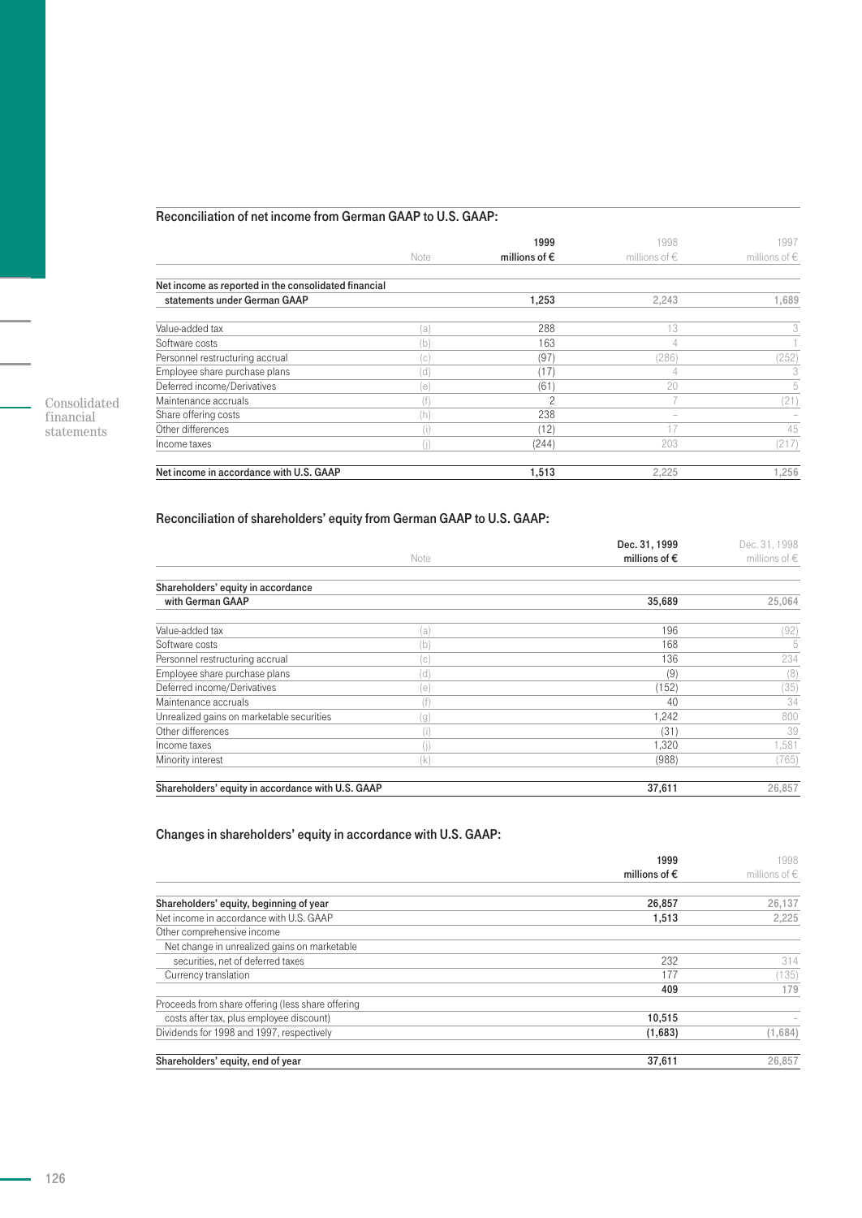### Reconciliation of net income from German GAAP to U.S. GAAP:

| | Note | 1999 millions of € | 1998 millions of € | 1997 millions of € |
|---|---|---|---|---|
| **Net income as reported in the consolidated financial statements under German GAAP** | | **1,253** | 2,243 | 1,689 |
| Value-added tax | (a) | 288 | 13 | 3 |
| Software costs | (b) | 163 | 4 | 1 |
| Personnel restructuring accrual | (c) | (97) | (286) | (252) |
| Employee share purchase plans | (d) | (17) | 4 | 3 |
| Deferred income/Derivatives | (e) | (61) | 20 | 5 |
| Maintenance accruals | (f) | 2 | 7 | (21) |
| Share offering costs | (h) | 238 | – | – |
| Other differences | (i) | (12) | 17 | 45 |
| Income taxes | (j) | (244) | 203 | (217) |
| **Net income in accordance with U.S. GAAP** | | **1,513** | 2,225 | 1,256 |

### Reconciliation of shareholders' equity from German GAAP to U.S. GAAP:

| | Note | Dec. 31, 1999 millions of € | Dec. 31, 1998 millions of € |
|---|---|---|---|
| **Shareholders' equity in accordance with German GAAP** | | **35,689** | 25,064 |
| Value-added tax | (a) | 196 | (92) |
| Software costs | (b) | 168 | 5 |
| Personnel restructuring accrual | (c) | 136 | 234 |
| Employee share purchase plans | (d) | (9) | (8) |
| Deferred income/Derivatives | (e) | (152) | (35) |
| Maintenance accruals | (f) | 40 | 34 |
| Unrealized gains on marketable securities | (g) | 1,242 | 800 |
| Other differences | (i) | (31) | 39 |
| Income taxes | (j) | 1,320 | 1,581 |
| Minority interest | (k) | (988) | (765) |
| **Shareholders' equity in accordance with U.S. GAAP** | | **37,611** | 26,857 |

### Changes in shareholders' equity in accordance with U.S. GAAP:

| | 1999 millions of € | 1998 millions of € |
|---|---|---|
| **Shareholders' equity, beginning of year** | **26,857** | 26,137 |
| Net income in accordance with U.S. GAAP | **1,513** | 2,225 |
| Other comprehensive income | | |
| Net change in unrealized gains on marketable securities, net of deferred taxes | 232 | 314 |
| Currency translation | 177 | (135) |
| | **409** | 179 |
| Proceeds from share offering (less share offering costs after tax, plus employee discount) | **10,515** | – |
| Dividends for 1998 and 1997, respectively | **(1,683)** | (1,684) |
| **Shareholders' equity, end of year** | **37,611** | 26,857 |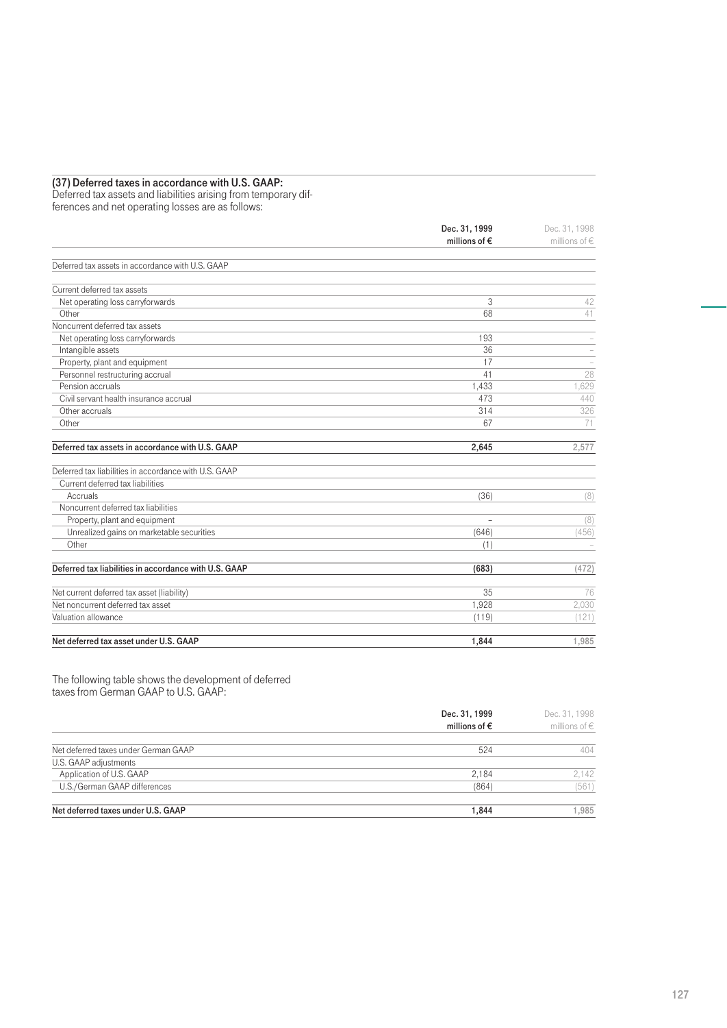### (37) Deferred taxes in accordance with U.S. GAAP:

Deferred tax assets and liabilities arising from temporary differences and net operating losses are as follows:

| | Dec. 31, 1999 millions of € | Dec. 31, 1998 millions of € |
|---|---|---|
| Deferred tax assets in accordance with U.S. GAAP | | |
| Current deferred tax assets | | |
| Net operating loss carryforwards | 3 | 42 |
| Other | 68 | 41 |
| Noncurrent deferred tax assets | | |
| Net operating loss carryforwards | 193 | – |
| Intangible assets | 36 | – |
| Property, plant and equipment | 17 | – |
| Personnel restructuring accrual | 41 | 28 |
| Pension accruals | 1,433 | 1,629 |
| Civil servant health insurance accrual | 473 | 440 |
| Other accruals | 314 | 326 |
| Other | 67 | 71 |
| **Deferred tax assets in accordance with U.S. GAAP** | **2,645** | 2,577 |
| Deferred tax liabilities in accordance with U.S. GAAP | | |
| Current deferred tax liabilities | | |
| Accruals | (36) | (8) |
| Noncurrent deferred tax liabilities | | |
| Property, plant and equipment | – | (8) |
| Unrealized gains on marketable securities | (646) | (456) |
| Other | (1) | – |
| **Deferred tax liabilities in accordance with U.S. GAAP** | **(683)** | (472) |
| Net current deferred tax asset (liability) | 35 | 76 |
| Net noncurrent deferred tax asset | 1,928 | 2,030 |
| Valuation allowance | (119) | (121) |
| **Net deferred tax asset under U.S. GAAP** | **1,844** | 1,985 |

The following table shows the development of deferred taxes from German GAAP to U.S. GAAP:

| | Dec. 31, 1999 millions of € | Dec. 31, 1998 millions of € |
|---|---|---|
| Net deferred taxes under German GAAP | 524 | 404 |
| U.S. GAAP adjustments | | |
| Application of U.S. GAAP | 2,184 | 2,142 |
| U.S./German GAAP differences | (864) | (561) |
| **Net deferred taxes under U.S. GAAP** | **1,844** | 1,985 |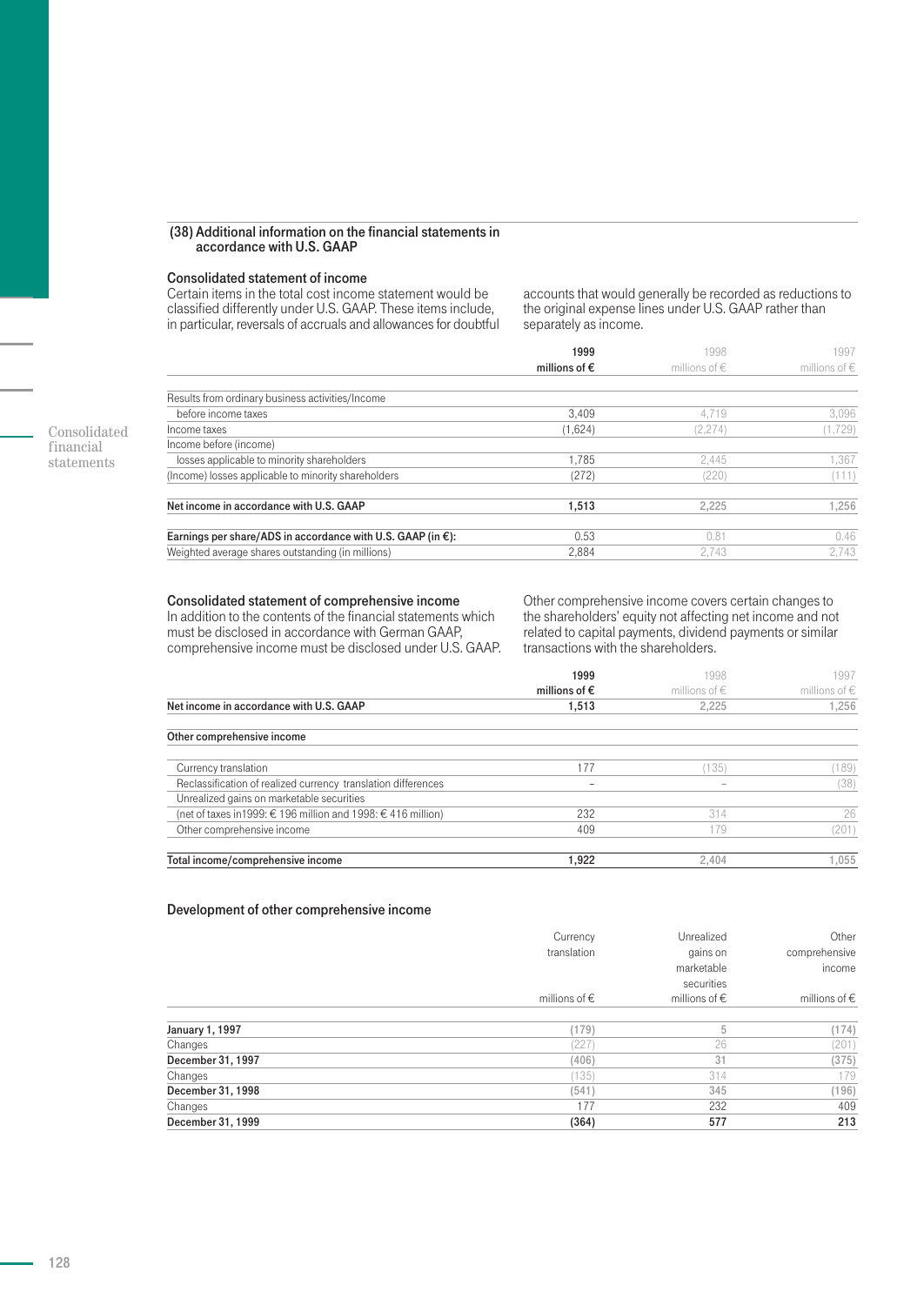### (38) Additional information on the financial statements in accordance with U.S. GAAP

#### Consolidated statement of income

Certain items in the total cost income statement would be classified differently under U.S. GAAP. These items include, in particular, reversals of accruals and allowances for doubtful accounts that would generally be recorded as reductions to the original expense lines under U.S. GAAP rather than separately as income.

| | 1999 millions of € | 1998 millions of € | 1997 millions of € |
|---|---|---|---|
| Results from ordinary business activities/Income before income taxes | 3,409 | 4,719 | 3,096 |
| Income taxes | (1,624) | (2,274) | (1,729) |
| Income before (income) losses applicable to minority shareholders | 1,785 | 2,445 | 1,367 |
| (Income) losses applicable to minority shareholders | (272) | (220) | (111) |
| **Net income in accordance with U.S. GAAP** | **1,513** | 2,225 | 1,256 |
| **Earnings per share/ADS in accordance with U.S. GAAP (in €):** | 0.53 | 0.81 | 0.46 |
| Weighted average shares outstanding (in millions) | 2,884 | 2,743 | 2,743 |

#### Consolidated statement of comprehensive income

In addition to the contents of the financial statements which must be disclosed in accordance with German GAAP, comprehensive income must be disclosed under U.S. GAAP. Other comprehensive income covers certain changes to the shareholders' equity not affecting net income and not related to capital payments, dividend payments or similar transactions with the shareholders.

| | 1999 millions of € | 1998 millions of € | 1997 millions of € |
|---|---|---|---|
| **Net income in accordance with U.S. GAAP** | **1,513** | 2,225 | 1,256 |
| **Other comprehensive income** | | | |
| Currency translation | 177 | (135) | (189) |
| Reclassification of realized currency translation differences | – | – | (38) |
| Unrealized gains on marketable securities (net of taxes in 1999: € 196 million and 1998: € 416 million) | 232 | 314 | 26 |
| Other comprehensive income | 409 | 179 | (201) |
| **Total income/comprehensive income** | **1,922** | 2,404 | 1,055 |

#### Development of other comprehensive income

| | Currency translation millions of € | Unrealized gains on marketable securities millions of € | Other comprehensive income millions of € |
|---|---|---|---|
| **January 1, 1997** | (179) | 5 | (174) |
| Changes | (227) | 26 | (201) |
| **December 31, 1997** | (406) | 31 | (375) |
| Changes | (135) | 314 | 179 |
| **December 31, 1998** | (541) | 345 | (196) |
| Changes | 177 | 232 | 409 |
| **December 31, 1999** | **(364)** | **577** | **213** |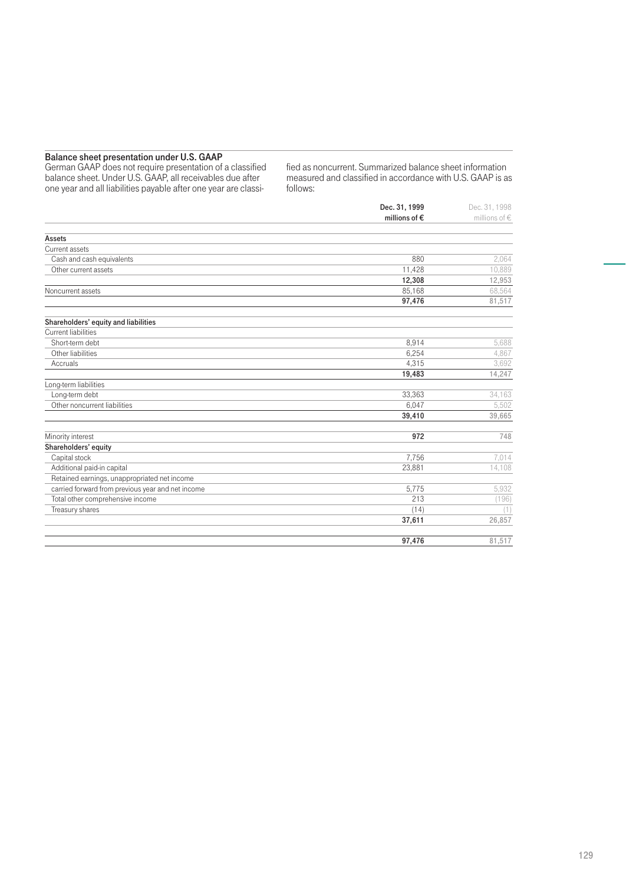### Balance sheet presentation under U.S. GAAP

German GAAP does not require presentation of a classified balance sheet. Under U.S. GAAP, all receivables due after one year and all liabilities payable after one year are classified as noncurrent. Summarized balance sheet information measured and classified in accordance with U.S. GAAP is as follows:

| | Dec. 31, 1999 millions of € | Dec. 31, 1998 millions of € |
|---|---|---|
| **Assets** | | |
| Current assets | | |
| Cash and cash equivalents | 880 | 2,064 |
| Other current assets | 11,428 | 10,889 |
| | **12,308** | **12,953** |
| Noncurrent assets | 85,168 | 68,564 |
| | **97,476** | **81,517** |
| **Shareholders' equity and liabilities** | | |
| Current liabilities | | |
| Short-term debt | 8,914 | 5,688 |
| Other liabilities | 6,254 | 4,867 |
| Accruals | 4,315 | 3,692 |
| | **19,483** | **14,247** |
| Long-term liabilities | | |
| Long-term debt | 33,363 | 34,163 |
| Other noncurrent liabilities | 6,047 | 5,502 |
| | **39,410** | **39,665** |
| Minority interest | **972** | **748** |
| **Shareholders' equity** | | |
| Capital stock | 7,756 | 7,014 |
| Additional paid-in capital | 23,881 | 14,108 |
| Retained earnings, unappropriated net income carried forward from previous year and net income | 5,775 | 5,932 |
| Total other comprehensive income | 213 | (196) |
| Treasury shares | (14) | (1) |
| | **37,611** | **26,857** |
| | **97,476** | **81,517** |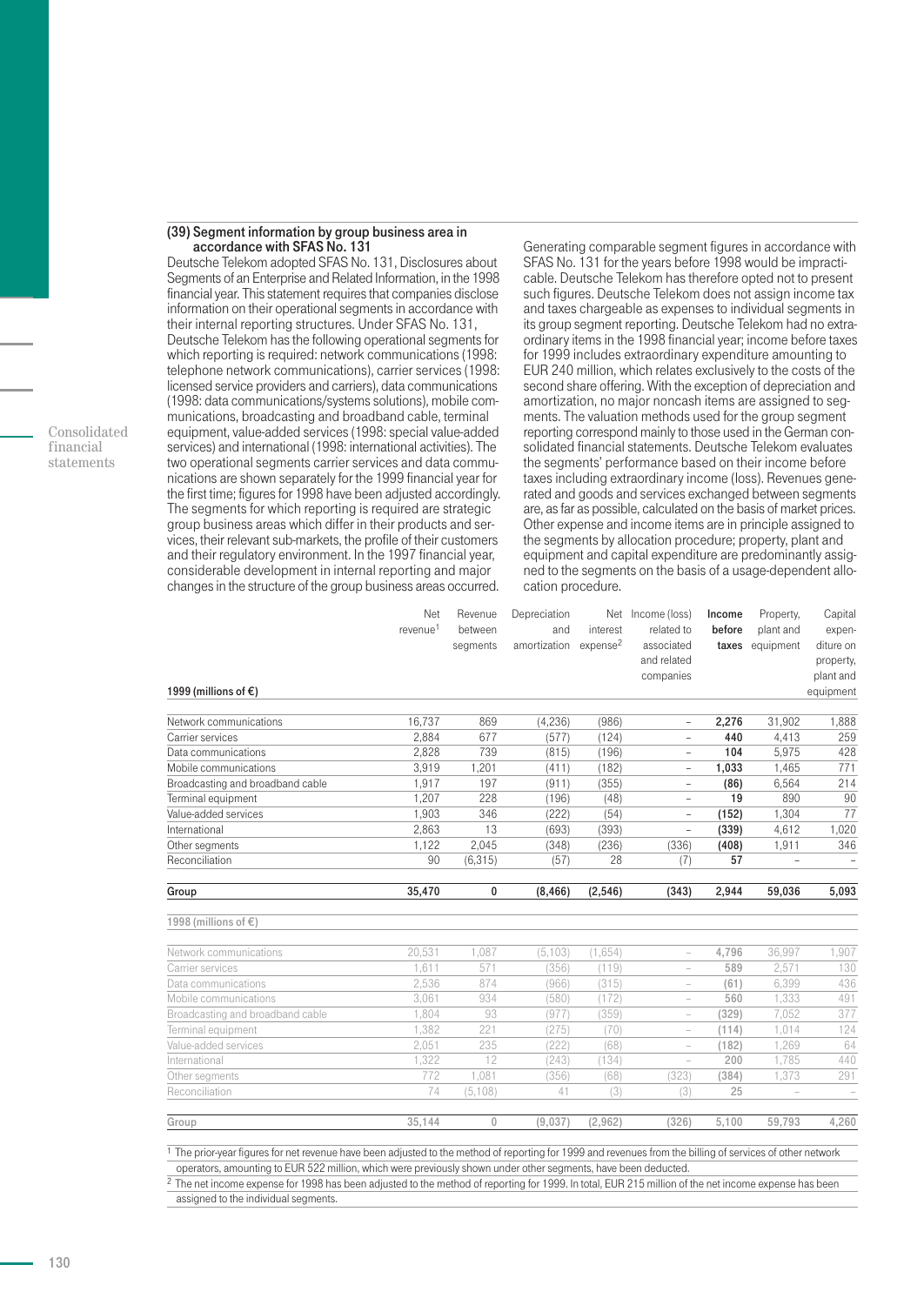### (39) Segment information by group business area in accordance with SFAS No. 131

Deutsche Telekom adopted SFAS No. 131, Disclosures about Segments of an Enterprise and Related Information, in the 1998 financial year. This statement requires that companies disclose information on their operational segments in accordance with their internal reporting structures. Under SFAS No. 131, Deutsche Telekom has the following operational segments for which reporting is required: network communications (1998: telephone network communications), carrier services (1998: licensed service providers and carriers), data communications (1998: data communications/systems solutions), mobile communications, broadcasting and broadband cable, terminal equipment, value-added services (1998: special value-added services) and international (1998: international activities). The two operational segments carrier services and data communications are shown separately for the 1999 financial year for the first time; figures for 1998 have been adjusted accordingly. The segments for which reporting is required are strategic group business areas which differ in their products and services, their relevant sub-markets, the profile of their customers and their regulatory environment. In the 1997 financial year, considerable development in internal reporting and major changes in the structure of the group business areas occurred.

Generating comparable segment figures in accordance with SFAS No. 131 for the years before 1998 would be impracticable. Deutsche Telekom has therefore opted not to present such figures. Deutsche Telekom does not assign income tax and taxes chargeable as expenses to individual segments in its group segment reporting. Deutsche Telekom had no extraordinary items in the 1998 financial year; income before taxes for 1999 includes extraordinary expenditure amounting to EUR 240 million, which relates exclusively to the costs of the second share offering. With the exception of depreciation and amortization, no major noncash items are assigned to segments. The valuation methods used for the group segment reporting correspond mainly to those used in the German consolidated financial statements. Deutsche Telekom evaluates the segments' performance based on their income before taxes including extraordinary income (loss). Revenues generated and goods and services exchanged between segments are, as far as possible, calculated on the basis of market prices. Other expense and income items are in principle assigned to the segments by allocation procedure; property, plant and equipment and capital expenditure are predominantly assigned to the segments on the basis of a usage-dependent allocation procedure.

| 1999 (millions of €) | Net revenue[1] | Revenue between segments | Depreciation and amortization | Net interest expense[2] | Income (loss) related to associated and related companies | **Income before taxes** | Property, plant and equipment | Capital expenditure on property, plant and equipment |
|---|---|---|---|---|---|---|---|---|
| Network communications | 16,737 | 869 | (4,236) | (986) | – | **2,276** | 31,902 | 1,888 |
| Carrier services | 2,884 | 677 | (577) | (124) | – | **440** | 4,413 | 259 |
| Data communications | 2,828 | 739 | (815) | (196) | – | **104** | 5,975 | 428 |
| Mobile communications | 3,919 | 1,201 | (411) | (182) | – | **1,033** | 1,465 | 771 |
| Broadcasting and broadband cable | 1,917 | 197 | (911) | (355) | – | **(86)** | 6,564 | 214 |
| Terminal equipment | 1,207 | 228 | (196) | (48) | – | **19** | 890 | 90 |
| Value-added services | 1,903 | 346 | (222) | (54) | – | **(152)** | 1,304 | 77 |
| International | 2,863 | 13 | (693) | (393) | – | **(339)** | 4,612 | 1,020 |
| Other segments | 1,122 | 2,045 | (348) | (236) | (336) | **(408)** | 1,911 | 346 |
| Reconciliation | 90 | (6,315) | (57) | 28 | (7) | **57** | – | – |
| **Group** | **35,470** | **0** | **(8,466)** | **(2,546)** | **(343)** | **2,944** | **59,036** | **5,093** |
| **1998 (millions of €)** | | | | | | | | |
| Network communications | 20,531 | 1,087 | (5,103) | (1,654) | – | **4,796** | 36,997 | 1,907 |
| Carrier services | 1,611 | 571 | (356) | (119) | – | **589** | 2,571 | 130 |
| Data communications | 2,536 | 874 | (966) | (315) | – | **(61)** | 6,399 | 436 |
| Mobile communications | 3,061 | 934 | (580) | (172) | – | **560** | 1,333 | 491 |
| Broadcasting and broadband cable | 1,804 | 93 | (977) | (359) | – | **(329)** | 7,052 | 377 |
| Terminal equipment | 1,382 | 221 | (275) | (70) | – | **(114)** | 1,014 | 124 |
| Value-added services | 2,051 | 235 | (222) | (68) | – | **(182)** | 1,269 | 64 |
| International | 1,322 | 12 | (243) | (134) | – | **200** | 1,785 | 440 |
| Other segments | 772 | 1,081 | (356) | (68) | (323) | **(384)** | 1,373 | 291 |
| Reconciliation | 74 | (5,108) | 41 | (3) | (3) | **25** | – | – |
| **Group** | **35,144** | **0** | **(9,037)** | **(2,962)** | **(326)** | **5,100** | **59,793** | **4,260** |

[1] The prior-year figures for net revenue have been adjusted to the method of reporting for 1999 and revenues from the billing of services of other network operators, amounting to EUR 522 million, which were previously shown under other segments, have been deducted.

[2] The net income expense for 1998 has been adjusted to the method of reporting for 1999. In total, EUR 215 million of the net income expense has been assigned to the individual segments.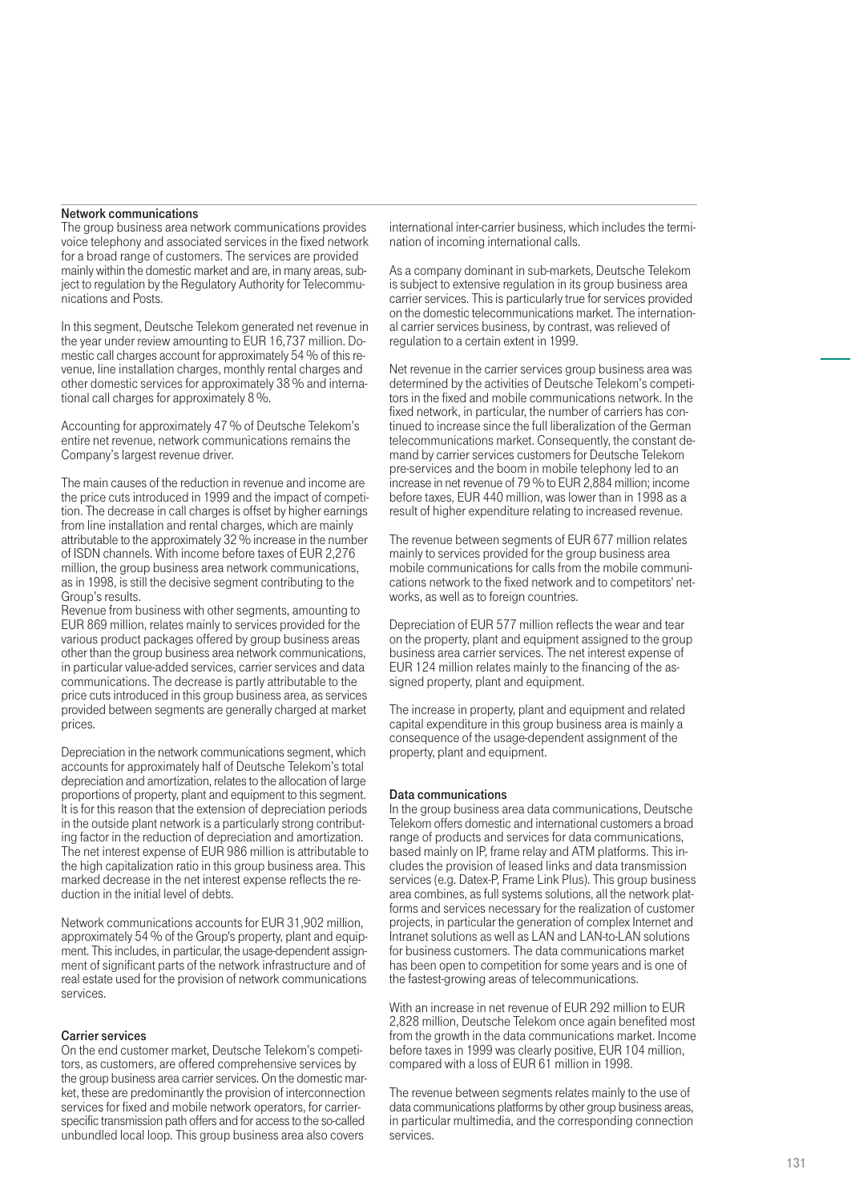### Network communications

The group business area network communications provides voice telephony and associated services in the fixed network for a broad range of customers. The services are provided mainly within the domestic market and are, in many areas, subject to regulation by the Regulatory Authority for Telecommunications and Posts.

In this segment, Deutsche Telekom generated net revenue in the year under review amounting to EUR 16,737 million. Domestic call charges account for approximately 54 % of this revenue, line installation charges, monthly rental charges and other domestic services for approximately 38 % and international call charges for approximately 8 %.

Accounting for approximately 47 % of Deutsche Telekom's entire net revenue, network communications remains the Company's largest revenue driver.

The main causes of the reduction in revenue and income are the price cuts introduced in 1999 and the impact of competition. The decrease in call charges is offset by higher earnings from line installation and rental charges, which are mainly attributable to the approximately 32 % increase in the number of ISDN channels. With income before taxes of EUR 2,276 million, the group business area network communications, as in 1998, is still the decisive segment contributing to the Group's results.

Revenue from business with other segments, amounting to EUR 869 million, relates mainly to services provided for the various product packages offered by group business areas other than the group business area network communications, in particular value-added services, carrier services and data communications. The decrease is partly attributable to the price cuts introduced in this group business area, as services provided between segments are generally charged at market prices.

Depreciation in the network communications segment, which accounts for approximately half of Deutsche Telekom's total depreciation and amortization, relates to the allocation of large proportions of property, plant and equipment to this segment. It is for this reason that the extension of depreciation periods in the outside plant network is a particularly strong contributing factor in the reduction of depreciation and amortization. The net interest expense of EUR 986 million is attributable to the high capitalization ratio in this group business area. This marked decrease in the net interest expense reflects the reduction in the initial level of debts.

Network communications accounts for EUR 31,902 million, approximately 54 % of the Group's property, plant and equipment. This includes, in particular, the usage-dependent assignment of significant parts of the network infrastructure and of real estate used for the provision of network communications services.

### Carrier services

On the end customer market, Deutsche Telekom's competitors, as customers, are offered comprehensive services by the group business area carrier services. On the domestic market, these are predominantly the provision of interconnection services for fixed and mobile network operators, for carrier-specific transmission path offers and for access to the so-called unbundled local loop. This group business area also covers international inter-carrier business, which includes the termination of incoming international calls.

As a company dominant in sub-markets, Deutsche Telekom is subject to extensive regulation in its group business area carrier services. This is particularly true for services provided on the domestic telecommunications market. The international carrier services business, by contrast, was relieved of regulation to a certain extent in 1999.

Net revenue in the carrier services group business area was determined by the activities of Deutsche Telekom's competitors in the fixed and mobile communications network. In the fixed network, in particular, the number of carriers has continued to increase since the full liberalization of the German telecommunications market. Consequently, the constant demand by carrier services customers for Deutsche Telekom pre-services and the boom in mobile telephony led to an increase in net revenue of 79 % to EUR 2,884 million; income before taxes, EUR 440 million, was lower than in 1998 as a result of higher expenditure relating to increased revenue.

The revenue between segments of EUR 677 million relates mainly to services provided for the group business area mobile communications for calls from the mobile communications network to the fixed network and to competitors' networks, as well as to foreign countries.

Depreciation of EUR 577 million reflects the wear and tear on the property, plant and equipment assigned to the group business area carrier services. The net interest expense of EUR 124 million relates mainly to the financing of the assigned property, plant and equipment.

The increase in property, plant and equipment and related capital expenditure in this group business area is mainly a consequence of the usage-dependent assignment of the property, plant and equipment.

### Data communications

In the group business area data communications, Deutsche Telekom offers domestic and international customers a broad range of products and services for data communications, based mainly on IP, frame relay and ATM platforms. This includes the provision of leased links and data transmission services (e.g. Datex-P, Frame Link Plus). This group business area combines, as full systems solutions, all the network platforms and services necessary for the realization of customer projects, in particular the generation of complex Internet and Intranet solutions as well as LAN and LAN-to-LAN solutions for business customers. The data communications market has been open to competition for some years and is one of the fastest-growing areas of telecommunications.

With an increase in net revenue of EUR 292 million to EUR 2,828 million, Deutsche Telekom once again benefited most from the growth in the data communications market. Income before taxes in 1999 was clearly positive, EUR 104 million, compared with a loss of EUR 61 million in 1998.

The revenue between segments relates mainly to the use of data communications platforms by other group business areas, in particular multimedia, and the corresponding connection services.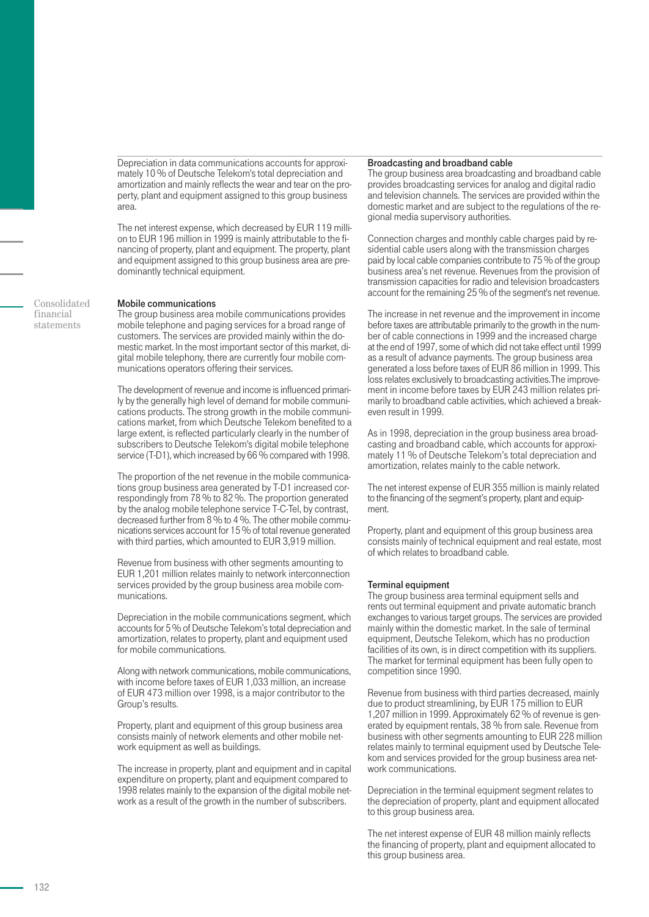Depreciation in data communications accounts for approximately 10 % of Deutsche Telekom's total depreciation and amortization and mainly reflects the wear and tear on the property, plant and equipment assigned to this group business area.

The net interest expense, which decreased by EUR 119 million to EUR 196 million in 1999 is mainly attributable to the financing of property, plant and equipment. The property, plant and equipment assigned to this group business area are predominantly technical equipment.

**Mobile communications**

The group business area mobile communications provides mobile telephone and paging services for a broad range of customers. The services are provided mainly within the domestic market. In the most important sector of this market, digital mobile telephony, there are currently four mobile communications operators offering their services.

The development of revenue and income is influenced primarily by the generally high level of demand for mobile communications products. The strong growth in the mobile communications market, from which Deutsche Telekom benefited to a large extent, is reflected particularly clearly in the number of subscribers to Deutsche Telekom's digital mobile telephone service (T-D1), which increased by 66 % compared with 1998.

The proportion of the net revenue in the mobile communications group business area generated by T-D1 increased correspondingly from 78 % to 82 %. The proportion generated by the analog mobile telephone service T-C-Tel, by contrast, decreased further from 8 % to 4 %. The other mobile communications services account for 15 % of total revenue generated with third parties, which amounted to EUR 3,919 million.

Revenue from business with other segments amounting to EUR 1,201 million relates mainly to network interconnection services provided by the group business area mobile communications.

Depreciation in the mobile communications segment, which accounts for 5 % of Deutsche Telekom's total depreciation and amortization, relates to property, plant and equipment used for mobile communications.

Along with network communications, mobile communications, with income before taxes of EUR 1,033 million, an increase of EUR 473 million over 1998, is a major contributor to the Group's results.

Property, plant and equipment of this group business area consists mainly of network elements and other mobile network equipment as well as buildings.

The increase in property, plant and equipment and in capital expenditure on property, plant and equipment compared to 1998 relates mainly to the expansion of the digital mobile network as a result of the growth in the number of subscribers.

**Broadcasting and broadband cable**

The group business area broadcasting and broadband cable provides broadcasting services for analog and digital radio and television channels. The services are provided within the domestic market and are subject to the regulations of the regional media supervisory authorities.

Connection charges and monthly cable charges paid by residential cable users along with the transmission charges paid by local cable companies contribute to 75 % of the group business area's net revenue. Revenues from the provision of transmission capacities for radio and television broadcasters account for the remaining 25 % of the segment's net revenue.

The increase in net revenue and the improvement in income before taxes are attributable primarily to the growth in the number of cable connections in 1999 and the increased charge at the end of 1997, some of which did not take effect until 1999 as a result of advance payments. The group business area generated a loss before taxes of EUR 86 million in 1999. This loss relates exclusively to broadcasting activities. The improvement in income before taxes by EUR 243 million relates primarily to broadband cable activities, which achieved a break-even result in 1999.

As in 1998, depreciation in the group business area broadcasting and broadband cable, which accounts for approximately 11 % of Deutsche Telekom's total depreciation and amortization, relates mainly to the cable network.

The net interest expense of EUR 355 million is mainly related to the financing of the segment's property, plant and equipment.

Property, plant and equipment of this group business area consists mainly of technical equipment and real estate, most of which relates to broadband cable.

**Terminal equipment**

The group business area terminal equipment sells and rents out terminal equipment and private automatic branch exchanges to various target groups. The services are provided mainly within the domestic market. In the sale of terminal equipment, Deutsche Telekom, which has no production facilities of its own, is in direct competition with its suppliers. The market for terminal equipment has been fully open to competition since 1990.

Revenue from business with third parties decreased, mainly due to product streamlining, by EUR 175 million to EUR 1,207 million in 1999. Approximately 62 % of revenue is generated by equipment rentals, 38 % from sale. Revenue from business with other segments amounting to EUR 228 million relates mainly to terminal equipment used by Deutsche Telekom and services provided for the group business area network communications.

Depreciation in the terminal equipment segment relates to the depreciation of property, plant and equipment allocated to this group business area.

The net interest expense of EUR 48 million mainly reflects the financing of property, plant and equipment allocated to this group business area.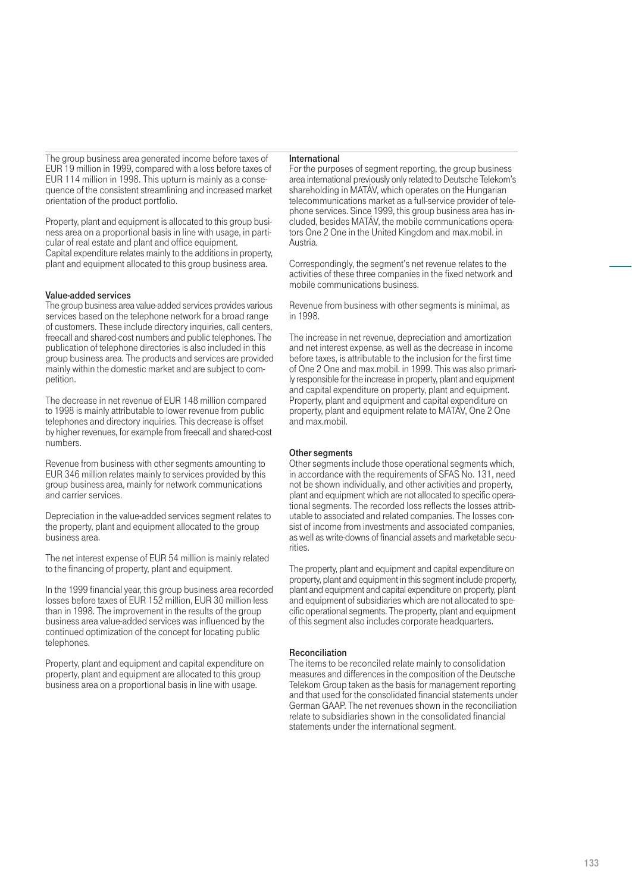The group business area generated income before taxes of EUR 19 million in 1999, compared with a loss before taxes of EUR 114 million in 1998. This upturn is mainly as a consequence of the consistent streamlining and increased market orientation of the product portfolio.

Property, plant and equipment is allocated to this group business area on a proportional basis in line with usage, in particular of real estate and plant and office equipment. Capital expenditure relates mainly to the additions in property, plant and equipment allocated to this group business area.

### Value-added services

The group business area value-added services provides various services based on the telephone network for a broad range of customers. These include directory inquiries, call centers, freecall and shared-cost numbers and public telephones. The publication of telephone directories is also included in this group business area. The products and services are provided mainly within the domestic market and are subject to competition.

The decrease in net revenue of EUR 148 million compared to 1998 is mainly attributable to lower revenue from public telephones and directory inquiries. This decrease is offset by higher revenues, for example from freecall and shared-cost numbers.

Revenue from business with other segments amounting to EUR 346 million relates mainly to services provided by this group business area, mainly for network communications and carrier services.

Depreciation in the value-added services segment relates to the property, plant and equipment allocated to the group business area.

The net interest expense of EUR 54 million is mainly related to the financing of property, plant and equipment.

In the 1999 financial year, this group business area recorded losses before taxes of EUR 152 million, EUR 30 million less than in 1998. The improvement in the results of the group business area value-added services was influenced by the continued optimization of the concept for locating public telephones.

Property, plant and equipment and capital expenditure on property, plant and equipment are allocated to this group business area on a proportional basis in line with usage.

### International

For the purposes of segment reporting, the group business area international previously only related to Deutsche Telekom's shareholding in MATÁV, which operates on the Hungarian telecommunications market as a full-service provider of telephone services. Since 1999, this group business area has included, besides MATÁV, the mobile communications operators One 2 One in the United Kingdom and max.mobil. in Austria.

Correspondingly, the segment's net revenue relates to the activities of these three companies in the fixed network and mobile communications business.

Revenue from business with other segments is minimal, as in 1998.

The increase in net revenue, depreciation and amortization and net interest expense, as well as the decrease in income before taxes, is attributable to the inclusion for the first time of One 2 One and max.mobil. in 1999. This was also primarily responsible for the increase in property, plant and equipment and capital expenditure on property, plant and equipment. Property, plant and equipment and capital expenditure on property, plant and equipment relate to MATÁV, One 2 One and max.mobil.

### Other segments

Other segments include those operational segments which, in accordance with the requirements of SFAS No. 131, need not be shown individually, and other activities and property, plant and equipment which are not allocated to specific operational segments. The recorded loss reflects the losses attributable to associated and related companies. The losses consist of income from investments and associated companies, as well as write-downs of financial assets and marketable securities.

The property, plant and equipment and capital expenditure on property, plant and equipment in this segment include property, plant and equipment and capital expenditure on property, plant and equipment of subsidiaries which are not allocated to specific operational segments. The property, plant and equipment of this segment also includes corporate headquarters.

### Reconciliation

The items to be reconciled relate mainly to consolidation measures and differences in the composition of the Deutsche Telekom Group taken as the basis for management reporting and that used for the consolidated financial statements under German GAAP. The net revenues shown in the reconciliation relate to subsidiaries shown in the consolidated financial statements under the international segment.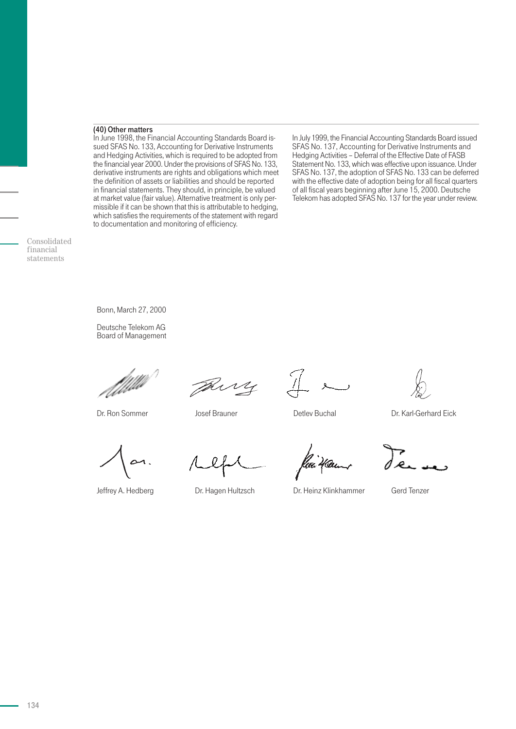### (40) Other matters

In June 1998, the Financial Accounting Standards Board issued SFAS No. 133, Accounting for Derivative Instruments and Hedging Activities, which is required to be adopted from the financial year 2000. Under the provisions of SFAS No. 133, derivative instruments are rights and obligations which meet the definition of assets or liabilities and should be reported in financial statements. They should, in principle, be valued at market value (fair value). Alternative treatment is only permissible if it can be shown that this is attributable to hedging, which satisfies the requirements of the statement with regard to documentation and monitoring of efficiency.

In July 1999, the Financial Accounting Standards Board issued SFAS No. 137, Accounting for Derivative Instruments and Hedging Activities – Deferral of the Effective Date of FASB Statement No. 133, which was effective upon issuance. Under SFAS No. 137, the adoption of SFAS No. 133 can be deferred with the effective date of adoption being for all fiscal quarters of all fiscal years beginning after June 15, 2000. Deutsche Telekom has adopted SFAS No. 137 for the year under review.

Bonn, March 27, 2000

Deutsche Telekom AG
Board of Management

| | | | |
|---|---|---|---|
| Dr. Ron Sommer | Josef Brauner | Detlev Buchal | Dr. Karl-Gerhard Eick |
| Jeffrey A. Hedberg | Dr. Hagen Hultzsch | Dr. Heinz Klinkhammer | Gerd Tenzer |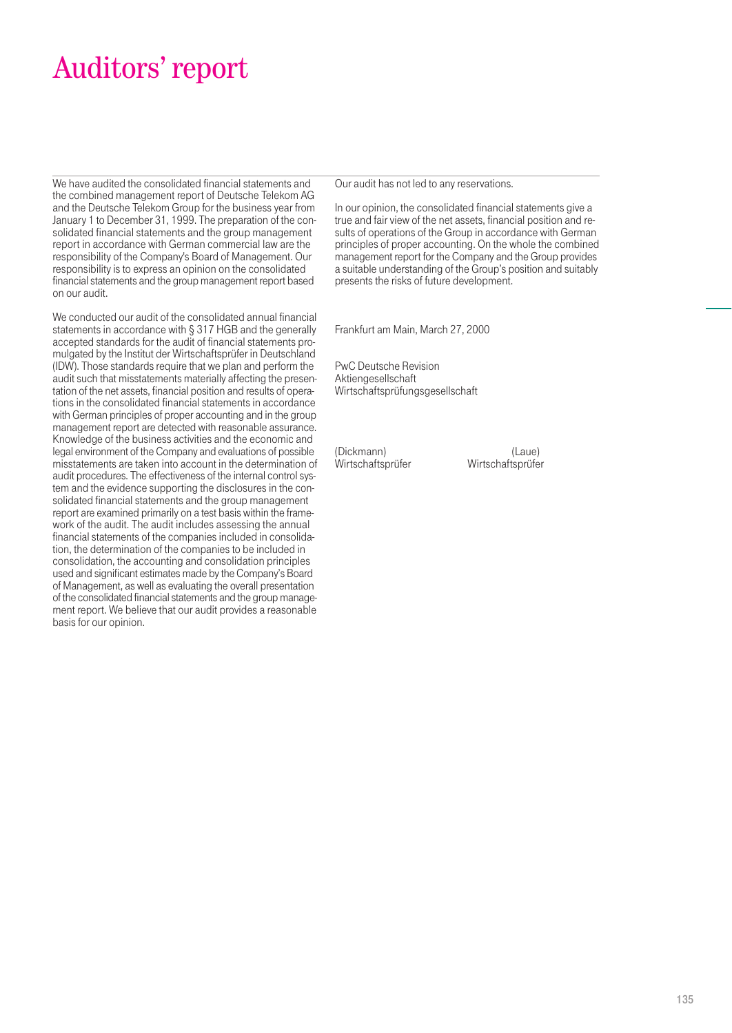# Auditors' report

We have audited the consolidated financial statements and the combined management report of Deutsche Telekom AG and the Deutsche Telekom Group for the business year from January 1 to December 31, 1999. The preparation of the consolidated financial statements and the group management report in accordance with German commercial law are the responsibility of the Company's Board of Management. Our responsibility is to express an opinion on the consolidated financial statements and the group management report based on our audit.

We conducted our audit of the consolidated annual financial statements in accordance with § 317 HGB and the generally accepted standards for the audit of financial statements promulgated by the Institut der Wirtschaftsprüfer in Deutschland (IDW). Those standards require that we plan and perform the audit such that misstatements materially affecting the presentation of the net assets, financial position and results of operations in the consolidated financial statements in accordance with German principles of proper accounting and in the group management report are detected with reasonable assurance. Knowledge of the business activities and the economic and legal environment of the Company and evaluations of possible misstatements are taken into account in the determination of audit procedures. The effectiveness of the internal control system and the evidence supporting the disclosures in the consolidated financial statements and the group management report are examined primarily on a test basis within the framework of the audit. The audit includes assessing the annual financial statements of the companies included in consolidation, the determination of the companies to be included in consolidation, the accounting and consolidation principles used and significant estimates made by the Company's Board of Management, as well as evaluating the overall presentation of the consolidated financial statements and the group management report. We believe that our audit provides a reasonable basis for our opinion.

Our audit has not led to any reservations.

In our opinion, the consolidated financial statements give a true and fair view of the net assets, financial position and results of operations of the Group in accordance with German principles of proper accounting. On the whole the combined management report for the Company and the Group provides a suitable understanding of the Group's position and suitably presents the risks of future development.

Frankfurt am Main, March 27, 2000

PwC Deutsche Revision
Aktiengesellschaft
Wirtschaftsprüfungsgesellschaft

(Dickmann)
Wirtschaftsprüfer

(Laue)
Wirtschaftsprüfer